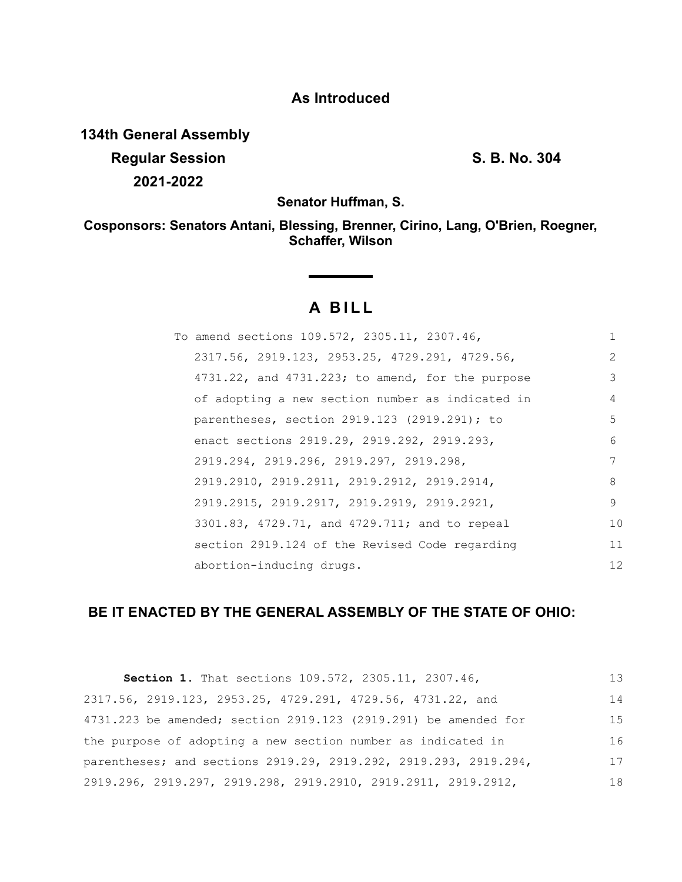**As Introduced**

**134th General Assembly**
**Regular Session** **S. B. No. 304**
**2021-2022**

**Senator Huffman, S.**

**Cosponsors: Senators Antani, Blessing, Brenner, Cirino, Lang, O'Brien, Roegner, Schaffer, Wilson**

# A BILL

To amend sections 109.572, 2305.11, 2307.46, 2317.56, 2919.123, 2953.25, 4729.291, 4729.56, 4731.22, and 4731.223; to amend, for the purpose of adopting a new section number as indicated in parentheses, section 2919.123 (2919.291); to enact sections 2919.29, 2919.292, 2919.293, 2919.294, 2919.296, 2919.297, 2919.298, 2919.2910, 2919.2911, 2919.2912, 2919.2914, 2919.2915, 2919.2917, 2919.2919, 2919.2921, 3301.83, 4729.71, and 4729.711; and to repeal section 2919.124 of the Revised Code regarding abortion-inducing drugs.

**BE IT ENACTED BY THE GENERAL ASSEMBLY OF THE STATE OF OHIO:**

**Section 1.** That sections 109.572, 2305.11, 2307.46, 2317.56, 2919.123, 2953.25, 4729.291, 4729.56, 4731.22, and 4731.223 be amended; section 2919.123 (2919.291) be amended for the purpose of adopting a new section number as indicated in parentheses; and sections 2919.29, 2919.292, 2919.293, 2919.294, 2919.296, 2919.297, 2919.298, 2919.2910, 2919.2911, 2919.2912,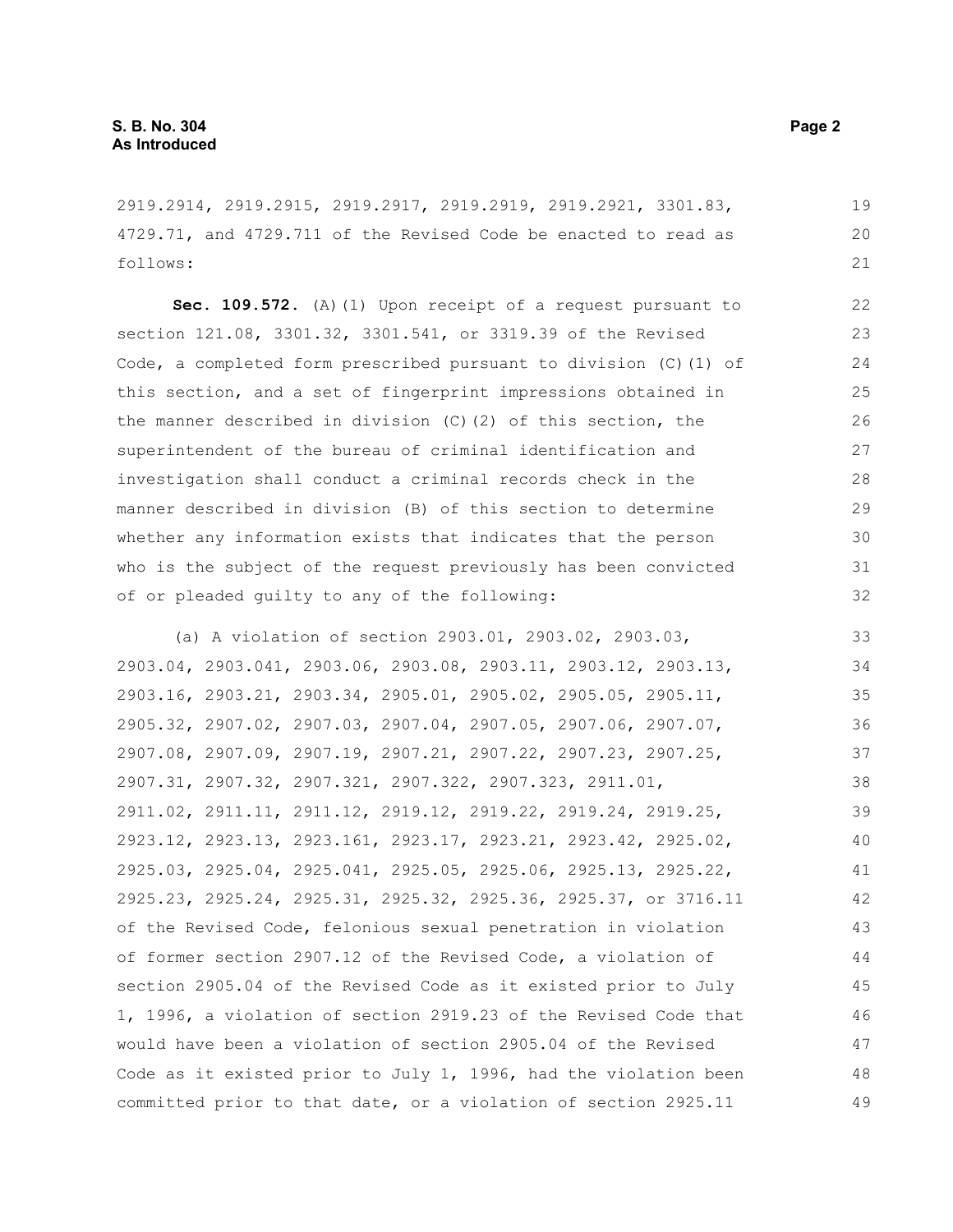2919.2914, 2919.2915, 2919.2917, 2919.2919, 2919.2921, 3301.83, 4729.71, and 4729.711 of the Revised Code be enacted to read as follows:

**Sec. 109.572.** (A)(1) Upon receipt of a request pursuant to section 121.08, 3301.32, 3301.541, or 3319.39 of the Revised Code, a completed form prescribed pursuant to division (C)(1) of this section, and a set of fingerprint impressions obtained in the manner described in division (C)(2) of this section, the superintendent of the bureau of criminal identification and investigation shall conduct a criminal records check in the manner described in division (B) of this section to determine whether any information exists that indicates that the person who is the subject of the request previously has been convicted of or pleaded guilty to any of the following:

(a) A violation of section 2903.01, 2903.02, 2903.03, 2903.04, 2903.041, 2903.06, 2903.08, 2903.11, 2903.12, 2903.13, 2903.16, 2903.21, 2903.34, 2905.01, 2905.02, 2905.05, 2905.11, 2905.32, 2907.02, 2907.03, 2907.04, 2907.05, 2907.06, 2907.07, 2907.08, 2907.09, 2907.19, 2907.21, 2907.22, 2907.23, 2907.25, 2907.31, 2907.32, 2907.321, 2907.322, 2907.323, 2911.01, 2911.02, 2911.11, 2911.12, 2919.12, 2919.22, 2919.24, 2919.25, 2923.12, 2923.13, 2923.161, 2923.17, 2923.21, 2923.42, 2925.02, 2925.03, 2925.04, 2925.041, 2925.05, 2925.06, 2925.13, 2925.22, 2925.23, 2925.24, 2925.31, 2925.32, 2925.36, 2925.37, or 3716.11 of the Revised Code, felonious sexual penetration in violation of former section 2907.12 of the Revised Code, a violation of section 2905.04 of the Revised Code as it existed prior to July 1, 1996, a violation of section 2919.23 of the Revised Code that would have been a violation of section 2905.04 of the Revised Code as it existed prior to July 1, 1996, had the violation been committed prior to that date, or a violation of section 2925.11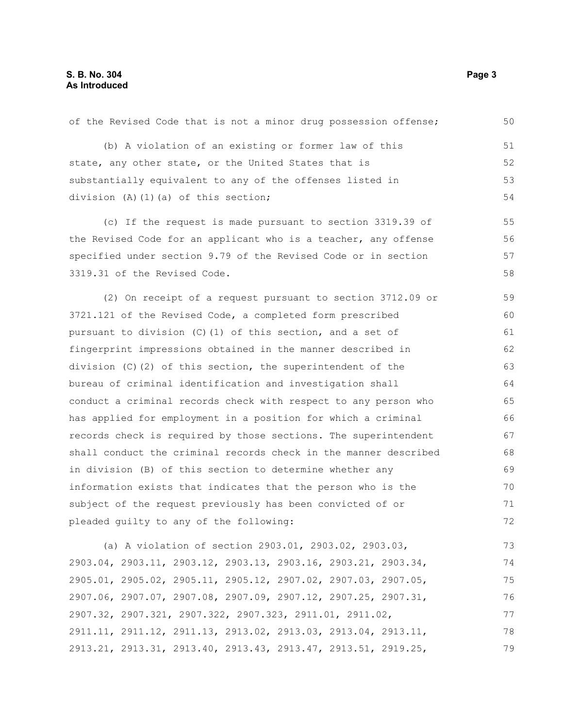of the Revised Code that is not a minor drug possession offense;

(b) A violation of an existing or former law of this state, any other state, or the United States that is substantially equivalent to any of the offenses listed in division (A)(1)(a) of this section;

(c) If the request is made pursuant to section 3319.39 of the Revised Code for an applicant who is a teacher, any offense specified under section 9.79 of the Revised Code or in section 3319.31 of the Revised Code.

(2) On receipt of a request pursuant to section 3712.09 or 3721.121 of the Revised Code, a completed form prescribed pursuant to division (C)(1) of this section, and a set of fingerprint impressions obtained in the manner described in division (C)(2) of this section, the superintendent of the bureau of criminal identification and investigation shall conduct a criminal records check with respect to any person who has applied for employment in a position for which a criminal records check is required by those sections. The superintendent shall conduct the criminal records check in the manner described in division (B) of this section to determine whether any information exists that indicates that the person who is the subject of the request previously has been convicted of or pleaded guilty to any of the following:

(a) A violation of section 2903.01, 2903.02, 2903.03, 2903.04, 2903.11, 2903.12, 2903.13, 2903.16, 2903.21, 2903.34, 2905.01, 2905.02, 2905.11, 2905.12, 2907.02, 2907.03, 2907.05, 2907.06, 2907.07, 2907.08, 2907.09, 2907.12, 2907.25, 2907.31, 2907.32, 2907.321, 2907.322, 2907.323, 2911.01, 2911.02, 2911.11, 2911.12, 2911.13, 2913.02, 2913.03, 2913.04, 2913.11, 2913.21, 2913.31, 2913.40, 2913.43, 2913.47, 2913.51, 2919.25,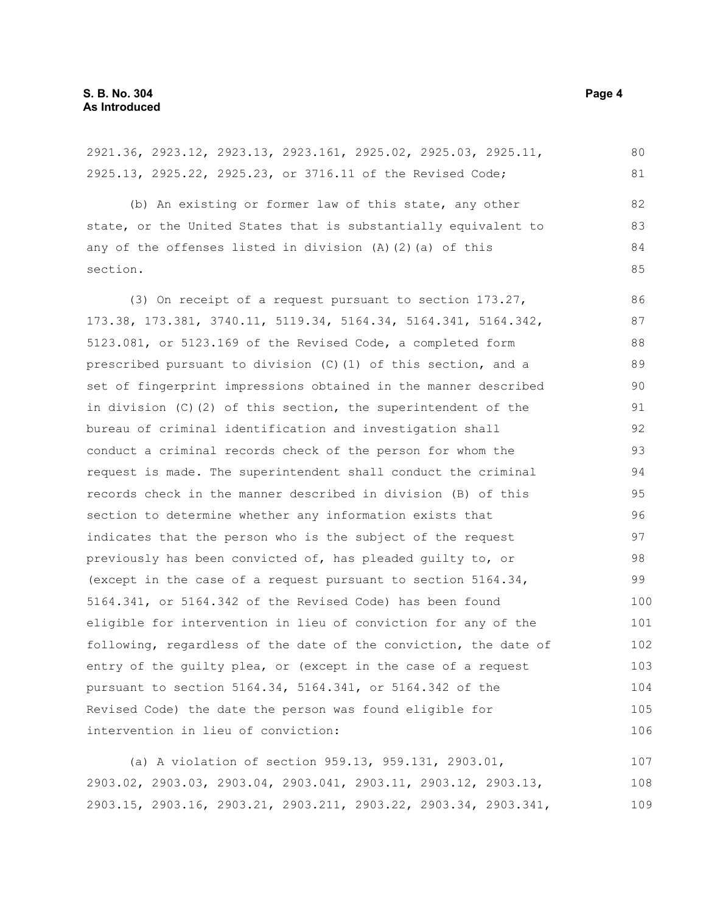2921.36, 2923.12, 2923.13, 2923.161, 2925.02, 2925.03, 2925.11, 2925.13, 2925.22, 2925.23, or 3716.11 of the Revised Code;

(b) An existing or former law of this state, any other state, or the United States that is substantially equivalent to any of the offenses listed in division (A)(2)(a) of this section.

(3) On receipt of a request pursuant to section 173.27, 173.38, 173.381, 3740.11, 5119.34, 5164.34, 5164.341, 5164.342, 5123.081, or 5123.169 of the Revised Code, a completed form prescribed pursuant to division (C)(1) of this section, and a set of fingerprint impressions obtained in the manner described in division (C)(2) of this section, the superintendent of the bureau of criminal identification and investigation shall conduct a criminal records check of the person for whom the request is made. The superintendent shall conduct the criminal records check in the manner described in division (B) of this section to determine whether any information exists that indicates that the person who is the subject of the request previously has been convicted of, has pleaded guilty to, or (except in the case of a request pursuant to section 5164.34, 5164.341, or 5164.342 of the Revised Code) has been found eligible for intervention in lieu of conviction for any of the following, regardless of the date of the conviction, the date of entry of the guilty plea, or (except in the case of a request pursuant to section 5164.34, 5164.341, or 5164.342 of the Revised Code) the date the person was found eligible for intervention in lieu of conviction:

(a) A violation of section 959.13, 959.131, 2903.01, 2903.02, 2903.03, 2903.04, 2903.041, 2903.11, 2903.12, 2903.13, 2903.15, 2903.16, 2903.21, 2903.211, 2903.22, 2903.34, 2903.341,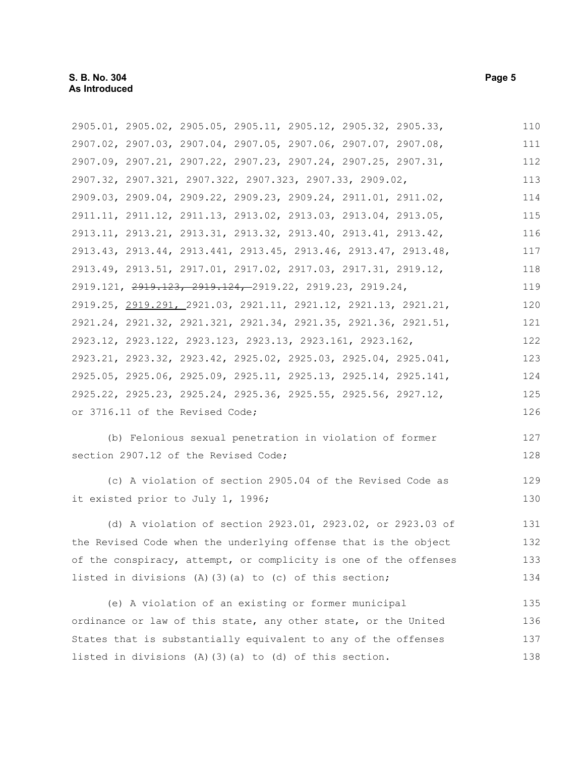2905.01, 2905.02, 2905.05, 2905.11, 2905.12, 2905.32, 2905.33, 2907.02, 2907.03, 2907.04, 2907.05, 2907.06, 2907.07, 2907.08, 2907.09, 2907.21, 2907.22, 2907.23, 2907.24, 2907.25, 2907.31, 2907.32, 2907.321, 2907.322, 2907.323, 2907.33, 2909.02, 2909.03, 2909.04, 2909.22, 2909.23, 2909.24, 2911.01, 2911.02, 2911.11, 2911.12, 2911.13, 2913.02, 2913.03, 2913.04, 2913.05, 2913.11, 2913.21, 2913.31, 2913.32, 2913.40, 2913.41, 2913.42, 2913.43, 2913.44, 2913.441, 2913.45, 2913.46, 2913.47, 2913.48, 2913.49, 2913.51, 2917.01, 2917.02, 2917.03, 2917.31, 2919.12, 2919.121, ~~2919.123, 2919.124,~~ 2919.22, 2919.23, 2919.24, 2919.25, <u>2919.291,</u> 2921.03, 2921.11, 2921.12, 2921.13, 2921.21, 2921.24, 2921.32, 2921.321, 2921.34, 2921.35, 2921.36, 2921.51, 2923.12, 2923.122, 2923.123, 2923.13, 2923.161, 2923.162, 2923.21, 2923.32, 2923.42, 2925.02, 2925.03, 2925.04, 2925.041, 2925.05, 2925.06, 2925.09, 2925.11, 2925.13, 2925.14, 2925.141, 2925.22, 2925.23, 2925.24, 2925.36, 2925.55, 2925.56, 2927.12, or 3716.11 of the Revised Code;

(b) Felonious sexual penetration in violation of former section 2907.12 of the Revised Code;

(c) A violation of section 2905.04 of the Revised Code as it existed prior to July 1, 1996;

(d) A violation of section 2923.01, 2923.02, or 2923.03 of the Revised Code when the underlying offense that is the object of the conspiracy, attempt, or complicity is one of the offenses listed in divisions (A)(3)(a) to (c) of this section;

(e) A violation of an existing or former municipal ordinance or law of this state, any other state, or the United States that is substantially equivalent to any of the offenses listed in divisions (A)(3)(a) to (d) of this section.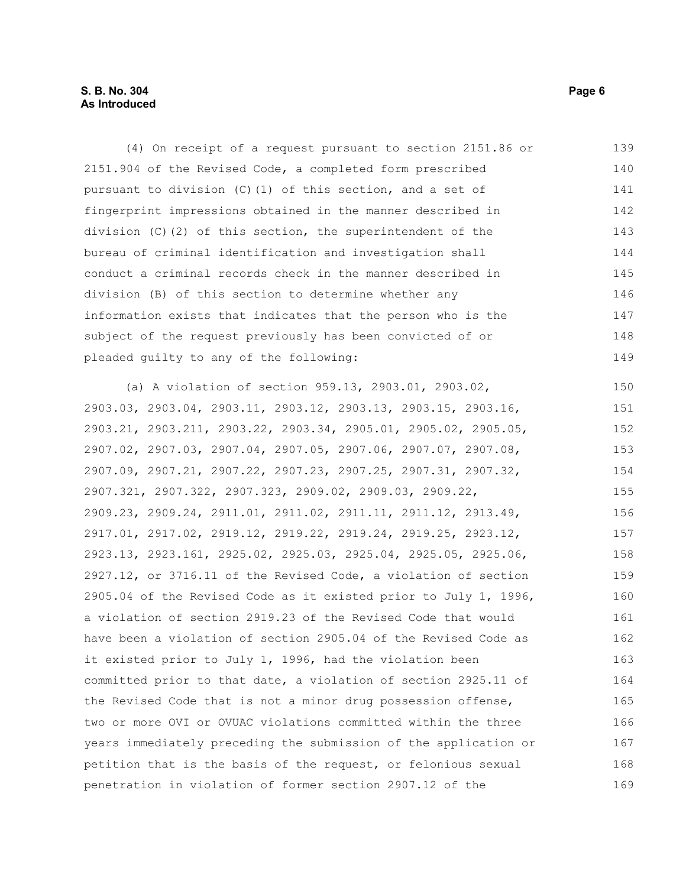(4) On receipt of a request pursuant to section 2151.86 or 2151.904 of the Revised Code, a completed form prescribed pursuant to division (C)(1) of this section, and a set of fingerprint impressions obtained in the manner described in division (C)(2) of this section, the superintendent of the bureau of criminal identification and investigation shall conduct a criminal records check in the manner described in division (B) of this section to determine whether any information exists that indicates that the person who is the subject of the request previously has been convicted of or pleaded guilty to any of the following:

(a) A violation of section 959.13, 2903.01, 2903.02, 2903.03, 2903.04, 2903.11, 2903.12, 2903.13, 2903.15, 2903.16, 2903.21, 2903.211, 2903.22, 2903.34, 2905.01, 2905.02, 2905.05, 2907.02, 2907.03, 2907.04, 2907.05, 2907.06, 2907.07, 2907.08, 2907.09, 2907.21, 2907.22, 2907.23, 2907.25, 2907.31, 2907.32, 2907.321, 2907.322, 2907.323, 2909.02, 2909.03, 2909.22, 2909.23, 2909.24, 2911.01, 2911.02, 2911.11, 2911.12, 2913.49, 2917.01, 2917.02, 2919.12, 2919.22, 2919.24, 2919.25, 2923.12, 2923.13, 2923.161, 2925.02, 2925.03, 2925.04, 2925.05, 2925.06, 2927.12, or 3716.11 of the Revised Code, a violation of section 2905.04 of the Revised Code as it existed prior to July 1, 1996, a violation of section 2919.23 of the Revised Code that would have been a violation of section 2905.04 of the Revised Code as it existed prior to July 1, 1996, had the violation been committed prior to that date, a violation of section 2925.11 of the Revised Code that is not a minor drug possession offense, two or more OVI or OVUAC violations committed within the three years immediately preceding the submission of the application or petition that is the basis of the request, or felonious sexual penetration in violation of former section 2907.12 of the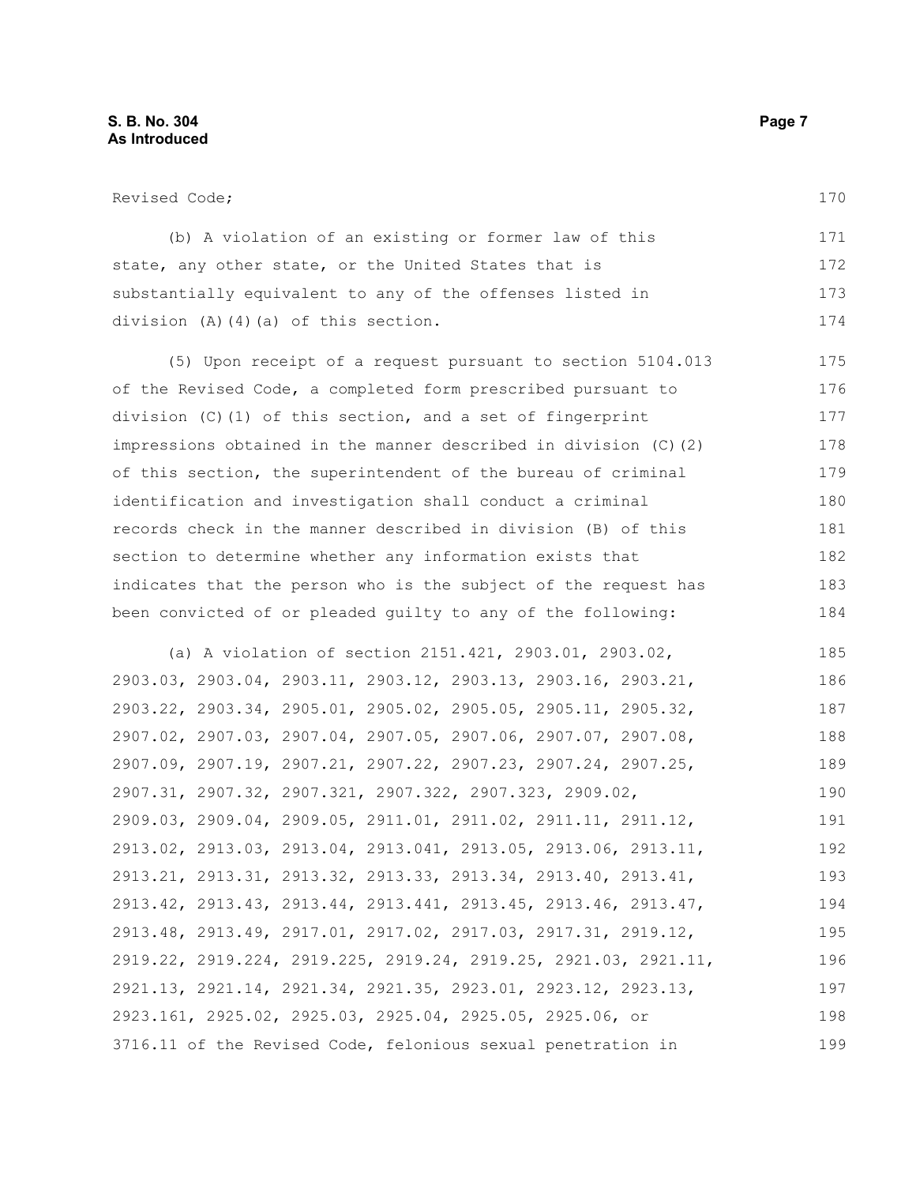Revised Code;

(b) A violation of an existing or former law of this state, any other state, or the United States that is substantially equivalent to any of the offenses listed in division (A)(4)(a) of this section.

(5) Upon receipt of a request pursuant to section 5104.013 of the Revised Code, a completed form prescribed pursuant to division (C)(1) of this section, and a set of fingerprint impressions obtained in the manner described in division (C)(2) of this section, the superintendent of the bureau of criminal identification and investigation shall conduct a criminal records check in the manner described in division (B) of this section to determine whether any information exists that indicates that the person who is the subject of the request has been convicted of or pleaded guilty to any of the following:

(a) A violation of section 2151.421, 2903.01, 2903.02, 2903.03, 2903.04, 2903.11, 2903.12, 2903.13, 2903.16, 2903.21, 2903.22, 2903.34, 2905.01, 2905.02, 2905.05, 2905.11, 2905.32, 2907.02, 2907.03, 2907.04, 2907.05, 2907.06, 2907.07, 2907.08, 2907.09, 2907.19, 2907.21, 2907.22, 2907.23, 2907.24, 2907.25, 2907.31, 2907.32, 2907.321, 2907.322, 2907.323, 2909.02, 2909.03, 2909.04, 2909.05, 2911.01, 2911.02, 2911.11, 2911.12, 2913.02, 2913.03, 2913.04, 2913.041, 2913.05, 2913.06, 2913.11, 2913.21, 2913.31, 2913.32, 2913.33, 2913.34, 2913.40, 2913.41, 2913.42, 2913.43, 2913.44, 2913.441, 2913.45, 2913.46, 2913.47, 2913.48, 2913.49, 2917.01, 2917.02, 2917.03, 2917.31, 2919.12, 2919.22, 2919.224, 2919.225, 2919.24, 2919.25, 2921.03, 2921.11, 2921.13, 2921.14, 2921.34, 2921.35, 2923.01, 2923.12, 2923.13, 2923.161, 2925.02, 2925.03, 2925.04, 2925.05, 2925.06, or 3716.11 of the Revised Code, felonious sexual penetration in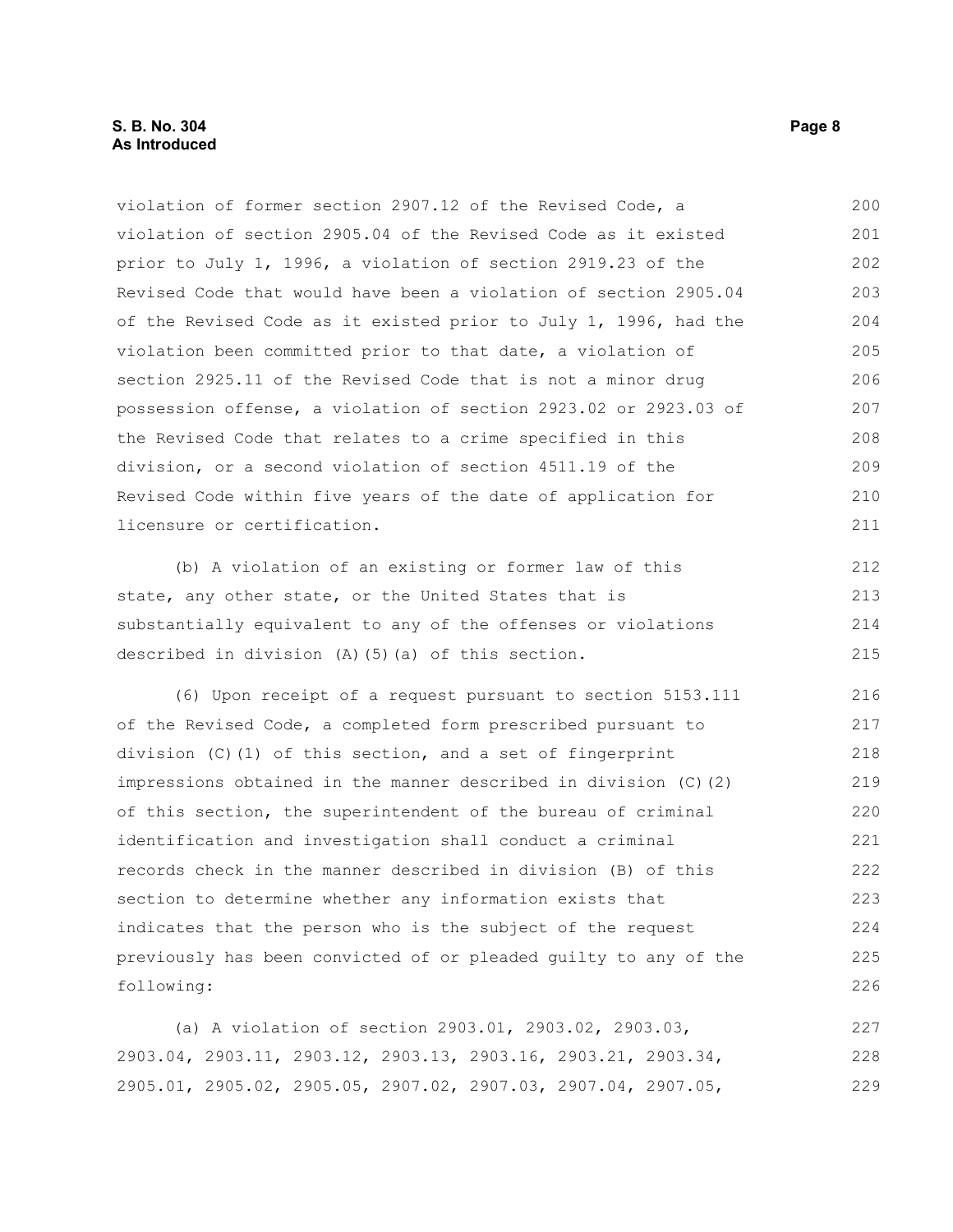violation of former section 2907.12 of the Revised Code, a violation of section 2905.04 of the Revised Code as it existed prior to July 1, 1996, a violation of section 2919.23 of the Revised Code that would have been a violation of section 2905.04 of the Revised Code as it existed prior to July 1, 1996, had the violation been committed prior to that date, a violation of section 2925.11 of the Revised Code that is not a minor drug possession offense, a violation of section 2923.02 or 2923.03 of the Revised Code that relates to a crime specified in this division, or a second violation of section 4511.19 of the Revised Code within five years of the date of application for licensure or certification.

(b) A violation of an existing or former law of this state, any other state, or the United States that is substantially equivalent to any of the offenses or violations described in division (A)(5)(a) of this section.

(6) Upon receipt of a request pursuant to section 5153.111 of the Revised Code, a completed form prescribed pursuant to division (C)(1) of this section, and a set of fingerprint impressions obtained in the manner described in division (C)(2) of this section, the superintendent of the bureau of criminal identification and investigation shall conduct a criminal records check in the manner described in division (B) of this section to determine whether any information exists that indicates that the person who is the subject of the request previously has been convicted of or pleaded guilty to any of the following:

(a) A violation of section 2903.01, 2903.02, 2903.03, 2903.04, 2903.11, 2903.12, 2903.13, 2903.16, 2903.21, 2903.34, 2905.01, 2905.02, 2905.05, 2907.02, 2907.03, 2907.04, 2907.05,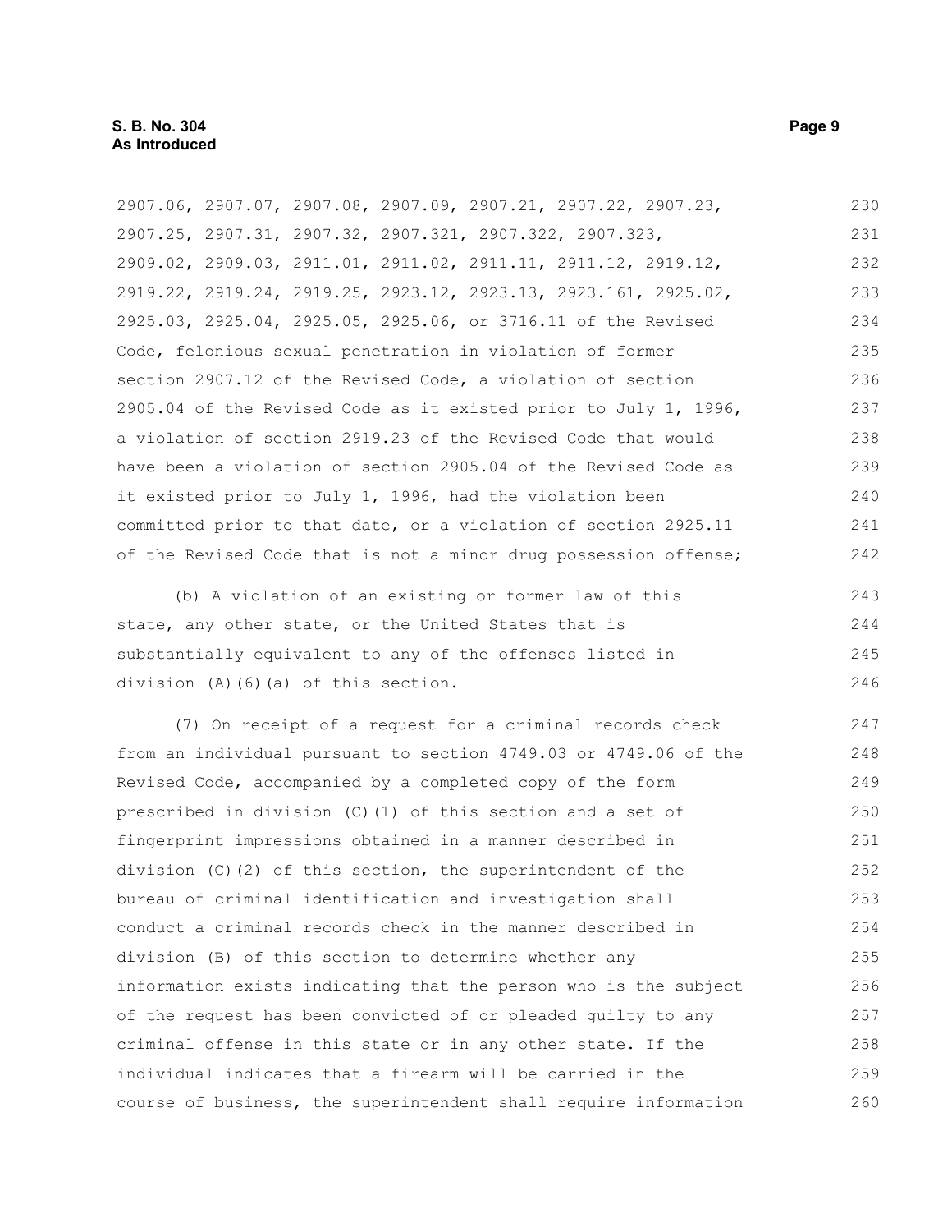2907.06, 2907.07, 2907.08, 2907.09, 2907.21, 2907.22, 2907.23, 2907.25, 2907.31, 2907.32, 2907.321, 2907.322, 2907.323, 2909.02, 2909.03, 2911.01, 2911.02, 2911.11, 2911.12, 2919.12, 2919.22, 2919.24, 2919.25, 2923.12, 2923.13, 2923.161, 2925.02, 2925.03, 2925.04, 2925.05, 2925.06, or 3716.11 of the Revised Code, felonious sexual penetration in violation of former section 2907.12 of the Revised Code, a violation of section 2905.04 of the Revised Code as it existed prior to July 1, 1996, a violation of section 2919.23 of the Revised Code that would have been a violation of section 2905.04 of the Revised Code as it existed prior to July 1, 1996, had the violation been committed prior to that date, or a violation of section 2925.11 of the Revised Code that is not a minor drug possession offense;

(b) A violation of an existing or former law of this state, any other state, or the United States that is substantially equivalent to any of the offenses listed in division (A)(6)(a) of this section.

(7) On receipt of a request for a criminal records check from an individual pursuant to section 4749.03 or 4749.06 of the Revised Code, accompanied by a completed copy of the form prescribed in division (C)(1) of this section and a set of fingerprint impressions obtained in a manner described in division (C)(2) of this section, the superintendent of the bureau of criminal identification and investigation shall conduct a criminal records check in the manner described in division (B) of this section to determine whether any information exists indicating that the person who is the subject of the request has been convicted of or pleaded guilty to any criminal offense in this state or in any other state. If the individual indicates that a firearm will be carried in the course of business, the superintendent shall require information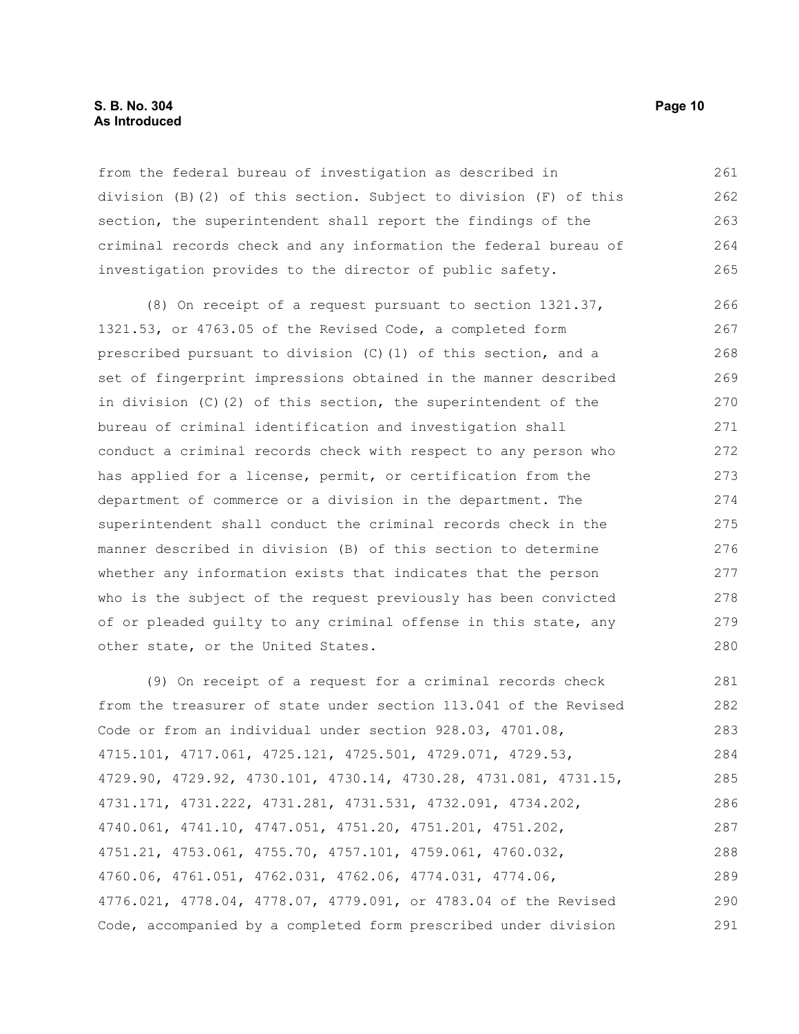from the federal bureau of investigation as described in division (B)(2) of this section. Subject to division (F) of this section, the superintendent shall report the findings of the criminal records check and any information the federal bureau of investigation provides to the director of public safety.

(8) On receipt of a request pursuant to section 1321.37, 1321.53, or 4763.05 of the Revised Code, a completed form prescribed pursuant to division (C)(1) of this section, and a set of fingerprint impressions obtained in the manner described in division (C)(2) of this section, the superintendent of the bureau of criminal identification and investigation shall conduct a criminal records check with respect to any person who has applied for a license, permit, or certification from the department of commerce or a division in the department. The superintendent shall conduct the criminal records check in the manner described in division (B) of this section to determine whether any information exists that indicates that the person who is the subject of the request previously has been convicted of or pleaded guilty to any criminal offense in this state, any other state, or the United States.

(9) On receipt of a request for a criminal records check from the treasurer of state under section 113.041 of the Revised Code or from an individual under section 928.03, 4701.08, 4715.101, 4717.061, 4725.121, 4725.501, 4729.071, 4729.53, 4729.90, 4729.92, 4730.101, 4730.14, 4730.28, 4731.081, 4731.15, 4731.171, 4731.222, 4731.281, 4731.531, 4732.091, 4734.202, 4740.061, 4741.10, 4747.051, 4751.20, 4751.201, 4751.202, 4751.21, 4753.061, 4755.70, 4757.101, 4759.061, 4760.032, 4760.06, 4761.051, 4762.031, 4762.06, 4774.031, 4774.06, 4776.021, 4778.04, 4778.07, 4779.091, or 4783.04 of the Revised Code, accompanied by a completed form prescribed under division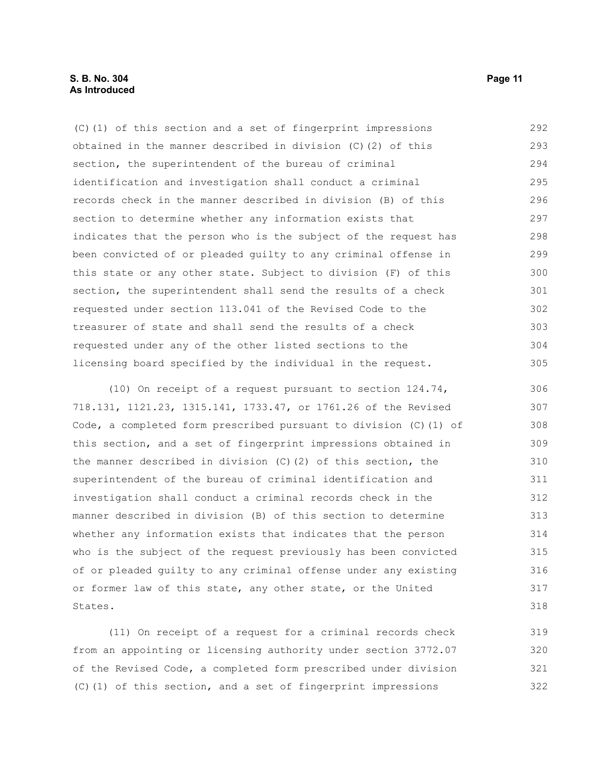(C)(1) of this section and a set of fingerprint impressions obtained in the manner described in division (C)(2) of this section, the superintendent of the bureau of criminal identification and investigation shall conduct a criminal records check in the manner described in division (B) of this section to determine whether any information exists that indicates that the person who is the subject of the request has been convicted of or pleaded guilty to any criminal offense in this state or any other state. Subject to division (F) of this section, the superintendent shall send the results of a check requested under section 113.041 of the Revised Code to the treasurer of state and shall send the results of a check requested under any of the other listed sections to the licensing board specified by the individual in the request.

(10) On receipt of a request pursuant to section 124.74, 718.131, 1121.23, 1315.141, 1733.47, or 1761.26 of the Revised Code, a completed form prescribed pursuant to division (C)(1) of this section, and a set of fingerprint impressions obtained in the manner described in division (C)(2) of this section, the superintendent of the bureau of criminal identification and investigation shall conduct a criminal records check in the manner described in division (B) of this section to determine whether any information exists that indicates that the person who is the subject of the request previously has been convicted of or pleaded guilty to any criminal offense under any existing or former law of this state, any other state, or the United States.

(11) On receipt of a request for a criminal records check from an appointing or licensing authority under section 3772.07 of the Revised Code, a completed form prescribed under division (C)(1) of this section, and a set of fingerprint impressions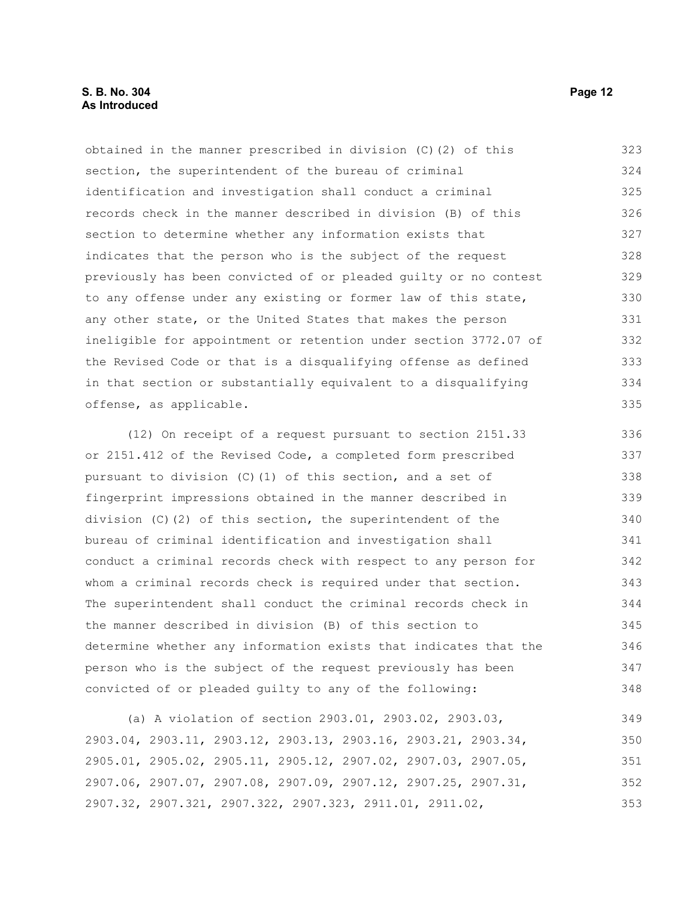obtained in the manner prescribed in division (C)(2) of this section, the superintendent of the bureau of criminal identification and investigation shall conduct a criminal records check in the manner described in division (B) of this section to determine whether any information exists that indicates that the person who is the subject of the request previously has been convicted of or pleaded guilty or no contest to any offense under any existing or former law of this state, any other state, or the United States that makes the person ineligible for appointment or retention under section 3772.07 of the Revised Code or that is a disqualifying offense as defined in that section or substantially equivalent to a disqualifying offense, as applicable.

(12) On receipt of a request pursuant to section 2151.33 or 2151.412 of the Revised Code, a completed form prescribed pursuant to division (C)(1) of this section, and a set of fingerprint impressions obtained in the manner described in division (C)(2) of this section, the superintendent of the bureau of criminal identification and investigation shall conduct a criminal records check with respect to any person for whom a criminal records check is required under that section. The superintendent shall conduct the criminal records check in the manner described in division (B) of this section to determine whether any information exists that indicates that the person who is the subject of the request previously has been convicted of or pleaded guilty to any of the following:

(a) A violation of section 2903.01, 2903.02, 2903.03, 2903.04, 2903.11, 2903.12, 2903.13, 2903.16, 2903.21, 2903.34, 2905.01, 2905.02, 2905.11, 2905.12, 2907.02, 2907.03, 2907.05, 2907.06, 2907.07, 2907.08, 2907.09, 2907.12, 2907.25, 2907.31, 2907.32, 2907.321, 2907.322, 2907.323, 2911.01, 2911.02,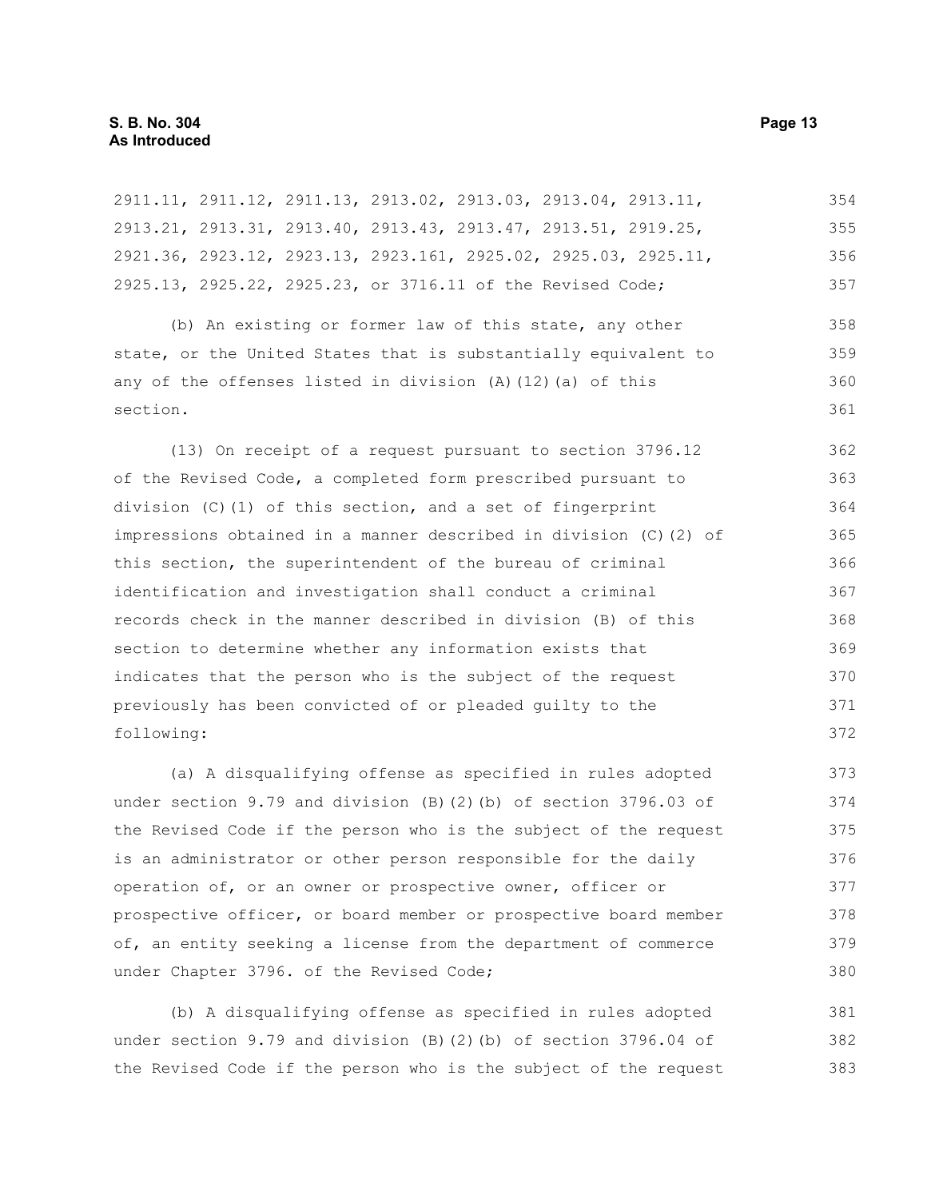2911.11, 2911.12, 2911.13, 2913.02, 2913.03, 2913.04, 2913.11, 2913.21, 2913.31, 2913.40, 2913.43, 2913.47, 2913.51, 2919.25, 2921.36, 2923.12, 2923.13, 2923.161, 2925.02, 2925.03, 2925.11, 2925.13, 2925.22, 2925.23, or 3716.11 of the Revised Code;

(b) An existing or former law of this state, any other state, or the United States that is substantially equivalent to any of the offenses listed in division (A)(12)(a) of this section.

(13) On receipt of a request pursuant to section 3796.12 of the Revised Code, a completed form prescribed pursuant to division (C)(1) of this section, and a set of fingerprint impressions obtained in a manner described in division (C)(2) of this section, the superintendent of the bureau of criminal identification and investigation shall conduct a criminal records check in the manner described in division (B) of this section to determine whether any information exists that indicates that the person who is the subject of the request previously has been convicted of or pleaded guilty to the following:

(a) A disqualifying offense as specified in rules adopted under section 9.79 and division (B)(2)(b) of section 3796.03 of the Revised Code if the person who is the subject of the request is an administrator or other person responsible for the daily operation of, or an owner or prospective owner, officer or prospective officer, or board member or prospective board member of, an entity seeking a license from the department of commerce under Chapter 3796. of the Revised Code;

(b) A disqualifying offense as specified in rules adopted under section 9.79 and division (B)(2)(b) of section 3796.04 of the Revised Code if the person who is the subject of the request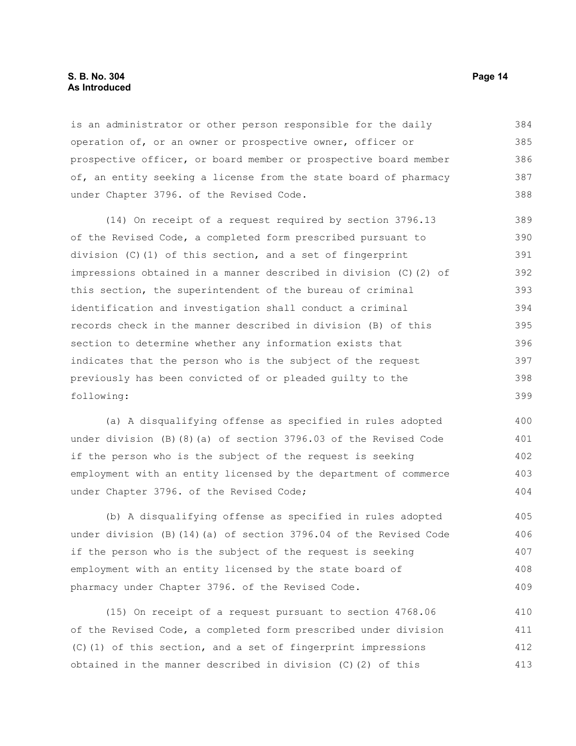is an administrator or other person responsible for the daily operation of, or an owner or prospective owner, officer or prospective officer, or board member or prospective board member of, an entity seeking a license from the state board of pharmacy under Chapter 3796. of the Revised Code.

(14) On receipt of a request required by section 3796.13 of the Revised Code, a completed form prescribed pursuant to division (C)(1) of this section, and a set of fingerprint impressions obtained in a manner described in division (C)(2) of this section, the superintendent of the bureau of criminal identification and investigation shall conduct a criminal records check in the manner described in division (B) of this section to determine whether any information exists that indicates that the person who is the subject of the request previously has been convicted of or pleaded guilty to the following:

(a) A disqualifying offense as specified in rules adopted under division (B)(8)(a) of section 3796.03 of the Revised Code if the person who is the subject of the request is seeking employment with an entity licensed by the department of commerce under Chapter 3796. of the Revised Code;

(b) A disqualifying offense as specified in rules adopted under division (B)(14)(a) of section 3796.04 of the Revised Code if the person who is the subject of the request is seeking employment with an entity licensed by the state board of pharmacy under Chapter 3796. of the Revised Code.

(15) On receipt of a request pursuant to section 4768.06 of the Revised Code, a completed form prescribed under division (C)(1) of this section, and a set of fingerprint impressions obtained in the manner described in division (C)(2) of this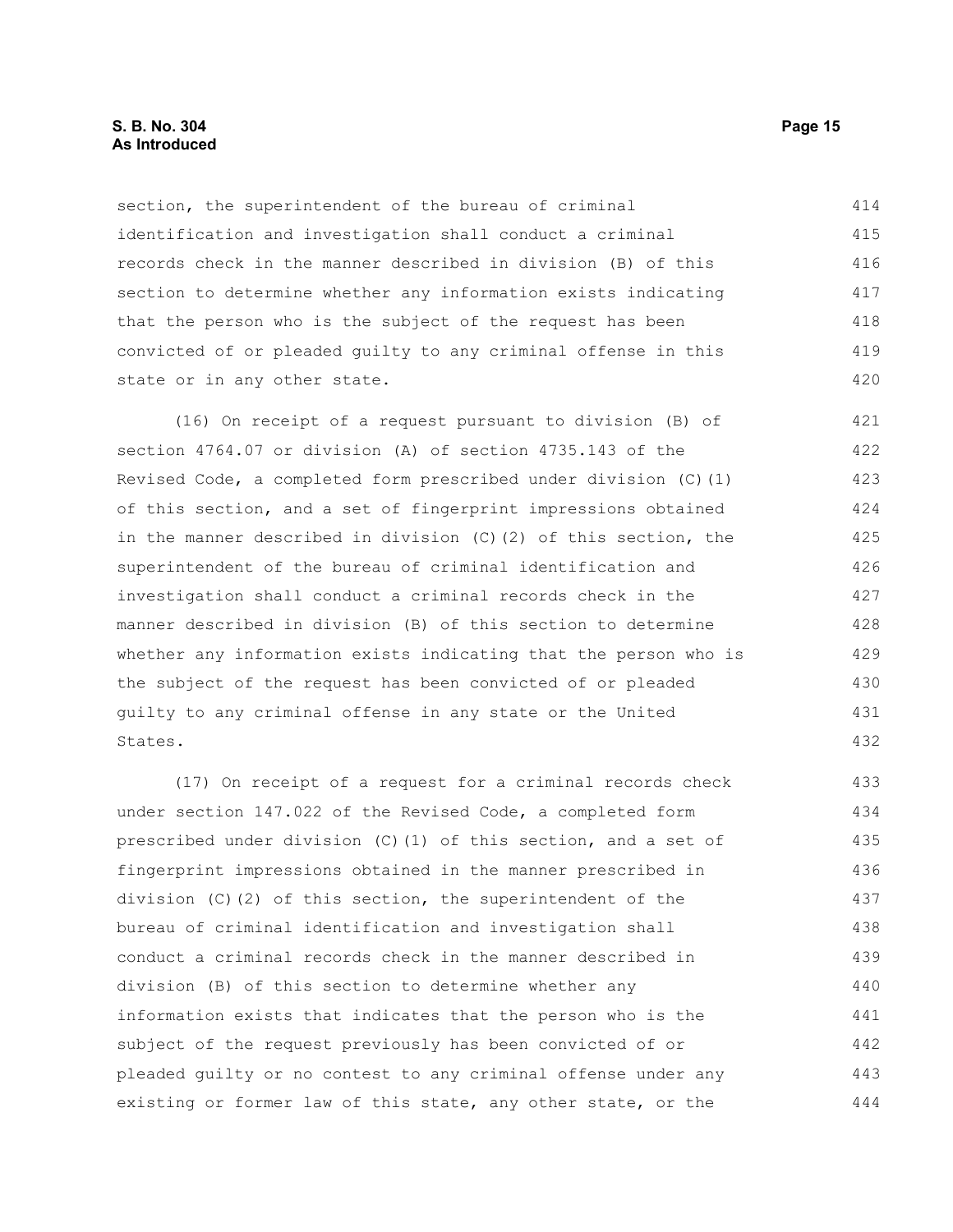section, the superintendent of the bureau of criminal identification and investigation shall conduct a criminal records check in the manner described in division (B) of this section to determine whether any information exists indicating that the person who is the subject of the request has been convicted of or pleaded guilty to any criminal offense in this state or in any other state.

(16) On receipt of a request pursuant to division (B) of section 4764.07 or division (A) of section 4735.143 of the Revised Code, a completed form prescribed under division (C)(1) of this section, and a set of fingerprint impressions obtained in the manner described in division (C)(2) of this section, the superintendent of the bureau of criminal identification and investigation shall conduct a criminal records check in the manner described in division (B) of this section to determine whether any information exists indicating that the person who is the subject of the request has been convicted of or pleaded guilty to any criminal offense in any state or the United States.

(17) On receipt of a request for a criminal records check under section 147.022 of the Revised Code, a completed form prescribed under division (C)(1) of this section, and a set of fingerprint impressions obtained in the manner prescribed in division (C)(2) of this section, the superintendent of the bureau of criminal identification and investigation shall conduct a criminal records check in the manner described in division (B) of this section to determine whether any information exists that indicates that the person who is the subject of the request previously has been convicted of or pleaded guilty or no contest to any criminal offense under any existing or former law of this state, any other state, or the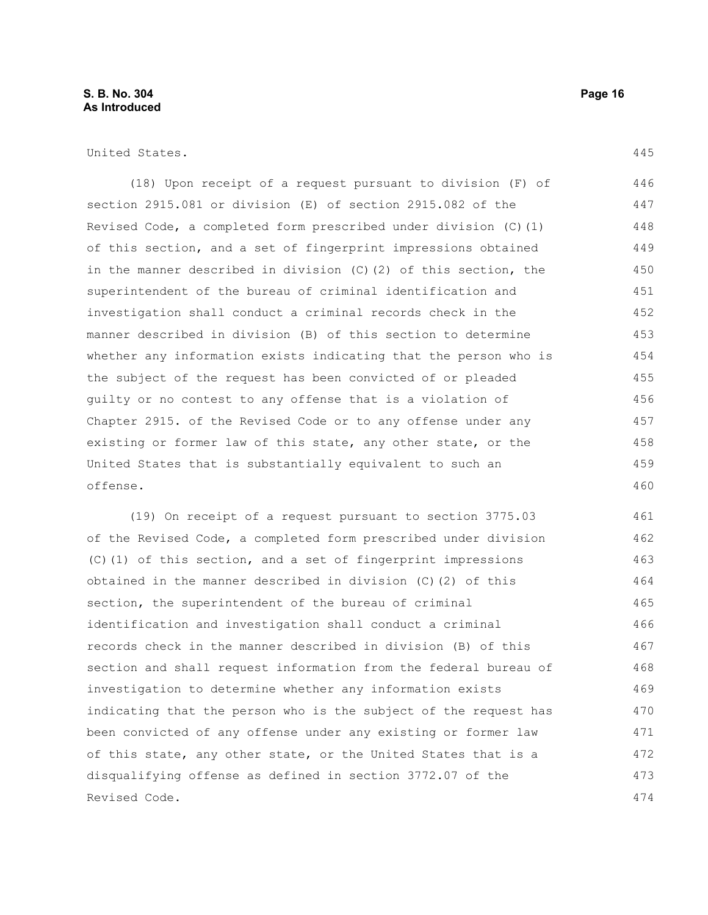United States.

(18) Upon receipt of a request pursuant to division (F) of section 2915.081 or division (E) of section 2915.082 of the Revised Code, a completed form prescribed under division (C)(1) of this section, and a set of fingerprint impressions obtained in the manner described in division (C)(2) of this section, the superintendent of the bureau of criminal identification and investigation shall conduct a criminal records check in the manner described in division (B) of this section to determine whether any information exists indicating that the person who is the subject of the request has been convicted of or pleaded guilty or no contest to any offense that is a violation of Chapter 2915. of the Revised Code or to any offense under any existing or former law of this state, any other state, or the United States that is substantially equivalent to such an offense.

(19) On receipt of a request pursuant to section 3775.03 of the Revised Code, a completed form prescribed under division (C)(1) of this section, and a set of fingerprint impressions obtained in the manner described in division (C)(2) of this section, the superintendent of the bureau of criminal identification and investigation shall conduct a criminal records check in the manner described in division (B) of this section and shall request information from the federal bureau of investigation to determine whether any information exists indicating that the person who is the subject of the request has been convicted of any offense under any existing or former law of this state, any other state, or the United States that is a disqualifying offense as defined in section 3772.07 of the Revised Code.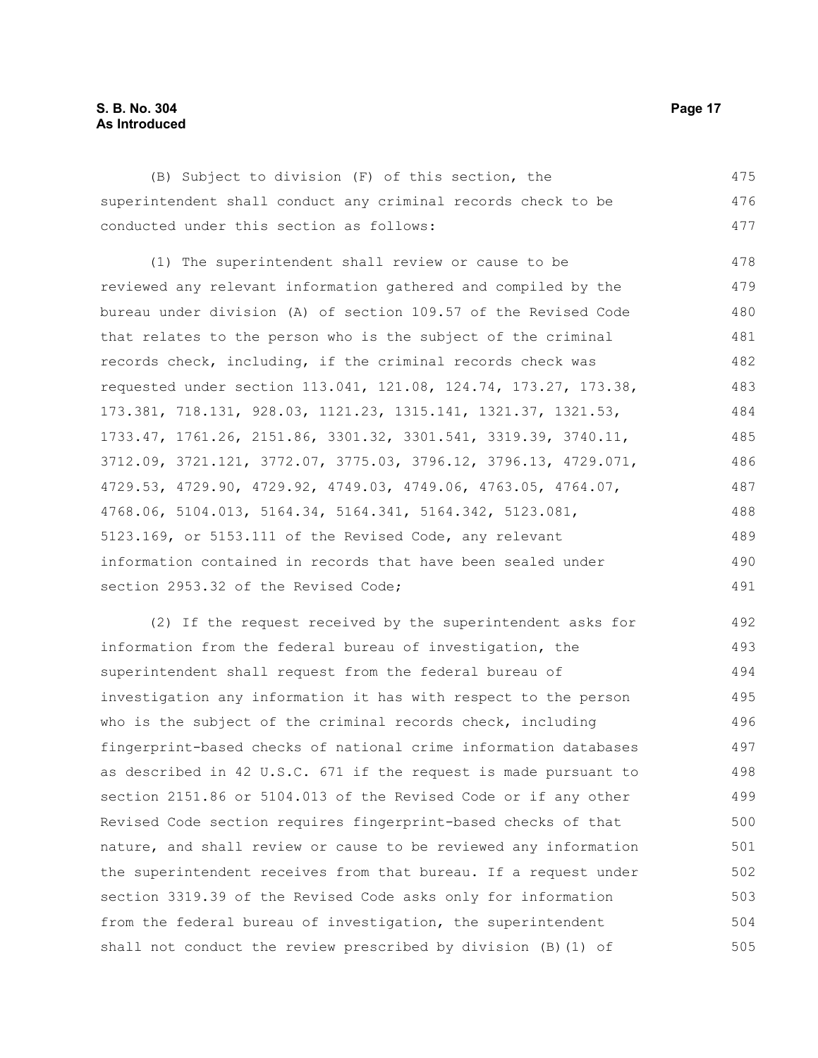(B) Subject to division (F) of this section, the superintendent shall conduct any criminal records check to be conducted under this section as follows:

(1) The superintendent shall review or cause to be reviewed any relevant information gathered and compiled by the bureau under division (A) of section 109.57 of the Revised Code that relates to the person who is the subject of the criminal records check, including, if the criminal records check was requested under section 113.041, 121.08, 124.74, 173.27, 173.38, 173.381, 718.131, 928.03, 1121.23, 1315.141, 1321.37, 1321.53, 1733.47, 1761.26, 2151.86, 3301.32, 3301.541, 3319.39, 3740.11, 3712.09, 3721.121, 3772.07, 3775.03, 3796.12, 3796.13, 4729.071, 4729.53, 4729.90, 4729.92, 4749.03, 4749.06, 4763.05, 4764.07, 4768.06, 5104.013, 5164.34, 5164.341, 5164.342, 5123.081, 5123.169, or 5153.111 of the Revised Code, any relevant information contained in records that have been sealed under section 2953.32 of the Revised Code;

(2) If the request received by the superintendent asks for information from the federal bureau of investigation, the superintendent shall request from the federal bureau of investigation any information it has with respect to the person who is the subject of the criminal records check, including fingerprint-based checks of national crime information databases as described in 42 U.S.C. 671 if the request is made pursuant to section 2151.86 or 5104.013 of the Revised Code or if any other Revised Code section requires fingerprint-based checks of that nature, and shall review or cause to be reviewed any information the superintendent receives from that bureau. If a request under section 3319.39 of the Revised Code asks only for information from the federal bureau of investigation, the superintendent shall not conduct the review prescribed by division (B)(1) of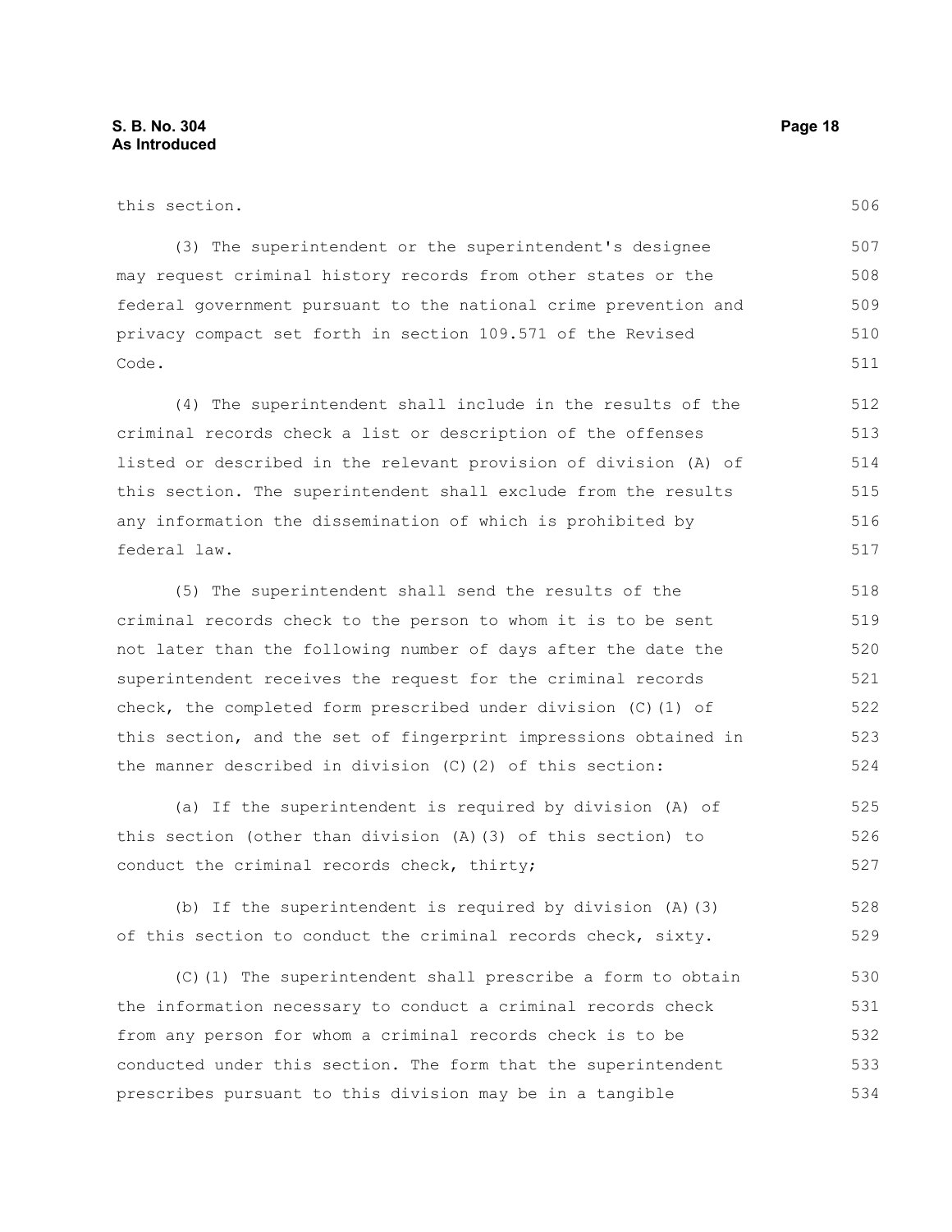this section.

(3) The superintendent or the superintendent's designee may request criminal history records from other states or the federal government pursuant to the national crime prevention and privacy compact set forth in section 109.571 of the Revised Code.

(4) The superintendent shall include in the results of the criminal records check a list or description of the offenses listed or described in the relevant provision of division (A) of this section. The superintendent shall exclude from the results any information the dissemination of which is prohibited by federal law.

(5) The superintendent shall send the results of the criminal records check to the person to whom it is to be sent not later than the following number of days after the date the superintendent receives the request for the criminal records check, the completed form prescribed under division (C)(1) of this section, and the set of fingerprint impressions obtained in the manner described in division (C)(2) of this section:

(a) If the superintendent is required by division (A) of this section (other than division (A)(3) of this section) to conduct the criminal records check, thirty;

(b) If the superintendent is required by division (A)(3) of this section to conduct the criminal records check, sixty.

(C)(1) The superintendent shall prescribe a form to obtain the information necessary to conduct a criminal records check from any person for whom a criminal records check is to be conducted under this section. The form that the superintendent prescribes pursuant to this division may be in a tangible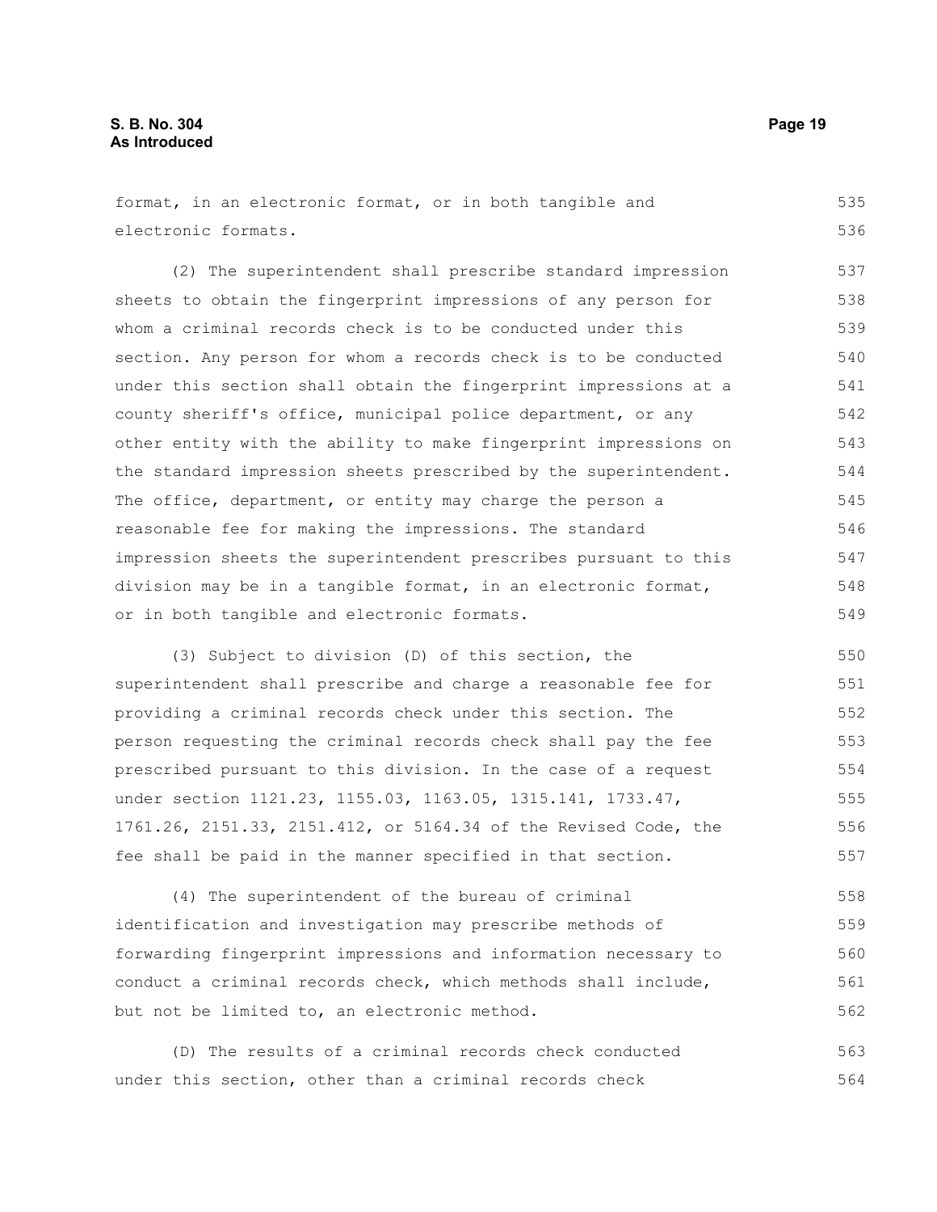format, in an electronic format, or in both tangible and electronic formats.

(2) The superintendent shall prescribe standard impression sheets to obtain the fingerprint impressions of any person for whom a criminal records check is to be conducted under this section. Any person for whom a records check is to be conducted under this section shall obtain the fingerprint impressions at a county sheriff's office, municipal police department, or any other entity with the ability to make fingerprint impressions on the standard impression sheets prescribed by the superintendent. The office, department, or entity may charge the person a reasonable fee for making the impressions. The standard impression sheets the superintendent prescribes pursuant to this division may be in a tangible format, in an electronic format, or in both tangible and electronic formats.

(3) Subject to division (D) of this section, the superintendent shall prescribe and charge a reasonable fee for providing a criminal records check under this section. The person requesting the criminal records check shall pay the fee prescribed pursuant to this division. In the case of a request under section 1121.23, 1155.03, 1163.05, 1315.141, 1733.47, 1761.26, 2151.33, 2151.412, or 5164.34 of the Revised Code, the fee shall be paid in the manner specified in that section.

(4) The superintendent of the bureau of criminal identification and investigation may prescribe methods of forwarding fingerprint impressions and information necessary to conduct a criminal records check, which methods shall include, but not be limited to, an electronic method.

(D) The results of a criminal records check conducted under this section, other than a criminal records check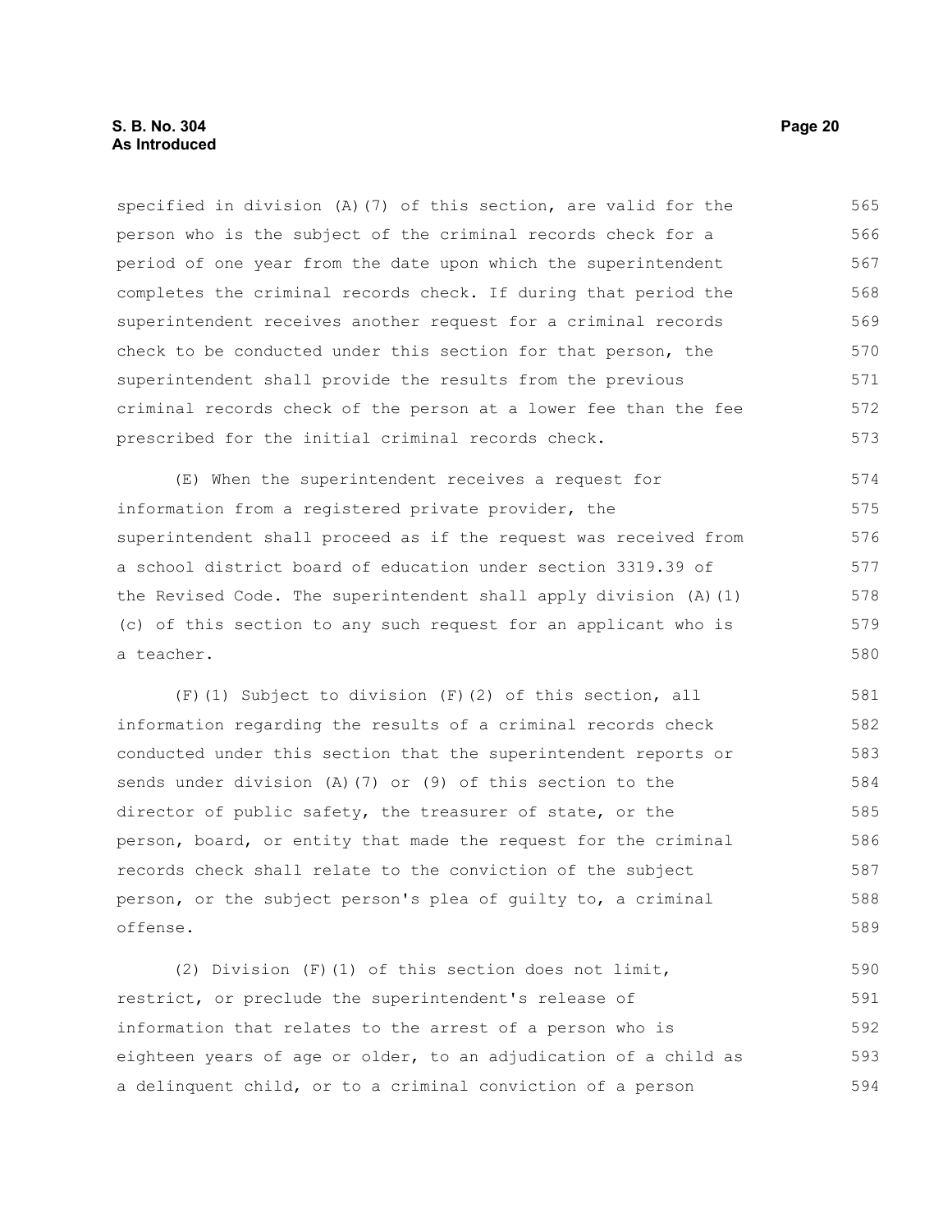specified in division (A)(7) of this section, are valid for the person who is the subject of the criminal records check for a period of one year from the date upon which the superintendent completes the criminal records check. If during that period the superintendent receives another request for a criminal records check to be conducted under this section for that person, the superintendent shall provide the results from the previous criminal records check of the person at a lower fee than the fee prescribed for the initial criminal records check.

(E) When the superintendent receives a request for information from a registered private provider, the superintendent shall proceed as if the request was received from a school district board of education under section 3319.39 of the Revised Code. The superintendent shall apply division (A)(1)(c) of this section to any such request for an applicant who is a teacher.

(F)(1) Subject to division (F)(2) of this section, all information regarding the results of a criminal records check conducted under this section that the superintendent reports or sends under division (A)(7) or (9) of this section to the director of public safety, the treasurer of state, or the person, board, or entity that made the request for the criminal records check shall relate to the conviction of the subject person, or the subject person's plea of guilty to, a criminal offense.

(2) Division (F)(1) of this section does not limit, restrict, or preclude the superintendent's release of information that relates to the arrest of a person who is eighteen years of age or older, to an adjudication of a child as a delinquent child, or to a criminal conviction of a person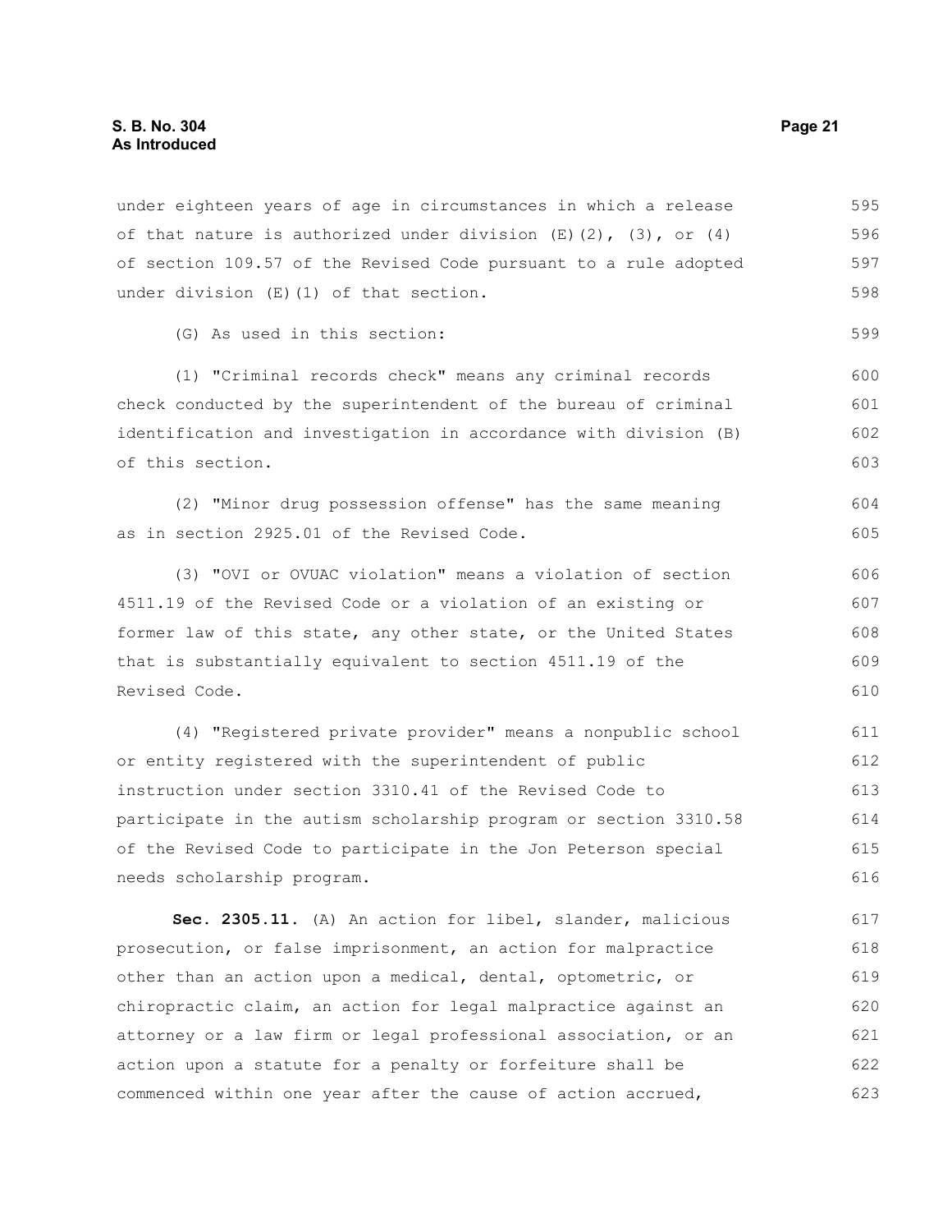under eighteen years of age in circumstances in which a release of that nature is authorized under division (E)(2), (3), or (4) of section 109.57 of the Revised Code pursuant to a rule adopted under division (E)(1) of that section.

(G) As used in this section:

(1) "Criminal records check" means any criminal records check conducted by the superintendent of the bureau of criminal identification and investigation in accordance with division (B) of this section.

(2) "Minor drug possession offense" has the same meaning as in section 2925.01 of the Revised Code.

(3) "OVI or OVUAC violation" means a violation of section 4511.19 of the Revised Code or a violation of an existing or former law of this state, any other state, or the United States that is substantially equivalent to section 4511.19 of the Revised Code.

(4) "Registered private provider" means a nonpublic school or entity registered with the superintendent of public instruction under section 3310.41 of the Revised Code to participate in the autism scholarship program or section 3310.58 of the Revised Code to participate in the Jon Peterson special needs scholarship program.

**Sec. 2305.11.** (A) An action for libel, slander, malicious prosecution, or false imprisonment, an action for malpractice other than an action upon a medical, dental, optometric, or chiropractic claim, an action for legal malpractice against an attorney or a law firm or legal professional association, or an action upon a statute for a penalty or forfeiture shall be commenced within one year after the cause of action accrued,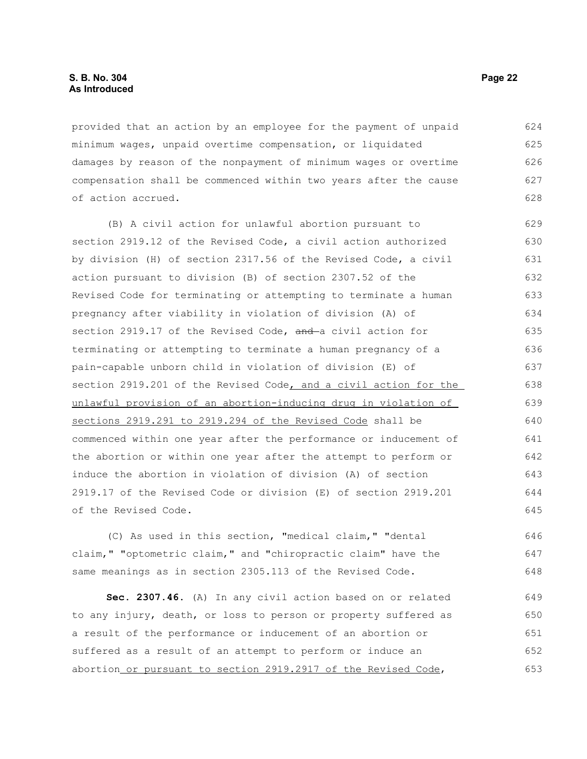provided that an action by an employee for the payment of unpaid minimum wages, unpaid overtime compensation, or liquidated damages by reason of the nonpayment of minimum wages or overtime compensation shall be commenced within two years after the cause of action accrued.

(B) A civil action for unlawful abortion pursuant to section 2919.12 of the Revised Code, a civil action authorized by division (H) of section 2317.56 of the Revised Code, a civil action pursuant to division (B) of section 2307.52 of the Revised Code for terminating or attempting to terminate a human pregnancy after viability in violation of division (A) of section 2919.17 of the Revised Code, ~~and~~ a civil action for terminating or attempting to terminate a human pregnancy of a pain-capable unborn child in violation of division (E) of section 2919.201 of the Revised Code<u>, and a civil action for the unlawful provision of an abortion-inducing drug in violation of sections 2919.291 to 2919.294 of the Revised Code</u> shall be commenced within one year after the performance or inducement of the abortion or within one year after the attempt to perform or induce the abortion in violation of division (A) of section 2919.17 of the Revised Code or division (E) of section 2919.201 of the Revised Code.

(C) As used in this section, "medical claim," "dental claim," "optometric claim," and "chiropractic claim" have the same meanings as in section 2305.113 of the Revised Code.

**Sec. 2307.46.** (A) In any civil action based on or related to any injury, death, or loss to person or property suffered as a result of the performance or inducement of an abortion or suffered as a result of an attempt to perform or induce an abortion<u> or pursuant to section 2919.2917 of the Revised Code</u>,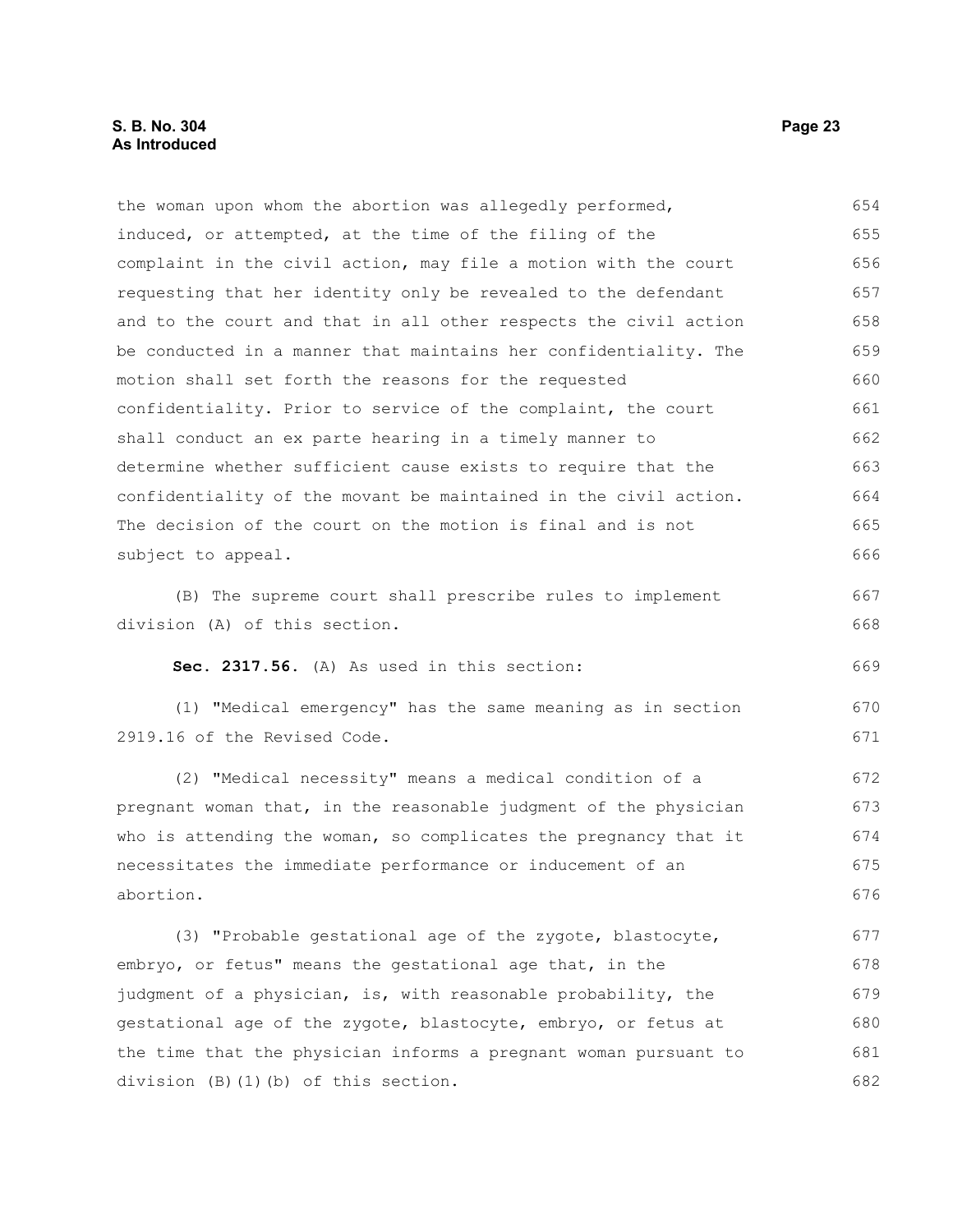the woman upon whom the abortion was allegedly performed, induced, or attempted, at the time of the filing of the complaint in the civil action, may file a motion with the court requesting that her identity only be revealed to the defendant and to the court and that in all other respects the civil action be conducted in a manner that maintains her confidentiality. The motion shall set forth the reasons for the requested confidentiality. Prior to service of the complaint, the court shall conduct an ex parte hearing in a timely manner to determine whether sufficient cause exists to require that the confidentiality of the movant be maintained in the civil action. The decision of the court on the motion is final and is not subject to appeal.

(B) The supreme court shall prescribe rules to implement division (A) of this section.

**Sec. 2317.56.** (A) As used in this section:

(1) "Medical emergency" has the same meaning as in section 2919.16 of the Revised Code.

(2) "Medical necessity" means a medical condition of a pregnant woman that, in the reasonable judgment of the physician who is attending the woman, so complicates the pregnancy that it necessitates the immediate performance or inducement of an abortion.

(3) "Probable gestational age of the zygote, blastocyte, embryo, or fetus" means the gestational age that, in the judgment of a physician, is, with reasonable probability, the gestational age of the zygote, blastocyte, embryo, or fetus at the time that the physician informs a pregnant woman pursuant to division (B)(1)(b) of this section.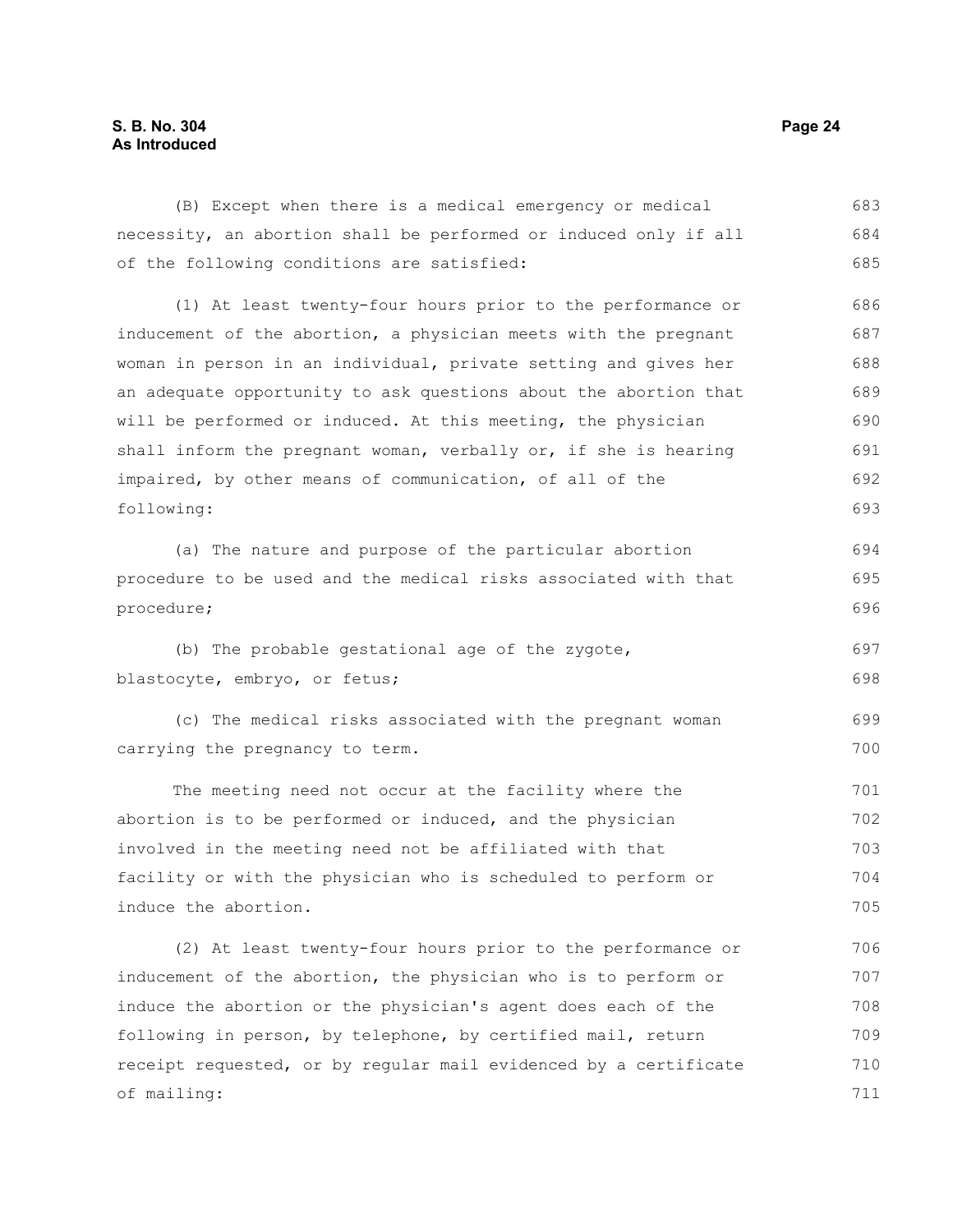(B) Except when there is a medical emergency or medical necessity, an abortion shall be performed or induced only if all of the following conditions are satisfied:

(1) At least twenty-four hours prior to the performance or inducement of the abortion, a physician meets with the pregnant woman in person in an individual, private setting and gives her an adequate opportunity to ask questions about the abortion that will be performed or induced. At this meeting, the physician shall inform the pregnant woman, verbally or, if she is hearing impaired, by other means of communication, of all of the following:

(a) The nature and purpose of the particular abortion procedure to be used and the medical risks associated with that procedure;

(b) The probable gestational age of the zygote, blastocyte, embryo, or fetus;

(c) The medical risks associated with the pregnant woman carrying the pregnancy to term.

The meeting need not occur at the facility where the abortion is to be performed or induced, and the physician involved in the meeting need not be affiliated with that facility or with the physician who is scheduled to perform or induce the abortion.

(2) At least twenty-four hours prior to the performance or inducement of the abortion, the physician who is to perform or induce the abortion or the physician's agent does each of the following in person, by telephone, by certified mail, return receipt requested, or by regular mail evidenced by a certificate of mailing: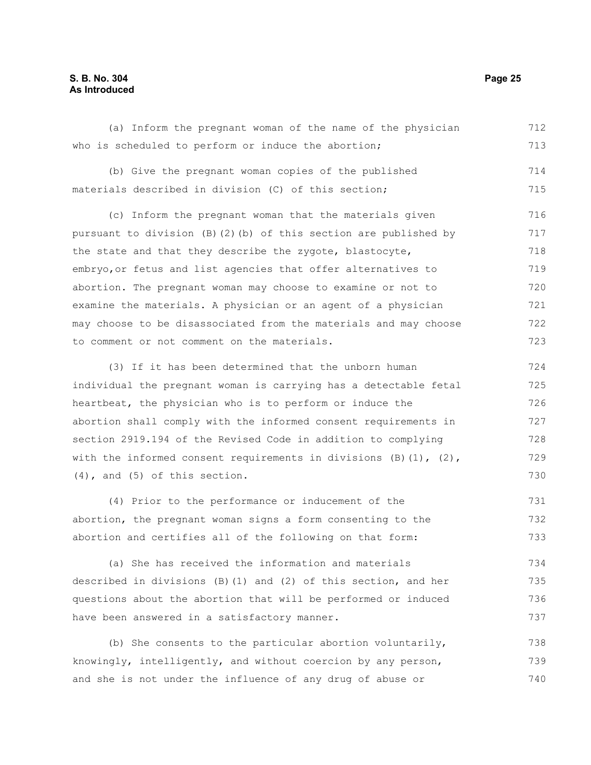(a) Inform the pregnant woman of the name of the physician who is scheduled to perform or induce the abortion;

(b) Give the pregnant woman copies of the published materials described in division (C) of this section;

(c) Inform the pregnant woman that the materials given pursuant to division (B)(2)(b) of this section are published by the state and that they describe the zygote, blastocyte, embryo,or fetus and list agencies that offer alternatives to abortion. The pregnant woman may choose to examine or not to examine the materials. A physician or an agent of a physician may choose to be disassociated from the materials and may choose to comment or not comment on the materials.

(3) If it has been determined that the unborn human individual the pregnant woman is carrying has a detectable fetal heartbeat, the physician who is to perform or induce the abortion shall comply with the informed consent requirements in section 2919.194 of the Revised Code in addition to complying with the informed consent requirements in divisions (B)(1), (2), (4), and (5) of this section.

(4) Prior to the performance or inducement of the abortion, the pregnant woman signs a form consenting to the abortion and certifies all of the following on that form:

(a) She has received the information and materials described in divisions (B)(1) and (2) of this section, and her questions about the abortion that will be performed or induced have been answered in a satisfactory manner.

(b) She consents to the particular abortion voluntarily, knowingly, intelligently, and without coercion by any person, and she is not under the influence of any drug of abuse or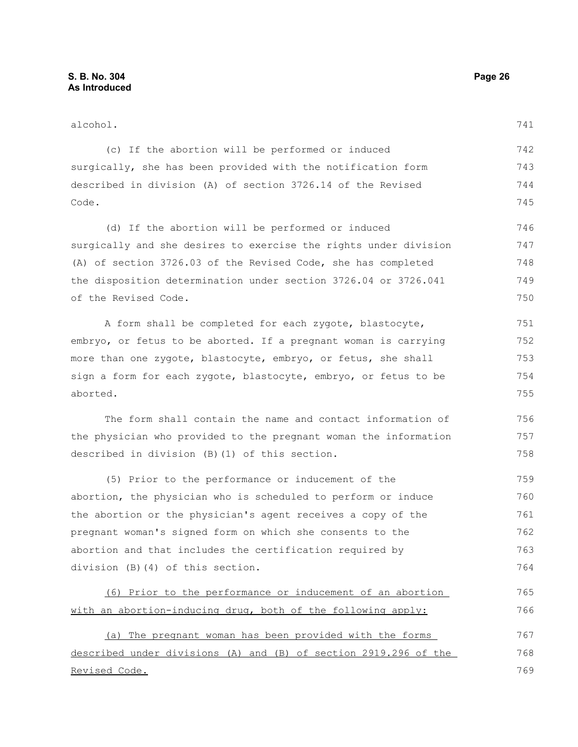alcohol.

(c) If the abortion will be performed or induced surgically, she has been provided with the notification form described in division (A) of section 3726.14 of the Revised Code.

(d) If the abortion will be performed or induced surgically and she desires to exercise the rights under division (A) of section 3726.03 of the Revised Code, she has completed the disposition determination under section 3726.04 or 3726.041 of the Revised Code.

A form shall be completed for each zygote, blastocyte, embryo, or fetus to be aborted. If a pregnant woman is carrying more than one zygote, blastocyte, embryo, or fetus, she shall sign a form for each zygote, blastocyte, embryo, or fetus to be aborted.

The form shall contain the name and contact information of the physician who provided to the pregnant woman the information described in division (B)(1) of this section.

(5) Prior to the performance or inducement of the abortion, the physician who is scheduled to perform or induce the abortion or the physician's agent receives a copy of the pregnant woman's signed form on which she consents to the abortion and that includes the certification required by division (B)(4) of this section.

<u>(6) Prior to the performance or inducement of an abortion with an abortion-inducing drug, both of the following apply:</u>

<u>(a) The pregnant woman has been provided with the forms described under divisions (A) and (B) of section 2919.296 of the Revised Code.</u>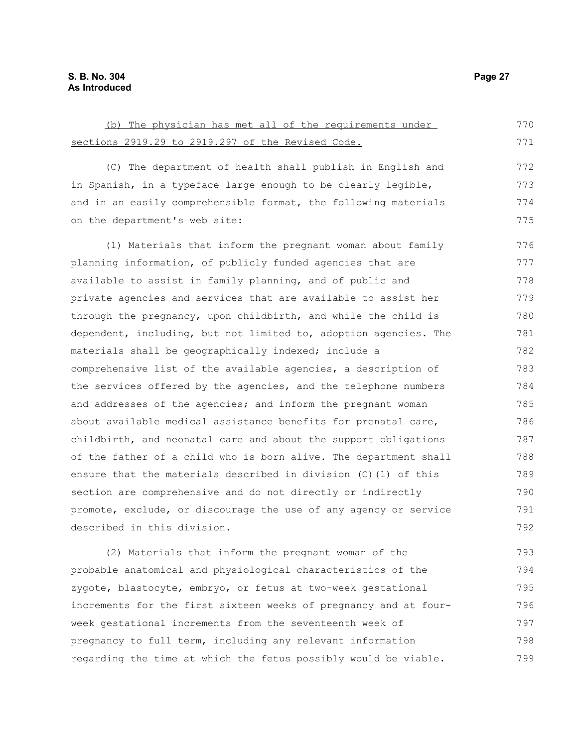(b) The physician has met all of the requirements under sections 2919.29 to 2919.297 of the Revised Code.

(C) The department of health shall publish in English and in Spanish, in a typeface large enough to be clearly legible, and in an easily comprehensible format, the following materials on the department's web site:

(1) Materials that inform the pregnant woman about family planning information, of publicly funded agencies that are available to assist in family planning, and of public and private agencies and services that are available to assist her through the pregnancy, upon childbirth, and while the child is dependent, including, but not limited to, adoption agencies. The materials shall be geographically indexed; include a comprehensive list of the available agencies, a description of the services offered by the agencies, and the telephone numbers and addresses of the agencies; and inform the pregnant woman about available medical assistance benefits for prenatal care, childbirth, and neonatal care and about the support obligations of the father of a child who is born alive. The department shall ensure that the materials described in division (C)(1) of this section are comprehensive and do not directly or indirectly promote, exclude, or discourage the use of any agency or service described in this division.

(2) Materials that inform the pregnant woman of the probable anatomical and physiological characteristics of the zygote, blastocyte, embryo, or fetus at two-week gestational increments for the first sixteen weeks of pregnancy and at four-week gestational increments from the seventeenth week of pregnancy to full term, including any relevant information regarding the time at which the fetus possibly would be viable.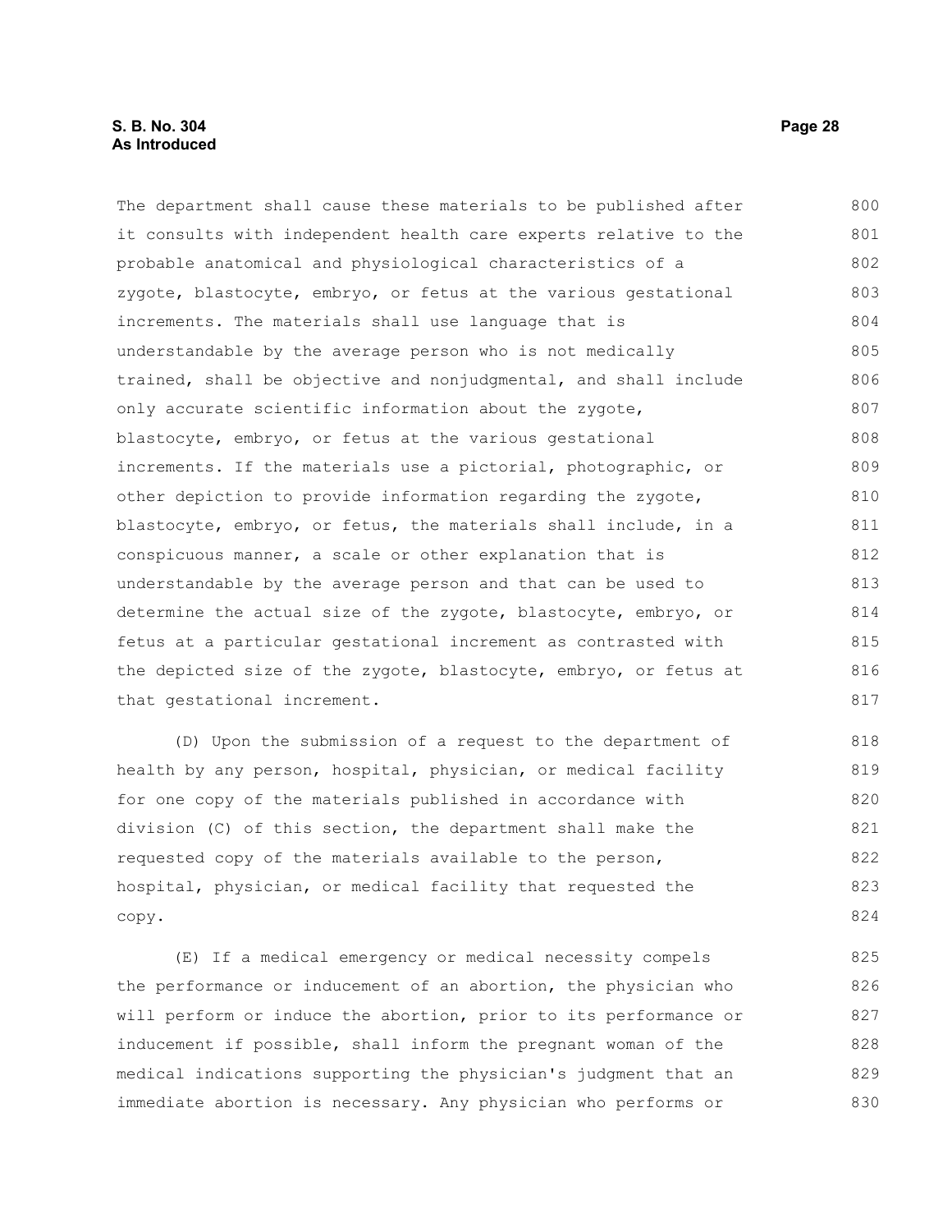The department shall cause these materials to be published after it consults with independent health care experts relative to the probable anatomical and physiological characteristics of a zygote, blastocyte, embryo, or fetus at the various gestational increments. The materials shall use language that is understandable by the average person who is not medically trained, shall be objective and nonjudgmental, and shall include only accurate scientific information about the zygote, blastocyte, embryo, or fetus at the various gestational increments. If the materials use a pictorial, photographic, or other depiction to provide information regarding the zygote, blastocyte, embryo, or fetus, the materials shall include, in a conspicuous manner, a scale or other explanation that is understandable by the average person and that can be used to determine the actual size of the zygote, blastocyte, embryo, or fetus at a particular gestational increment as contrasted with the depicted size of the zygote, blastocyte, embryo, or fetus at that gestational increment.

(D) Upon the submission of a request to the department of health by any person, hospital, physician, or medical facility for one copy of the materials published in accordance with division (C) of this section, the department shall make the requested copy of the materials available to the person, hospital, physician, or medical facility that requested the copy.

(E) If a medical emergency or medical necessity compels the performance or inducement of an abortion, the physician who will perform or induce the abortion, prior to its performance or inducement if possible, shall inform the pregnant woman of the medical indications supporting the physician's judgment that an immediate abortion is necessary. Any physician who performs or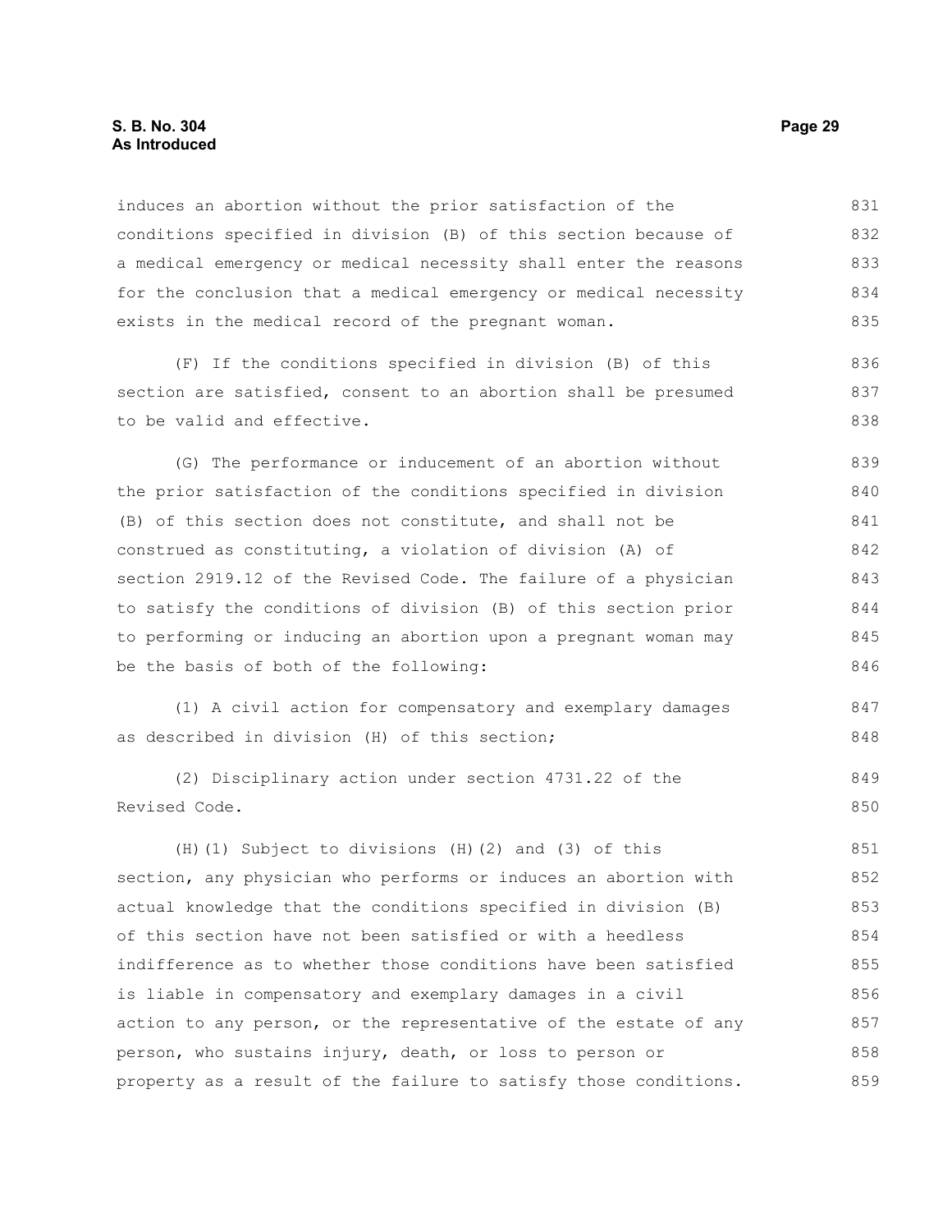induces an abortion without the prior satisfaction of the conditions specified in division (B) of this section because of a medical emergency or medical necessity shall enter the reasons for the conclusion that a medical emergency or medical necessity exists in the medical record of the pregnant woman.

(F) If the conditions specified in division (B) of this section are satisfied, consent to an abortion shall be presumed to be valid and effective.

(G) The performance or inducement of an abortion without the prior satisfaction of the conditions specified in division (B) of this section does not constitute, and shall not be construed as constituting, a violation of division (A) of section 2919.12 of the Revised Code. The failure of a physician to satisfy the conditions of division (B) of this section prior to performing or inducing an abortion upon a pregnant woman may be the basis of both of the following:

(1) A civil action for compensatory and exemplary damages as described in division (H) of this section;

(2) Disciplinary action under section 4731.22 of the Revised Code.

(H)(1) Subject to divisions (H)(2) and (3) of this section, any physician who performs or induces an abortion with actual knowledge that the conditions specified in division (B) of this section have not been satisfied or with a heedless indifference as to whether those conditions have been satisfied is liable in compensatory and exemplary damages in a civil action to any person, or the representative of the estate of any person, who sustains injury, death, or loss to person or property as a result of the failure to satisfy those conditions.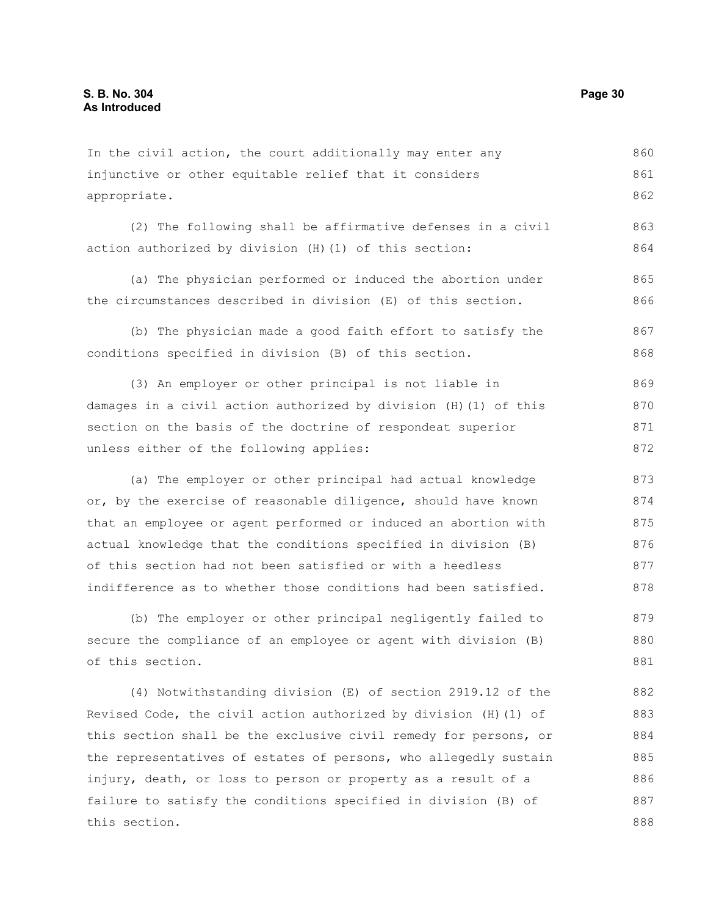In the civil action, the court additionally may enter any injunctive or other equitable relief that it considers appropriate.

(2) The following shall be affirmative defenses in a civil action authorized by division (H)(1) of this section:

(a) The physician performed or induced the abortion under the circumstances described in division (E) of this section.

(b) The physician made a good faith effort to satisfy the conditions specified in division (B) of this section.

(3) An employer or other principal is not liable in damages in a civil action authorized by division (H)(1) of this section on the basis of the doctrine of respondeat superior unless either of the following applies:

(a) The employer or other principal had actual knowledge or, by the exercise of reasonable diligence, should have known that an employee or agent performed or induced an abortion with actual knowledge that the conditions specified in division (B) of this section had not been satisfied or with a heedless indifference as to whether those conditions had been satisfied.

(b) The employer or other principal negligently failed to secure the compliance of an employee or agent with division (B) of this section.

(4) Notwithstanding division (E) of section 2919.12 of the Revised Code, the civil action authorized by division (H)(1) of this section shall be the exclusive civil remedy for persons, or the representatives of estates of persons, who allegedly sustain injury, death, or loss to person or property as a result of a failure to satisfy the conditions specified in division (B) of this section.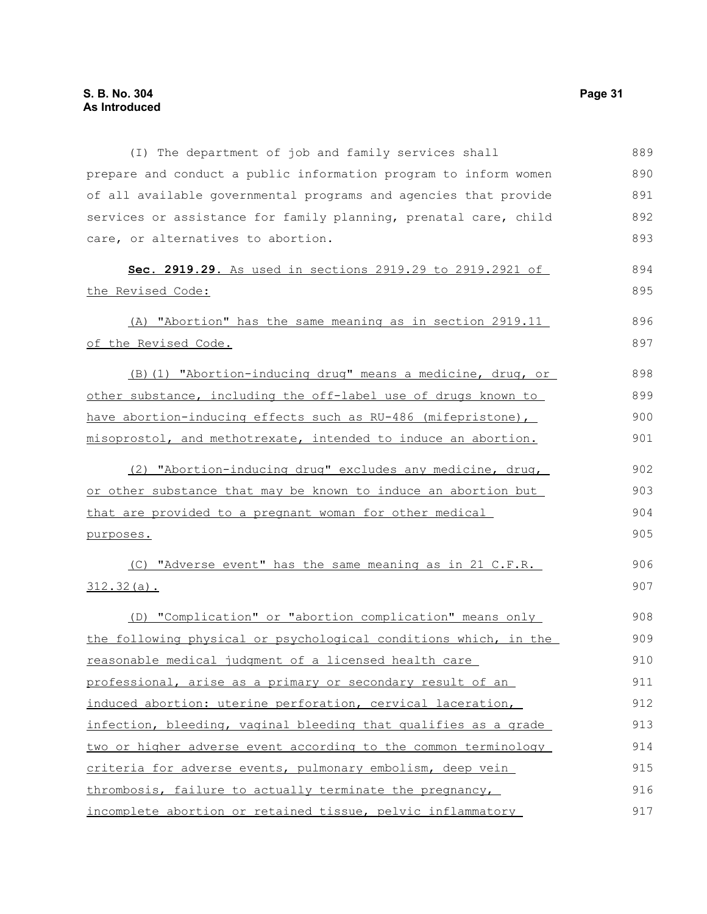(I) The department of job and family services shall prepare and conduct a public information program to inform women of all available governmental programs and agencies that provide services or assistance for family planning, prenatal care, child care, or alternatives to abortion.

**Sec. 2919.29.** As used in sections 2919.29 to 2919.2921 of the Revised Code:

(A) "Abortion" has the same meaning as in section 2919.11 of the Revised Code.

(B)(1) "Abortion-inducing drug" means a medicine, drug, or other substance, including the off-label use of drugs known to have abortion-inducing effects such as RU-486 (mifepristone), misoprostol, and methotrexate, intended to induce an abortion.

(2) "Abortion-inducing drug" excludes any medicine, drug, or other substance that may be known to induce an abortion but that are provided to a pregnant woman for other medical purposes.

(C) "Adverse event" has the same meaning as in 21 C.F.R. 312.32(a).

(D) "Complication" or "abortion complication" means only the following physical or psychological conditions which, in the reasonable medical judgment of a licensed health care professional, arise as a primary or secondary result of an induced abortion: uterine perforation, cervical laceration, infection, bleeding, vaginal bleeding that qualifies as a grade two or higher adverse event according to the common terminology criteria for adverse events, pulmonary embolism, deep vein thrombosis, failure to actually terminate the pregnancy, incomplete abortion or retained tissue, pelvic inflammatory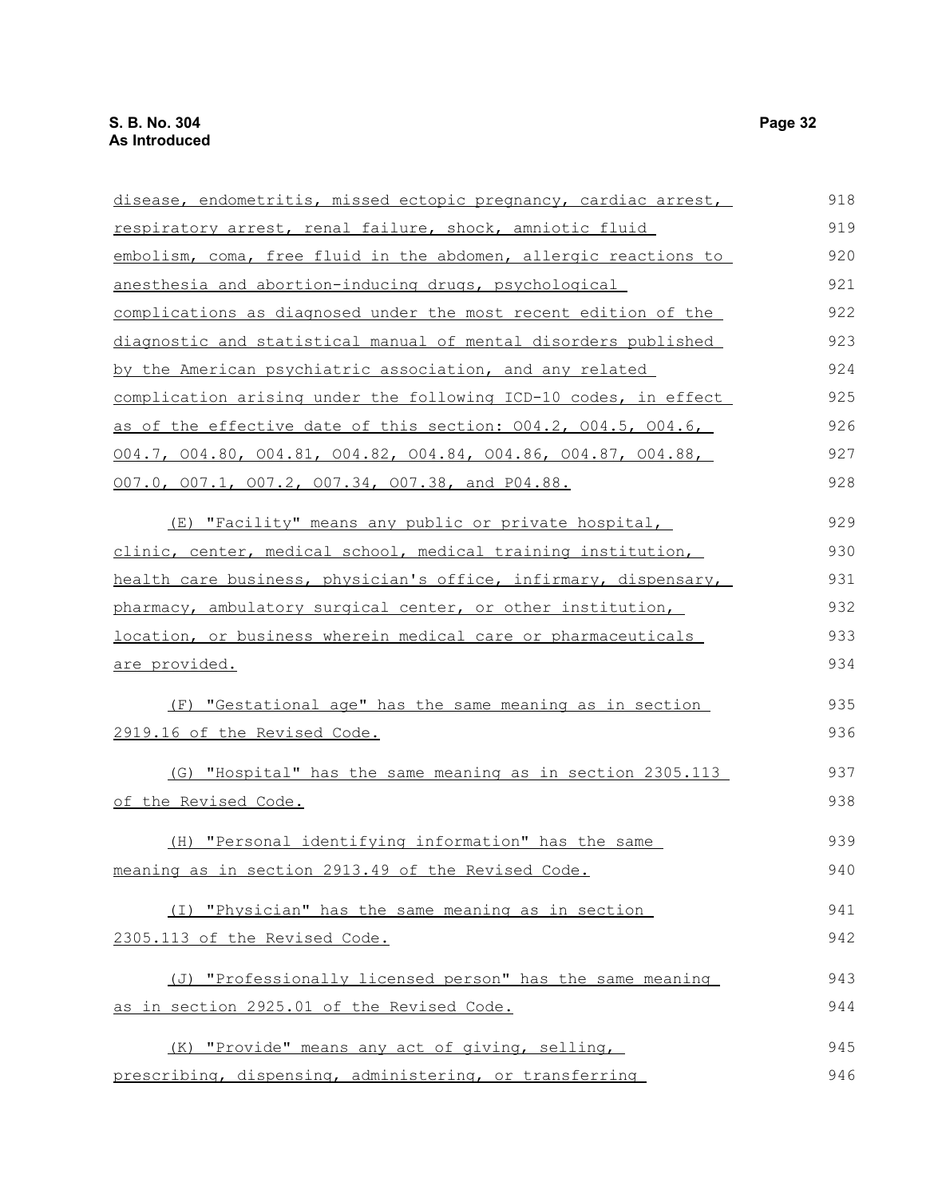disease, endometritis, missed ectopic pregnancy, cardiac arrest, respiratory arrest, renal failure, shock, amniotic fluid embolism, coma, free fluid in the abdomen, allergic reactions to anesthesia and abortion-inducing drugs, psychological complications as diagnosed under the most recent edition of the diagnostic and statistical manual of mental disorders published by the American psychiatric association, and any related complication arising under the following ICD-10 codes, in effect as of the effective date of this section: O04.2, O04.5, O04.6, O04.7, O04.80, O04.81, O04.82, O04.84, O04.86, O04.87, O04.88, O07.0, O07.1, O07.2, O07.34, O07.38, and P04.88.

(E) "Facility" means any public or private hospital, clinic, center, medical school, medical training institution, health care business, physician's office, infirmary, dispensary, pharmacy, ambulatory surgical center, or other institution, location, or business wherein medical care or pharmaceuticals are provided.

(F) "Gestational age" has the same meaning as in section 2919.16 of the Revised Code.

(G) "Hospital" has the same meaning as in section 2305.113 of the Revised Code.

(H) "Personal identifying information" has the same meaning as in section 2913.49 of the Revised Code.

(I) "Physician" has the same meaning as in section 2305.113 of the Revised Code.

(J) "Professionally licensed person" has the same meaning as in section 2925.01 of the Revised Code.

(K) "Provide" means any act of giving, selling, prescribing, dispensing, administering, or transferring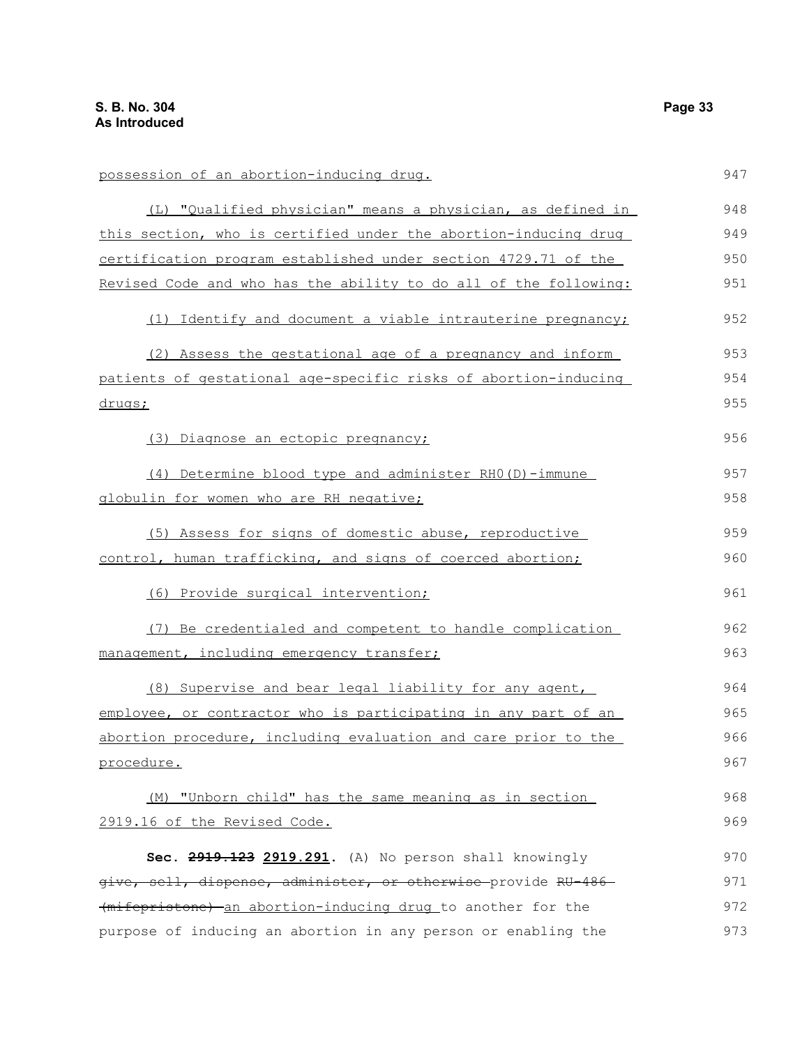possession of an abortion-inducing drug.

(L) "Qualified physician" means a physician, as defined in this section, who is certified under the abortion-inducing drug certification program established under section 4729.71 of the Revised Code and who has the ability to do all of the following:

(1) Identify and document a viable intrauterine pregnancy;

(2) Assess the gestational age of a pregnancy and inform patients of gestational age-specific risks of abortion-inducing drugs;

(3) Diagnose an ectopic pregnancy;

(4) Determine blood type and administer RH0(D)-immune globulin for women who are RH negative;

(5) Assess for signs of domestic abuse, reproductive control, human trafficking, and signs of coerced abortion;

(6) Provide surgical intervention;

(7) Be credentialed and competent to handle complication management, including emergency transfer;

(8) Supervise and bear legal liability for any agent, employee, or contractor who is participating in any part of an abortion procedure, including evaluation and care prior to the procedure.

(M) "Unborn child" has the same meaning as in section 2919.16 of the Revised Code.

**Sec. ~~2919.123~~ 2919.291.** (A) No person shall knowingly ~~give, sell, dispense, administer, or otherwise~~ provide ~~RU-486 (mifepristone)~~ an abortion-inducing drug to another for the purpose of inducing an abortion in any person or enabling the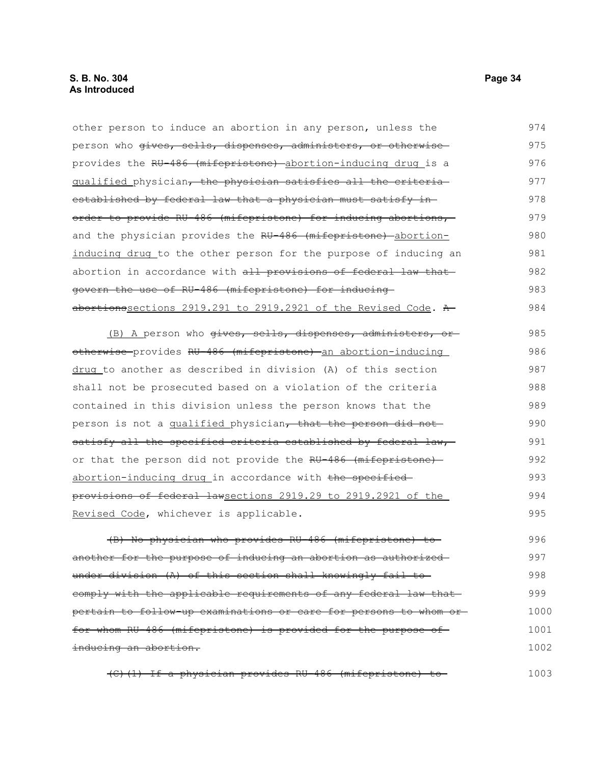other person to induce an abortion in any person, unless the person who ~~gives, sells, dispenses, administers, or otherwise~~ provides the ~~RU-486 (mifepristone)~~ <u>abortion-inducing drug</u> is a <u>qualified</u> physician~~, the physician satisfies all the criteria established by federal law that a physician must satisfy in order to provide RU-486 (mifepristone) for inducing abortions,~~ and the physician provides the ~~RU-486 (mifepristone)~~ <u>abortion-inducing drug</u> to the other person for the purpose of inducing an abortion in accordance with ~~all provisions of federal law that govern the use of RU-486 (mifepristone) for inducing abortions~~<u>sections 2919.291 to 2919.2921 of the Revised Code</u>. ~~A~~

<u>(B) A</u> person who ~~gives, sells, dispenses, administers, or otherwise~~ provides ~~RU-486 (mifepristone)~~ <u>an abortion-inducing drug</u> to another as described in division (A) of this section shall not be prosecuted based on a violation of the criteria contained in this division unless the person knows that the person is not a <u>qualified</u> physician~~, that the person did not satisfy all the specified criteria established by federal law,~~ or that the person did not provide the ~~RU-486 (mifepristone)~~ <u>abortion-inducing drug</u> in accordance with ~~the specified provisions of federal law~~<u>sections 2919.29 to 2919.2921 of the Revised Code</u>, whichever is applicable.

~~(B) No physician who provides RU-486 (mifepristone) to another for the purpose of inducing an abortion as authorized under division (A) of this section shall knowingly fail to comply with the applicable requirements of any federal law that pertain to follow-up examinations or care for persons to whom or for whom RU-486 (mifepristone) is provided for the purpose of inducing an abortion.~~

~~(C)(1) If a physician provides RU-486 (mifepristone) to~~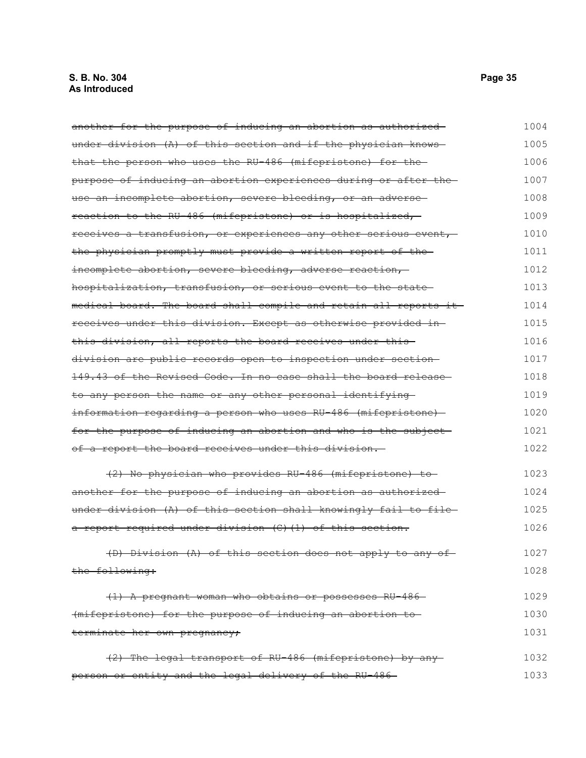~~another for the purpose of inducing an abortion as authorized under division (A) of this section and if the physician knows that the person who uses the RU-486 (mifepristone) for the purpose of inducing an abortion experiences during or after the use an incomplete abortion, severe bleeding, or an adverse reaction to the RU-486 (mifepristone) or is hospitalized, receives a transfusion, or experiences any other serious event, the physician promptly must provide a written report of the incomplete abortion, severe bleeding, adverse reaction, hospitalization, transfusion, or serious event to the state medical board. The board shall compile and retain all reports it receives under this division. Except as otherwise provided in this division, all reports the board receives under this division are public records open to inspection under section 149.43 of the Revised Code. In no case shall the board release to any person the name or any other personal identifying information regarding a person who uses RU-486 (mifepristone) for the purpose of inducing an abortion and who is the subject of a report the board receives under this division.~~ 1004–1022

~~(2) No physician who provides RU-486 (mifepristone) to another for the purpose of inducing an abortion as authorized under division (A) of this section shall knowingly fail to file a report required under division (C)(1) of this section.~~ 1023–1026

~~(D) Division (A) of this section does not apply to any of the following:~~ 1027–1028

~~(1) A pregnant woman who obtains or possesses RU-486 (mifepristone) for the purpose of inducing an abortion to terminate her own pregnancy;~~ 1029–1031

~~(2) The legal transport of RU-486 (mifepristone) by any person or entity and the legal delivery of the RU-486~~ 1032–1033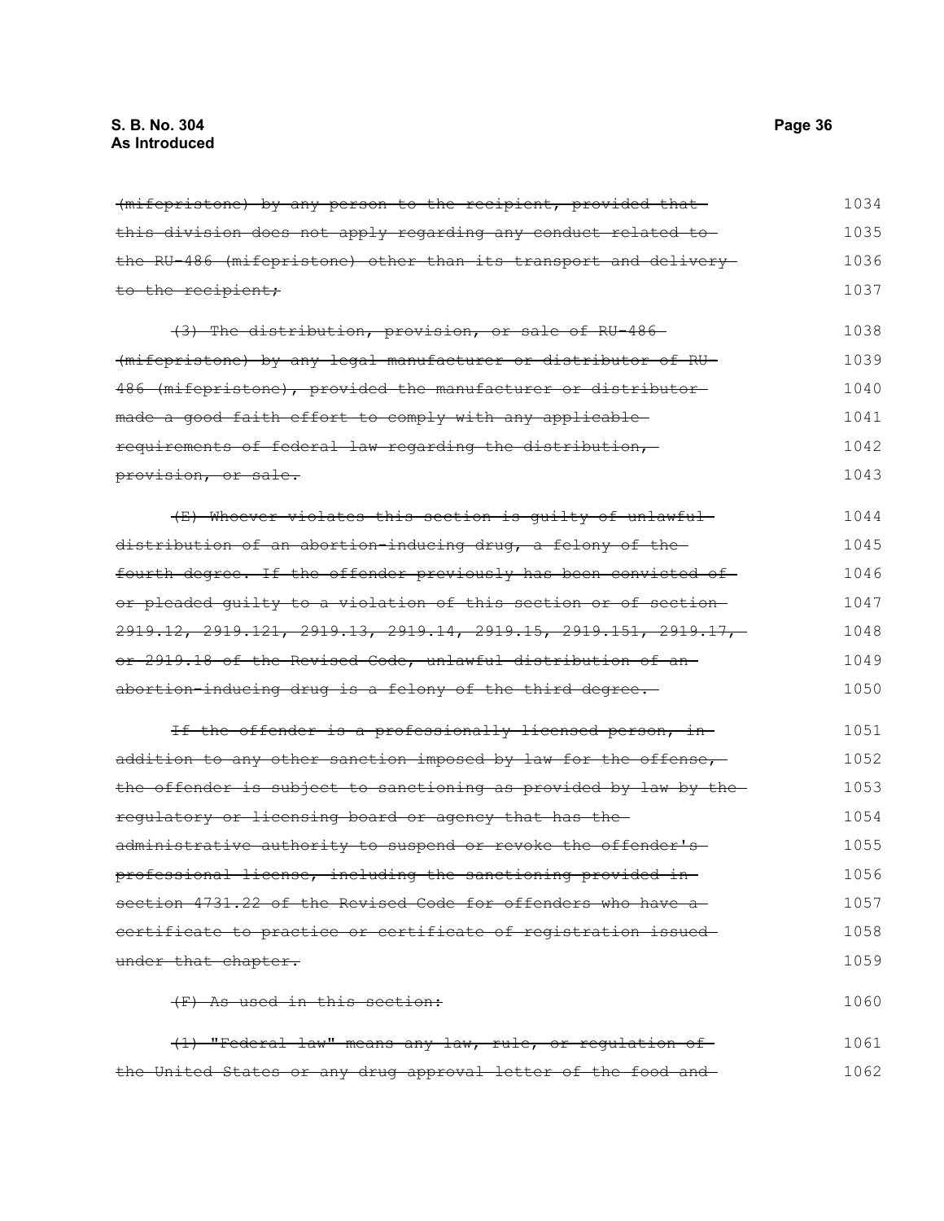~~(mifepristone) by any person to the recipient, provided that this division does not apply regarding any conduct related to the RU-486 (mifepristone) other than its transport and delivery to the recipient;~~ 1034 1035 1036 1037

~~(3) The distribution, provision, or sale of RU-486 (mifepristone) by any legal manufacturer or distributor of RU-486 (mifepristone), provided the manufacturer or distributor made a good faith effort to comply with any applicable requirements of federal law regarding the distribution, provision, or sale.~~ 1038 1039 1040 1041 1042 1043

~~(E) Whoever violates this section is guilty of unlawful distribution of an abortion-inducing drug, a felony of the fourth degree. If the offender previously has been convicted of or pleaded guilty to a violation of this section or of section 2919.12, 2919.121, 2919.13, 2919.14, 2919.15, 2919.151, 2919.17, or 2919.18 of the Revised Code, unlawful distribution of an abortion-inducing drug is a felony of the third degree.~~ 1044 1045 1046 1047 1048 1049 1050

~~If the offender is a professionally licensed person, in addition to any other sanction imposed by law for the offense, the offender is subject to sanctioning as provided by law by the regulatory or licensing board or agency that has the administrative authority to suspend or revoke the offender's professional license, including the sanctioning provided in section 4731.22 of the Revised Code for offenders who have a certificate to practice or certificate of registration issued under that chapter.~~ 1051 1052 1053 1054 1055 1056 1057 1058 1059

~~(F) As used in this section:~~ 1060

~~(1) "Federal law" means any law, rule, or regulation of the United States or any drug approval letter of the food and~~ 1061 1062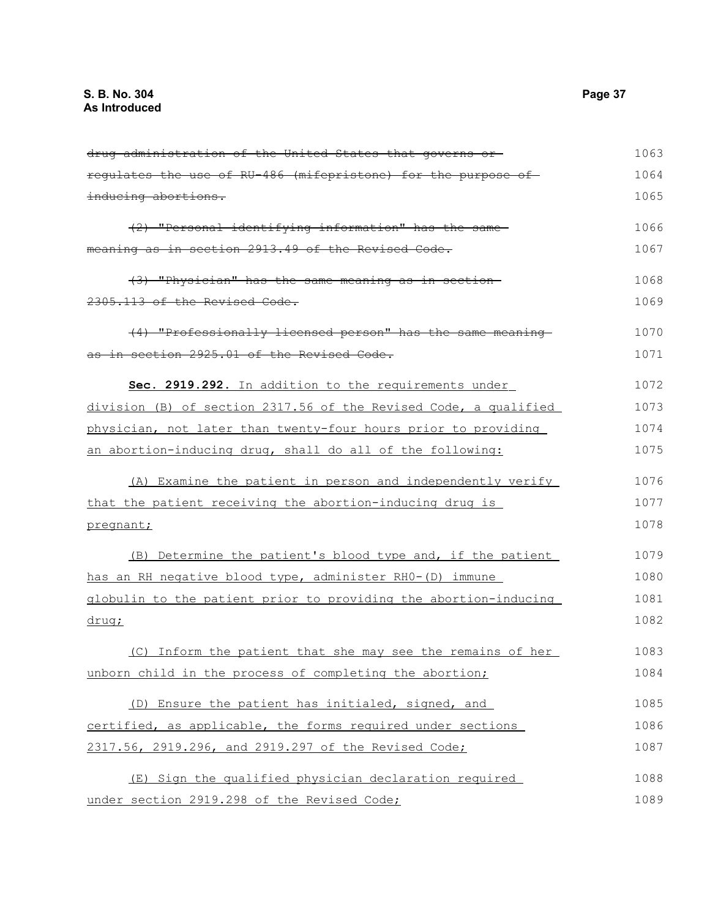~~drug administration of the United States that governs or regulates the use of RU-486 (mifepristone) for the purpose of inducing abortions.~~

~~(2) "Personal identifying information" has the same meaning as in section 2913.49 of the Revised Code.~~

~~(3) "Physician" has the same meaning as in section 2305.113 of the Revised Code.~~

~~(4) "Professionally licensed person" has the same meaning as in section 2925.01 of the Revised Code.~~

**Sec. 2919.292.** In addition to the requirements under division (B) of section 2317.56 of the Revised Code, a qualified physician, not later than twenty-four hours prior to providing an abortion-inducing drug, shall do all of the following:

(A) Examine the patient in person and independently verify that the patient receiving the abortion-inducing drug is pregnant;

(B) Determine the patient's blood type and, if the patient has an RH negative blood type, administer RH0-(D) immune globulin to the patient prior to providing the abortion-inducing drug;

(C) Inform the patient that she may see the remains of her unborn child in the process of completing the abortion;

(D) Ensure the patient has initialed, signed, and certified, as applicable, the forms required under sections 2317.56, 2919.296, and 2919.297 of the Revised Code;

(E) Sign the qualified physician declaration required under section 2919.298 of the Revised Code;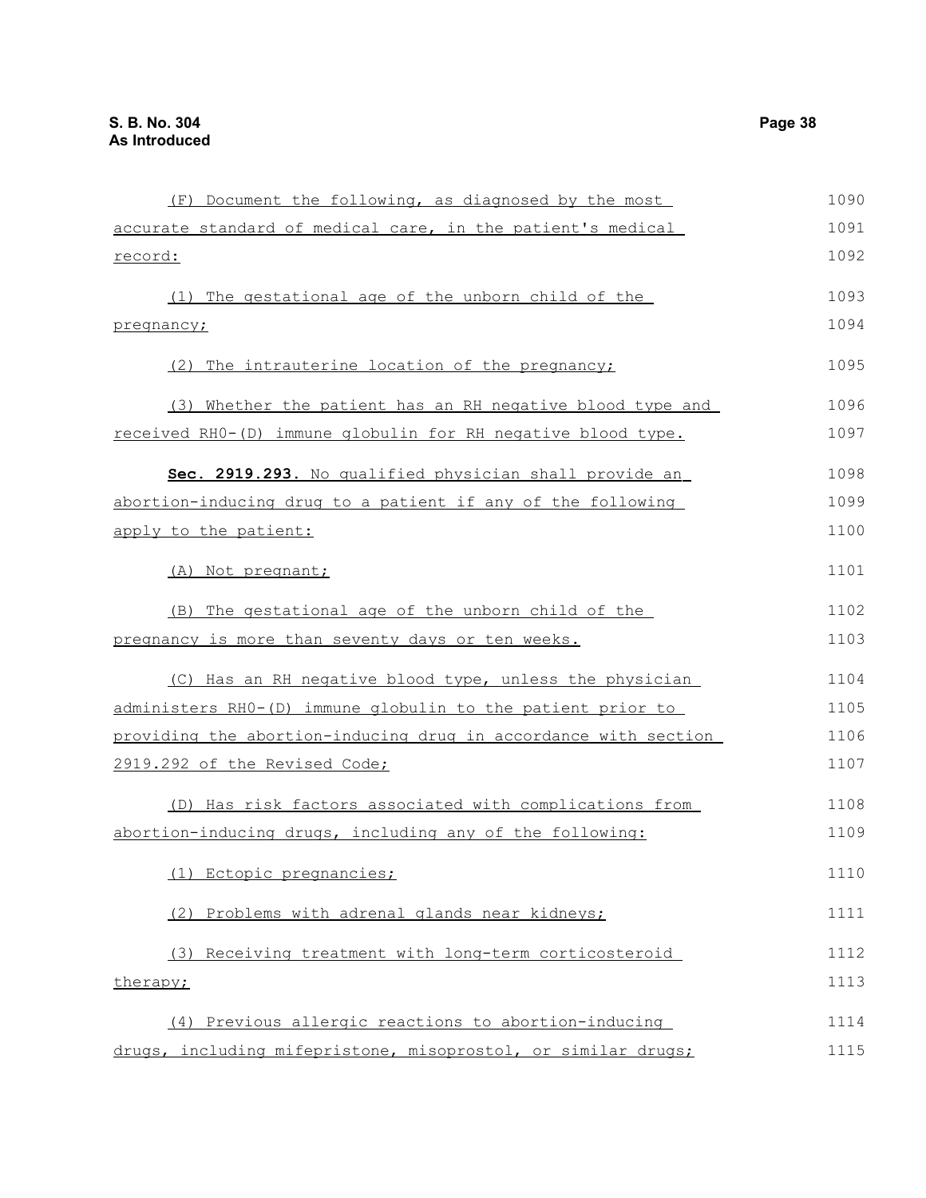(F) Document the following, as diagnosed by the most accurate standard of medical care, in the patient's medical record:

(1) The gestational age of the unborn child of the pregnancy;

(2) The intrauterine location of the pregnancy;

(3) Whether the patient has an RH negative blood type and received RH0-(D) immune globulin for RH negative blood type.

**Sec. 2919.293.** No qualified physician shall provide an abortion-inducing drug to a patient if any of the following apply to the patient:

(A) Not pregnant;

(B) The gestational age of the unborn child of the pregnancy is more than seventy days or ten weeks.

(C) Has an RH negative blood type, unless the physician administers RH0-(D) immune globulin to the patient prior to providing the abortion-inducing drug in accordance with section 2919.292 of the Revised Code;

(D) Has risk factors associated with complications from abortion-inducing drugs, including any of the following:

(1) Ectopic pregnancies;

(2) Problems with adrenal glands near kidneys;

(3) Receiving treatment with long-term corticosteroid therapy;

(4) Previous allergic reactions to abortion-inducing drugs, including mifepristone, misoprostol, or similar drugs;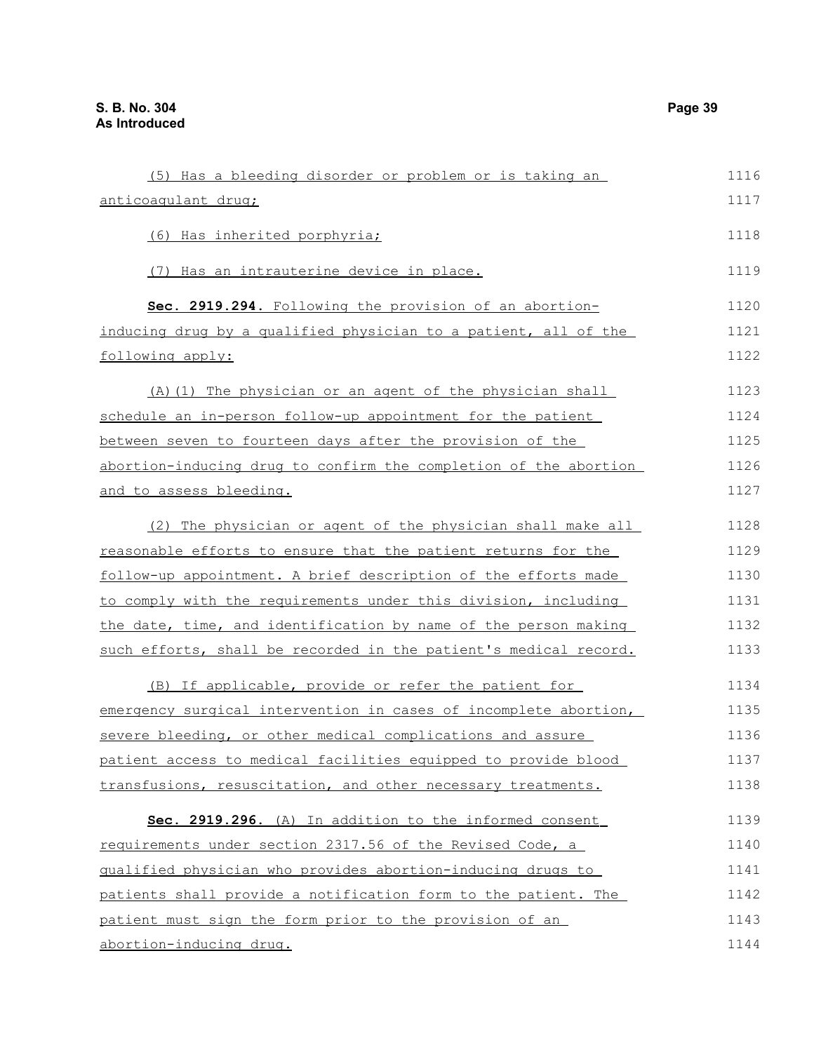(5) Has a bleeding disorder or problem or is taking an anticoagulant drug;

(6) Has inherited porphyria;

(7) Has an intrauterine device in place.

**Sec. 2919.294.** Following the provision of an abortion-inducing drug by a qualified physician to a patient, all of the following apply:

(A)(1) The physician or an agent of the physician shall schedule an in-person follow-up appointment for the patient between seven to fourteen days after the provision of the abortion-inducing drug to confirm the completion of the abortion and to assess bleeding.

(2) The physician or agent of the physician shall make all reasonable efforts to ensure that the patient returns for the follow-up appointment. A brief description of the efforts made to comply with the requirements under this division, including the date, time, and identification by name of the person making such efforts, shall be recorded in the patient's medical record.

(B) If applicable, provide or refer the patient for emergency surgical intervention in cases of incomplete abortion, severe bleeding, or other medical complications and assure patient access to medical facilities equipped to provide blood transfusions, resuscitation, and other necessary treatments.

**Sec. 2919.296.** (A) In addition to the informed consent requirements under section 2317.56 of the Revised Code, a qualified physician who provides abortion-inducing drugs to patients shall provide a notification form to the patient. The patient must sign the form prior to the provision of an abortion-inducing drug.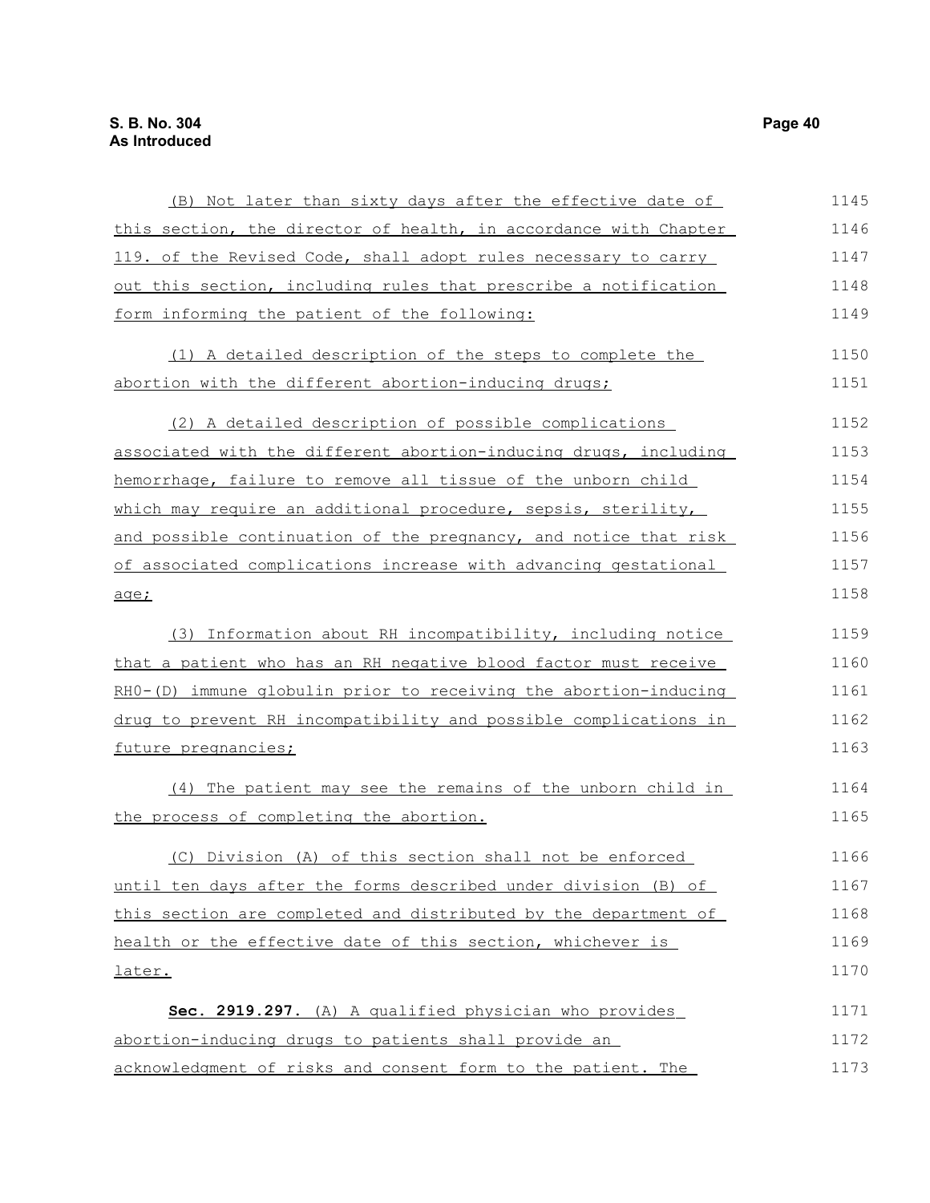(B) Not later than sixty days after the effective date of this section, the director of health, in accordance with Chapter 119. of the Revised Code, shall adopt rules necessary to carry out this section, including rules that prescribe a notification form informing the patient of the following:

(1) A detailed description of the steps to complete the abortion with the different abortion-inducing drugs;

(2) A detailed description of possible complications associated with the different abortion-inducing drugs, including hemorrhage, failure to remove all tissue of the unborn child which may require an additional procedure, sepsis, sterility, and possible continuation of the pregnancy, and notice that risk of associated complications increase with advancing gestational age;

(3) Information about RH incompatibility, including notice that a patient who has an RH negative blood factor must receive RH0-(D) immune globulin prior to receiving the abortion-inducing drug to prevent RH incompatibility and possible complications in future pregnancies;

(4) The patient may see the remains of the unborn child in the process of completing the abortion.

(C) Division (A) of this section shall not be enforced until ten days after the forms described under division (B) of this section are completed and distributed by the department of health or the effective date of this section, whichever is later.

**Sec. 2919.297.** (A) A qualified physician who provides abortion-inducing drugs to patients shall provide an acknowledgment of risks and consent form to the patient. The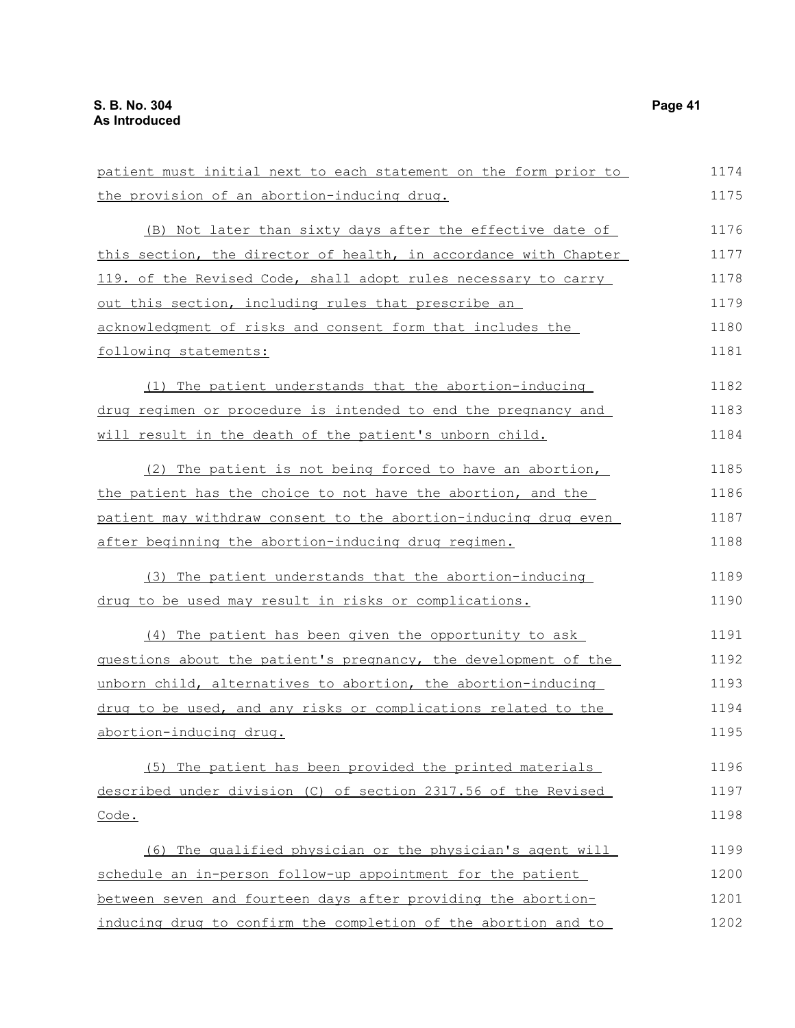patient must initial next to each statement on the form prior to the provision of an abortion-inducing drug.

(B) Not later than sixty days after the effective date of this section, the director of health, in accordance with Chapter 119. of the Revised Code, shall adopt rules necessary to carry out this section, including rules that prescribe an acknowledgment of risks and consent form that includes the following statements:

(1) The patient understands that the abortion-inducing drug regimen or procedure is intended to end the pregnancy and will result in the death of the patient's unborn child.

(2) The patient is not being forced to have an abortion, the patient has the choice to not have the abortion, and the patient may withdraw consent to the abortion-inducing drug even after beginning the abortion-inducing drug regimen.

(3) The patient understands that the abortion-inducing drug to be used may result in risks or complications.

(4) The patient has been given the opportunity to ask questions about the patient's pregnancy, the development of the unborn child, alternatives to abortion, the abortion-inducing drug to be used, and any risks or complications related to the abortion-inducing drug.

(5) The patient has been provided the printed materials described under division (C) of section 2317.56 of the Revised Code.

(6) The qualified physician or the physician's agent will schedule an in-person follow-up appointment for the patient between seven and fourteen days after providing the abortion-inducing drug to confirm the completion of the abortion and to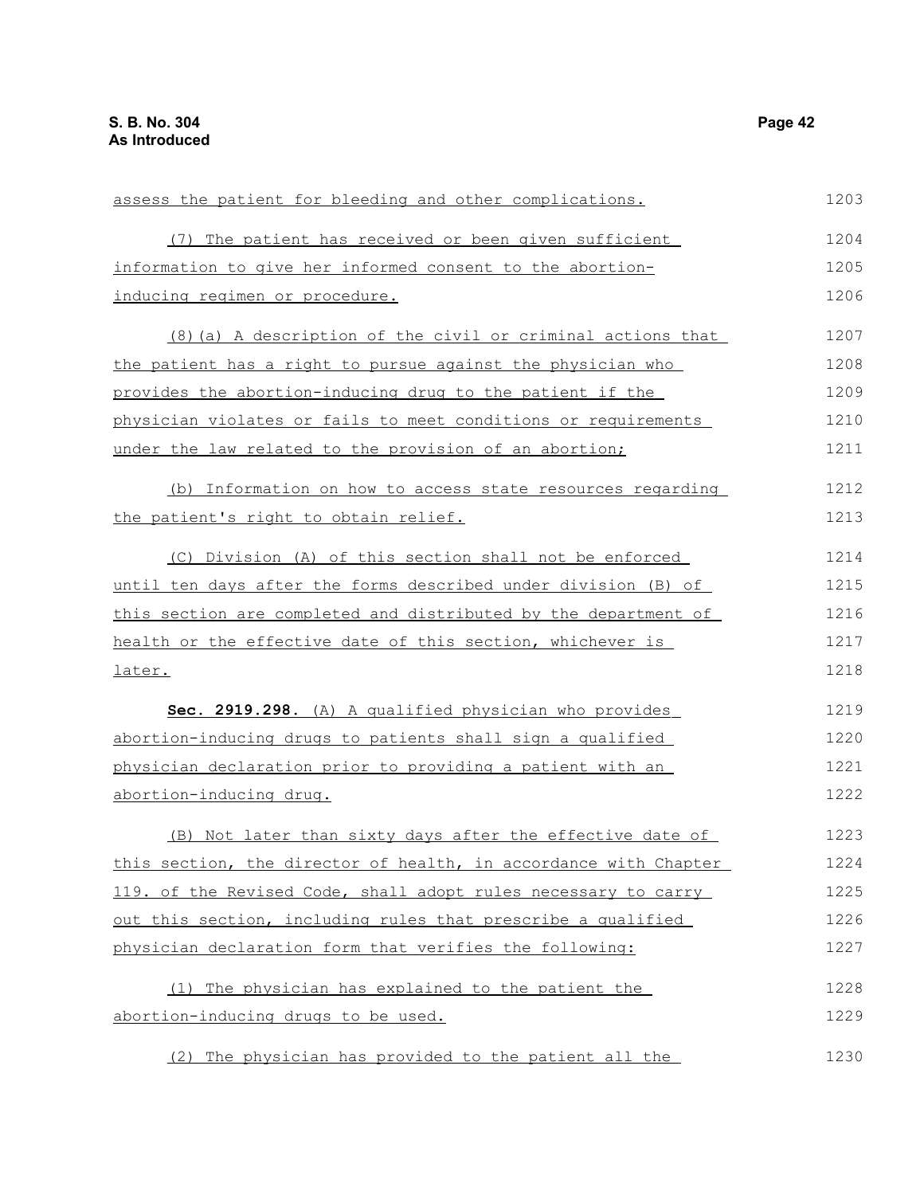assess the patient for bleeding and other complications.

(7) The patient has received or been given sufficient information to give her informed consent to the abortion-inducing regimen or procedure.

(8)(a) A description of the civil or criminal actions that the patient has a right to pursue against the physician who provides the abortion-inducing drug to the patient if the physician violates or fails to meet conditions or requirements under the law related to the provision of an abortion;

(b) Information on how to access state resources regarding the patient's right to obtain relief.

(C) Division (A) of this section shall not be enforced until ten days after the forms described under division (B) of this section are completed and distributed by the department of health or the effective date of this section, whichever is later.

**Sec. 2919.298.** (A) A qualified physician who provides abortion-inducing drugs to patients shall sign a qualified physician declaration prior to providing a patient with an abortion-inducing drug.

(B) Not later than sixty days after the effective date of this section, the director of health, in accordance with Chapter 119. of the Revised Code, shall adopt rules necessary to carry out this section, including rules that prescribe a qualified physician declaration form that verifies the following:

(1) The physician has explained to the patient the abortion-inducing drugs to be used.

(2) The physician has provided to the patient all the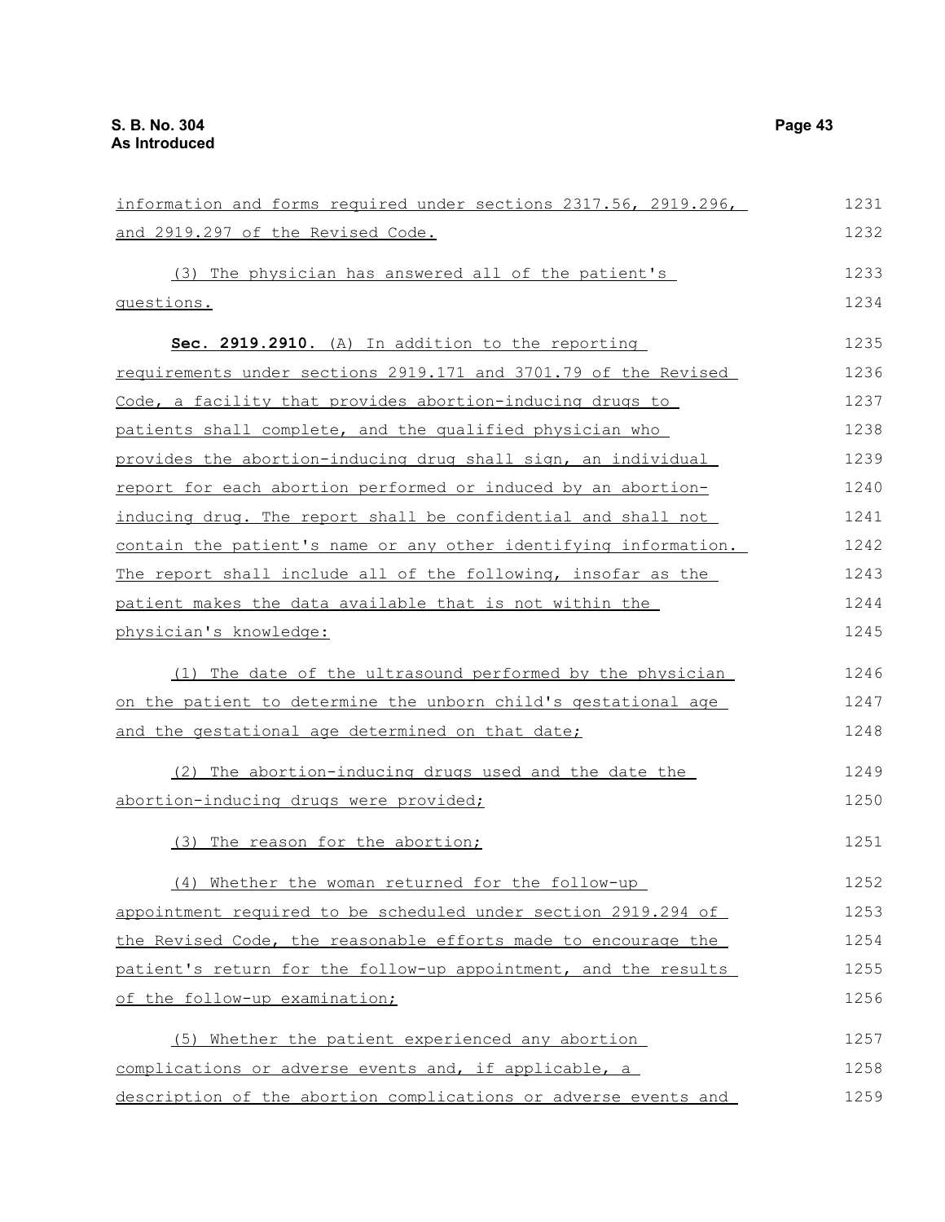information and forms required under sections 2317.56, 2919.296, and 2919.297 of the Revised Code.

(3) The physician has answered all of the patient's questions.

**Sec. 2919.2910.** (A) In addition to the reporting requirements under sections 2919.171 and 3701.79 of the Revised Code, a facility that provides abortion-inducing drugs to patients shall complete, and the qualified physician who provides the abortion-inducing drug shall sign, an individual report for each abortion performed or induced by an abortion-inducing drug. The report shall be confidential and shall not contain the patient's name or any other identifying information. The report shall include all of the following, insofar as the patient makes the data available that is not within the physician's knowledge:

(1) The date of the ultrasound performed by the physician on the patient to determine the unborn child's gestational age and the gestational age determined on that date;

(2) The abortion-inducing drugs used and the date the abortion-inducing drugs were provided;

(3) The reason for the abortion;

(4) Whether the woman returned for the follow-up appointment required to be scheduled under section 2919.294 of the Revised Code, the reasonable efforts made to encourage the patient's return for the follow-up appointment, and the results of the follow-up examination;

(5) Whether the patient experienced any abortion complications or adverse events and, if applicable, a description of the abortion complications or adverse events and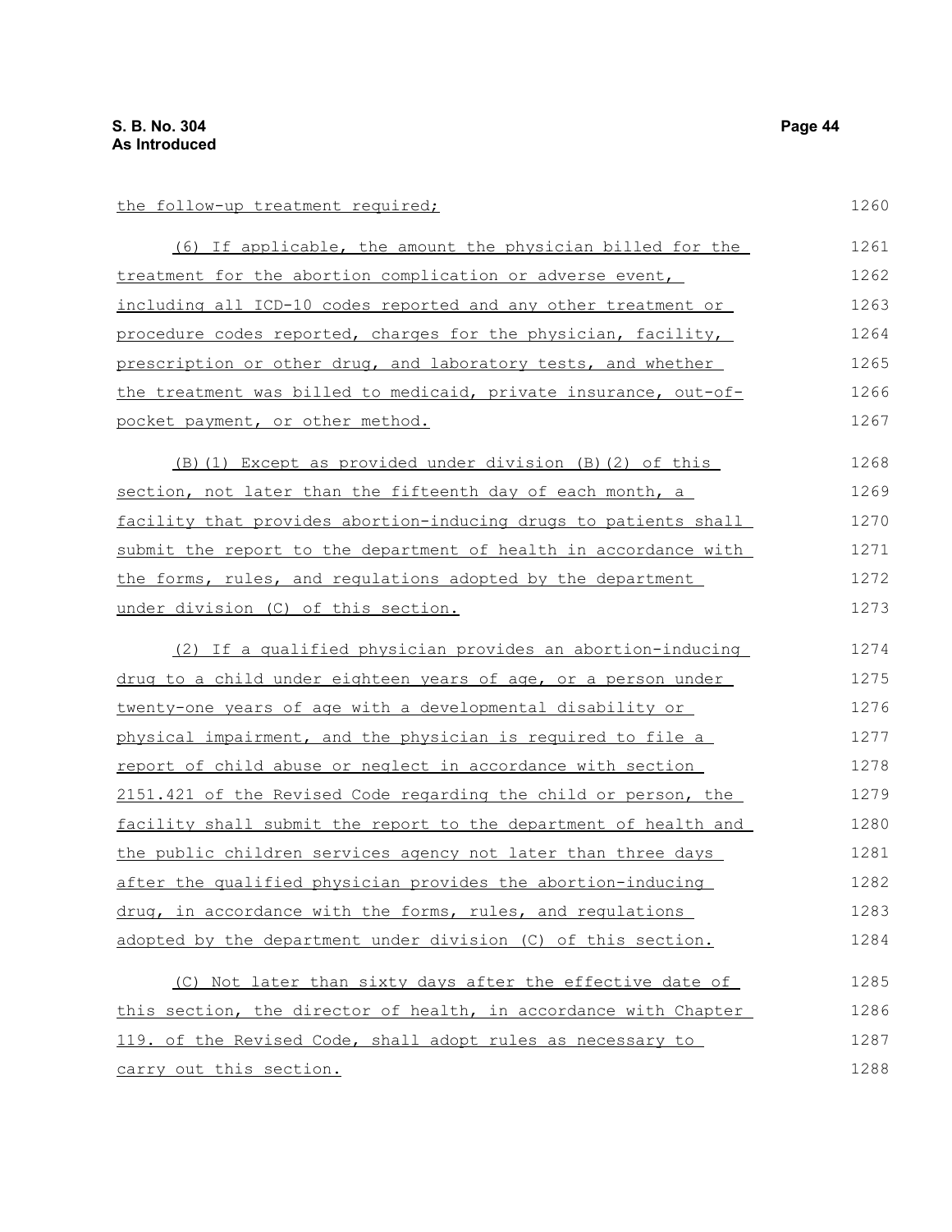the follow-up treatment required;

(6) If applicable, the amount the physician billed for the treatment for the abortion complication or adverse event, including all ICD-10 codes reported and any other treatment or procedure codes reported, charges for the physician, facility, prescription or other drug, and laboratory tests, and whether the treatment was billed to medicaid, private insurance, out-of-pocket payment, or other method.

(B)(1) Except as provided under division (B)(2) of this section, not later than the fifteenth day of each month, a facility that provides abortion-inducing drugs to patients shall submit the report to the department of health in accordance with the forms, rules, and regulations adopted by the department under division (C) of this section.

(2) If a qualified physician provides an abortion-inducing drug to a child under eighteen years of age, or a person under twenty-one years of age with a developmental disability or physical impairment, and the physician is required to file a report of child abuse or neglect in accordance with section 2151.421 of the Revised Code regarding the child or person, the facility shall submit the report to the department of health and the public children services agency not later than three days after the qualified physician provides the abortion-inducing drug, in accordance with the forms, rules, and regulations adopted by the department under division (C) of this section.

(C) Not later than sixty days after the effective date of this section, the director of health, in accordance with Chapter 119. of the Revised Code, shall adopt rules as necessary to carry out this section.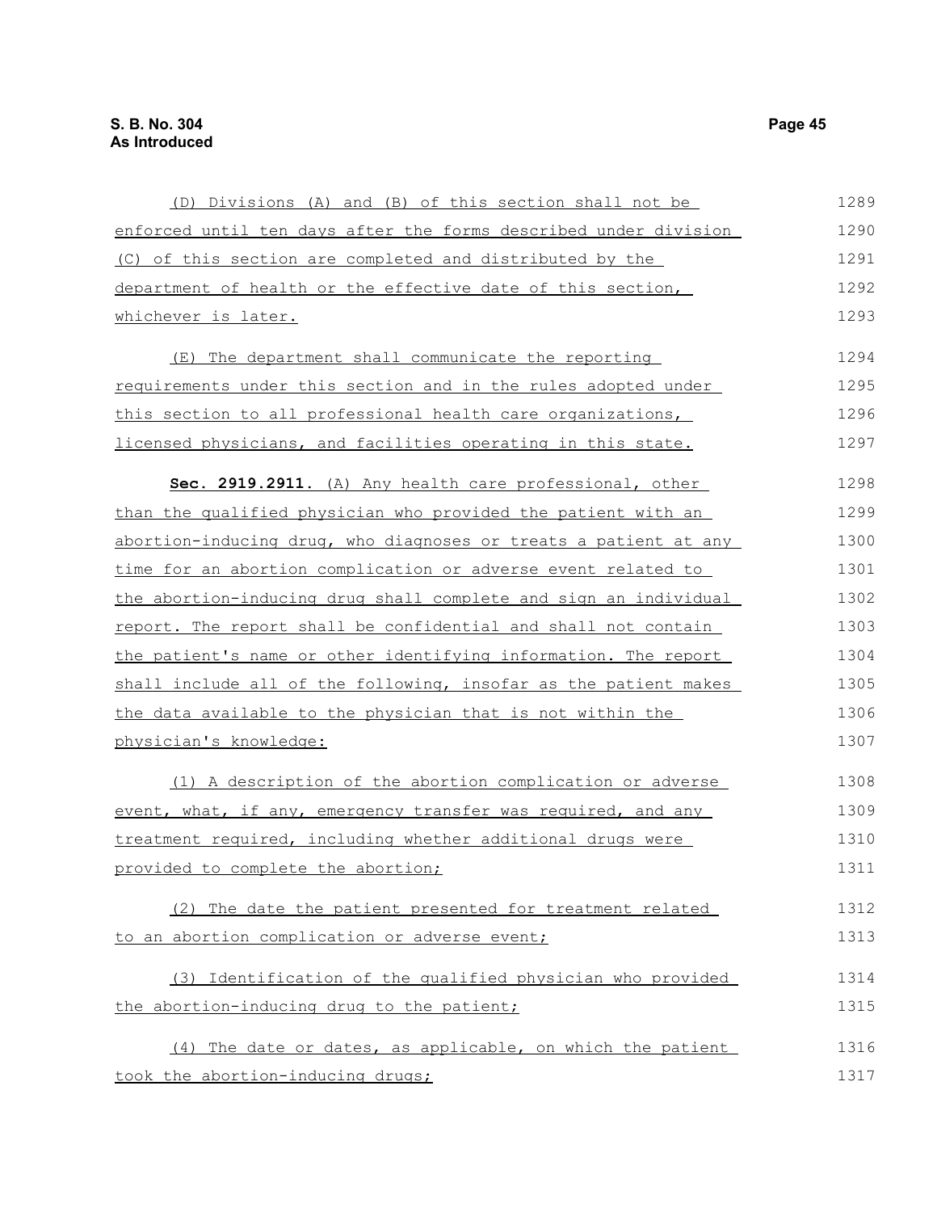(D) Divisions (A) and (B) of this section shall not be enforced until ten days after the forms described under division (C) of this section are completed and distributed by the department of health or the effective date of this section, whichever is later.

(E) The department shall communicate the reporting requirements under this section and in the rules adopted under this section to all professional health care organizations, licensed physicians, and facilities operating in this state.

**Sec. 2919.2911.** (A) Any health care professional, other than the qualified physician who provided the patient with an abortion-inducing drug, who diagnoses or treats a patient at any time for an abortion complication or adverse event related to the abortion-inducing drug shall complete and sign an individual report. The report shall be confidential and shall not contain the patient's name or other identifying information. The report shall include all of the following, insofar as the patient makes the data available to the physician that is not within the physician's knowledge:

(1) A description of the abortion complication or adverse event, what, if any, emergency transfer was required, and any treatment required, including whether additional drugs were provided to complete the abortion;

(2) The date the patient presented for treatment related to an abortion complication or adverse event;

(3) Identification of the qualified physician who provided the abortion-inducing drug to the patient;

(4) The date or dates, as applicable, on which the patient took the abortion-inducing drugs;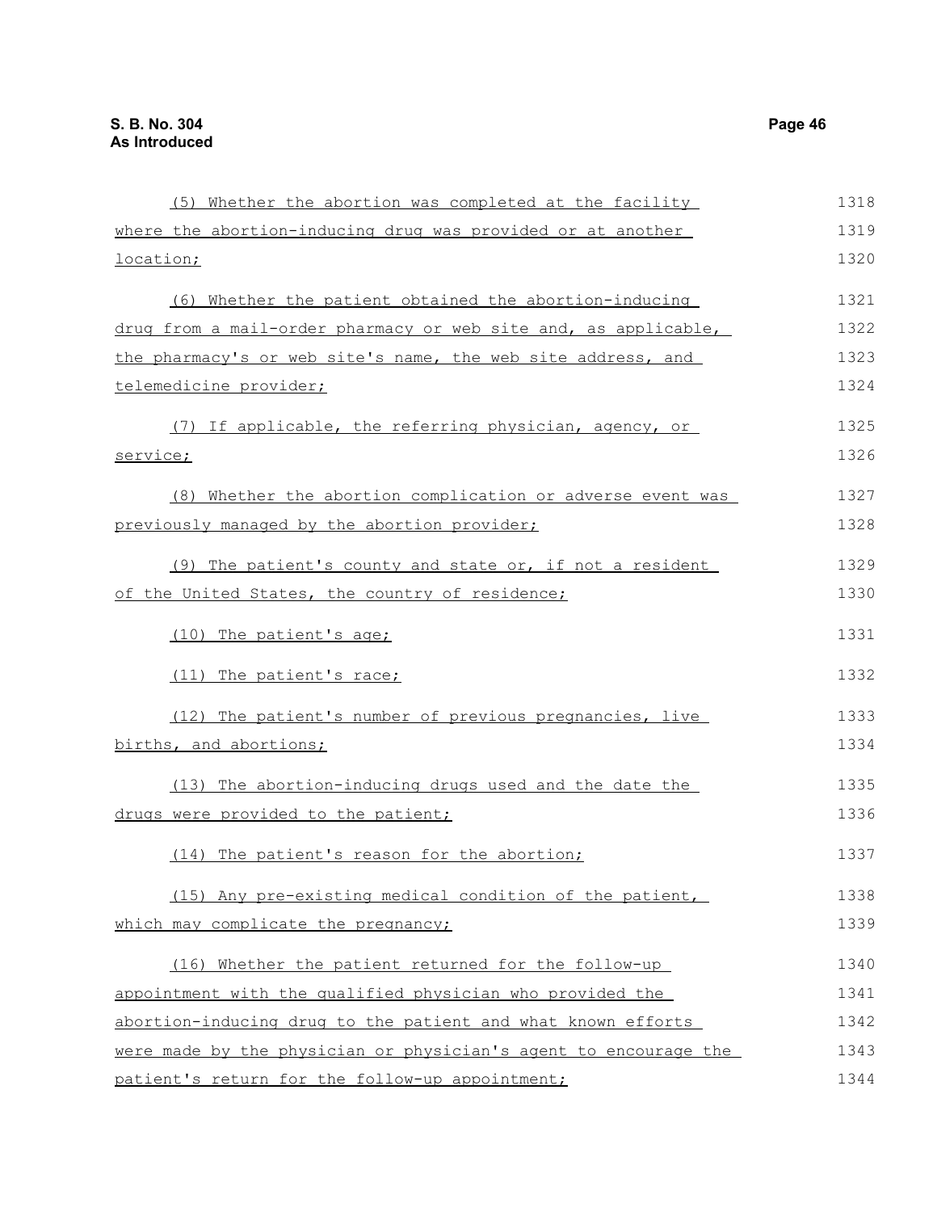(5) Whether the abortion was completed at the facility where the abortion-inducing drug was provided or at another location;

(6) Whether the patient obtained the abortion-inducing drug from a mail-order pharmacy or web site and, as applicable, the pharmacy's or web site's name, the web site address, and telemedicine provider;

(7) If applicable, the referring physician, agency, or service;

(8) Whether the abortion complication or adverse event was previously managed by the abortion provider;

(9) The patient's county and state or, if not a resident of the United States, the country of residence;

(10) The patient's age;

(11) The patient's race;

(12) The patient's number of previous pregnancies, live births, and abortions;

(13) The abortion-inducing drugs used and the date the drugs were provided to the patient;

(14) The patient's reason for the abortion;

(15) Any pre-existing medical condition of the patient, which may complicate the pregnancy;

(16) Whether the patient returned for the follow-up appointment with the qualified physician who provided the abortion-inducing drug to the patient and what known efforts were made by the physician or physician's agent to encourage the patient's return for the follow-up appointment;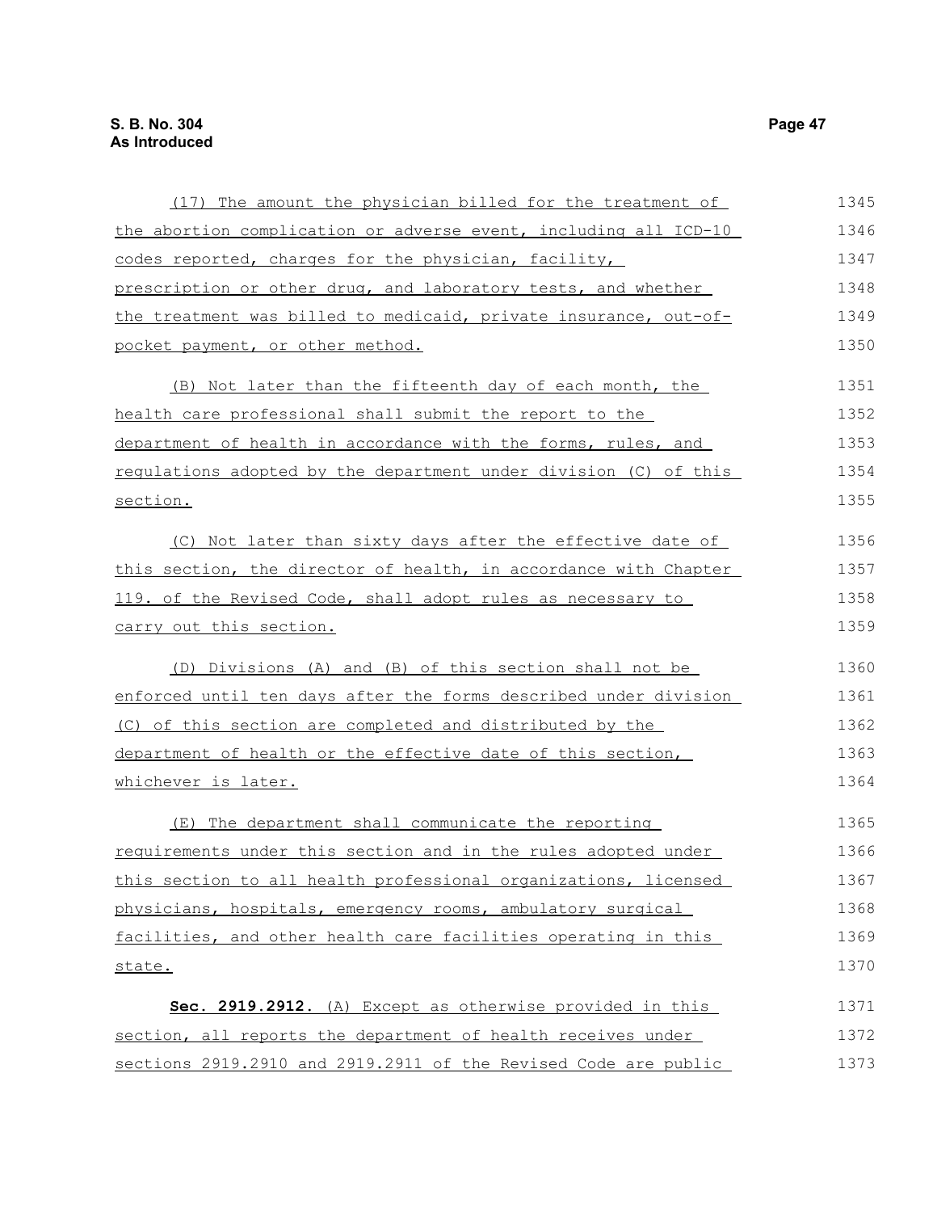(17) The amount the physician billed for the treatment of the abortion complication or adverse event, including all ICD-10 codes reported, charges for the physician, facility, prescription or other drug, and laboratory tests, and whether the treatment was billed to medicaid, private insurance, out-of-pocket payment, or other method.

(B) Not later than the fifteenth day of each month, the health care professional shall submit the report to the department of health in accordance with the forms, rules, and regulations adopted by the department under division (C) of this section.

(C) Not later than sixty days after the effective date of this section, the director of health, in accordance with Chapter 119. of the Revised Code, shall adopt rules as necessary to carry out this section.

(D) Divisions (A) and (B) of this section shall not be enforced until ten days after the forms described under division (C) of this section are completed and distributed by the department of health or the effective date of this section, whichever is later.

(E) The department shall communicate the reporting requirements under this section and in the rules adopted under this section to all health professional organizations, licensed physicians, hospitals, emergency rooms, ambulatory surgical facilities, and other health care facilities operating in this state.

**Sec. 2919.2912.** (A) Except as otherwise provided in this section, all reports the department of health receives under sections 2919.2910 and 2919.2911 of the Revised Code are public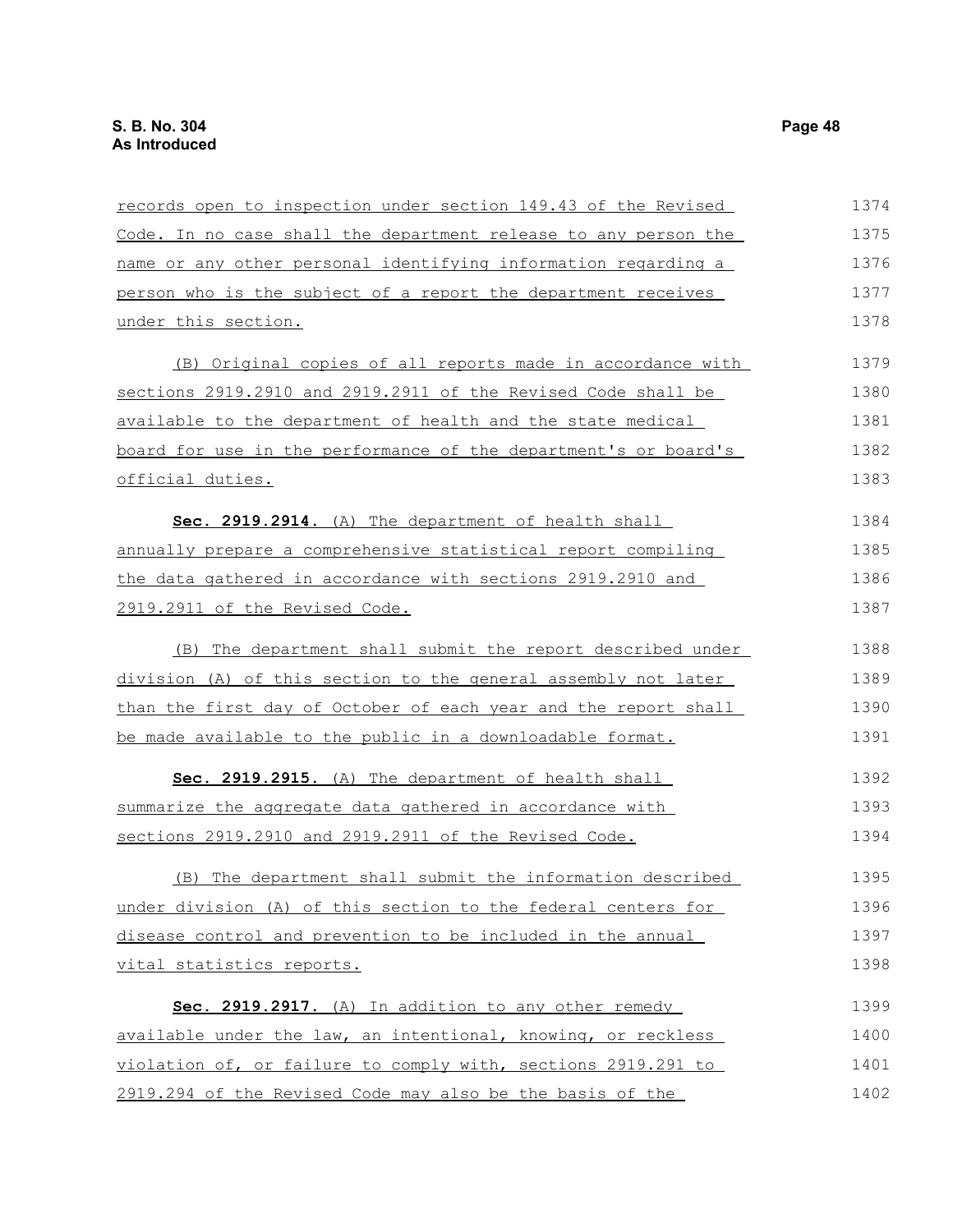records open to inspection under section 149.43 of the Revised Code. In no case shall the department release to any person the name or any other personal identifying information regarding a person who is the subject of a report the department receives under this section.

(B) Original copies of all reports made in accordance with sections 2919.2910 and 2919.2911 of the Revised Code shall be available to the department of health and the state medical board for use in the performance of the department's or board's official duties.

**Sec. 2919.2914.** (A) The department of health shall annually prepare a comprehensive statistical report compiling the data gathered in accordance with sections 2919.2910 and 2919.2911 of the Revised Code.

(B) The department shall submit the report described under division (A) of this section to the general assembly not later than the first day of October of each year and the report shall be made available to the public in a downloadable format.

**Sec. 2919.2915.** (A) The department of health shall summarize the aggregate data gathered in accordance with sections 2919.2910 and 2919.2911 of the Revised Code.

(B) The department shall submit the information described under division (A) of this section to the federal centers for disease control and prevention to be included in the annual vital statistics reports.

**Sec. 2919.2917.** (A) In addition to any other remedy available under the law, an intentional, knowing, or reckless violation of, or failure to comply with, sections 2919.291 to 2919.294 of the Revised Code may also be the basis of the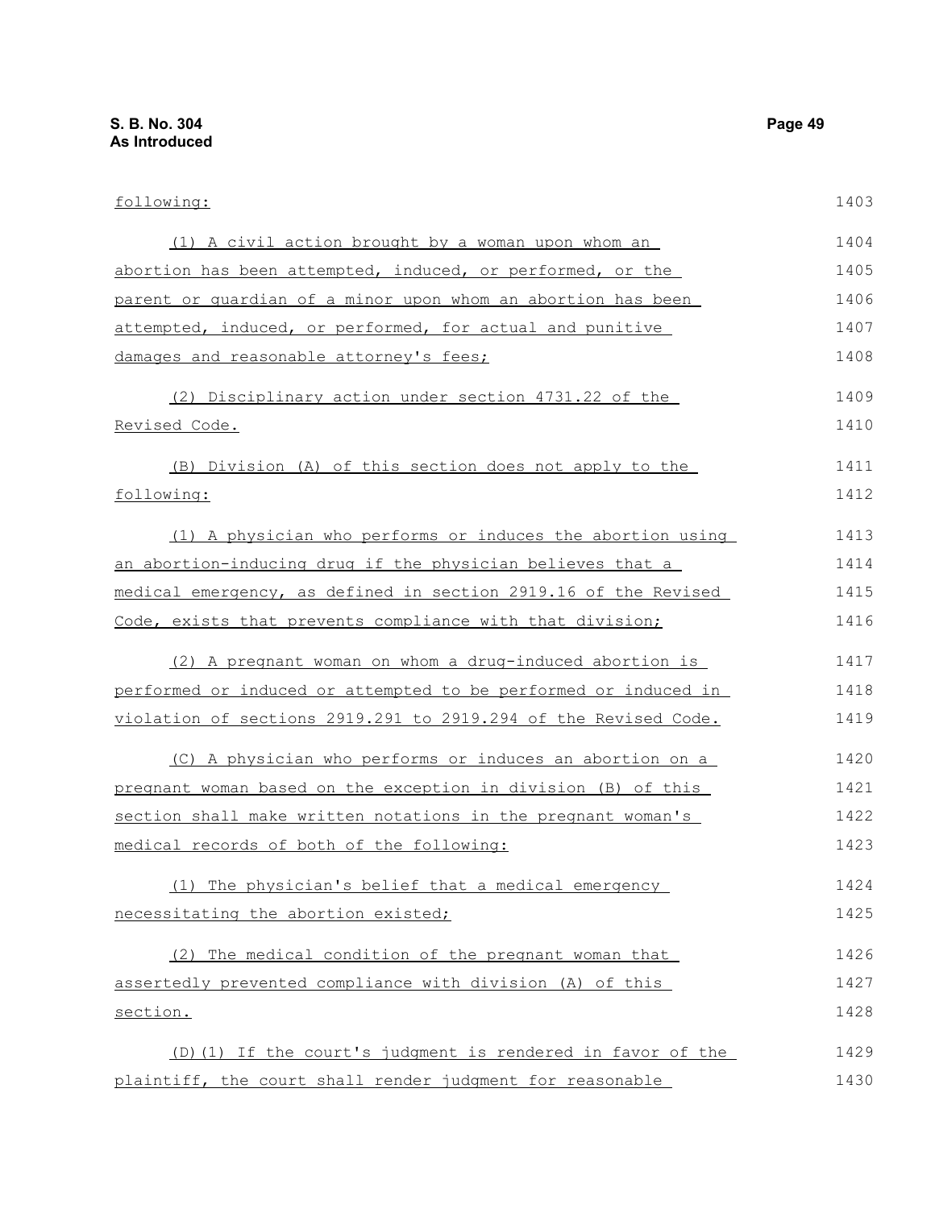following:

(1) A civil action brought by a woman upon whom an abortion has been attempted, induced, or performed, or the parent or guardian of a minor upon whom an abortion has been attempted, induced, or performed, for actual and punitive damages and reasonable attorney's fees;

(2) Disciplinary action under section 4731.22 of the Revised Code.

(B) Division (A) of this section does not apply to the following:

(1) A physician who performs or induces the abortion using an abortion-inducing drug if the physician believes that a medical emergency, as defined in section 2919.16 of the Revised Code, exists that prevents compliance with that division;

(2) A pregnant woman on whom a drug-induced abortion is performed or induced or attempted to be performed or induced in violation of sections 2919.291 to 2919.294 of the Revised Code.

(C) A physician who performs or induces an abortion on a pregnant woman based on the exception in division (B) of this section shall make written notations in the pregnant woman's medical records of both of the following:

(1) The physician's belief that a medical emergency necessitating the abortion existed;

(2) The medical condition of the pregnant woman that assertedly prevented compliance with division (A) of this section.

(D)(1) If the court's judgment is rendered in favor of the plaintiff, the court shall render judgment for reasonable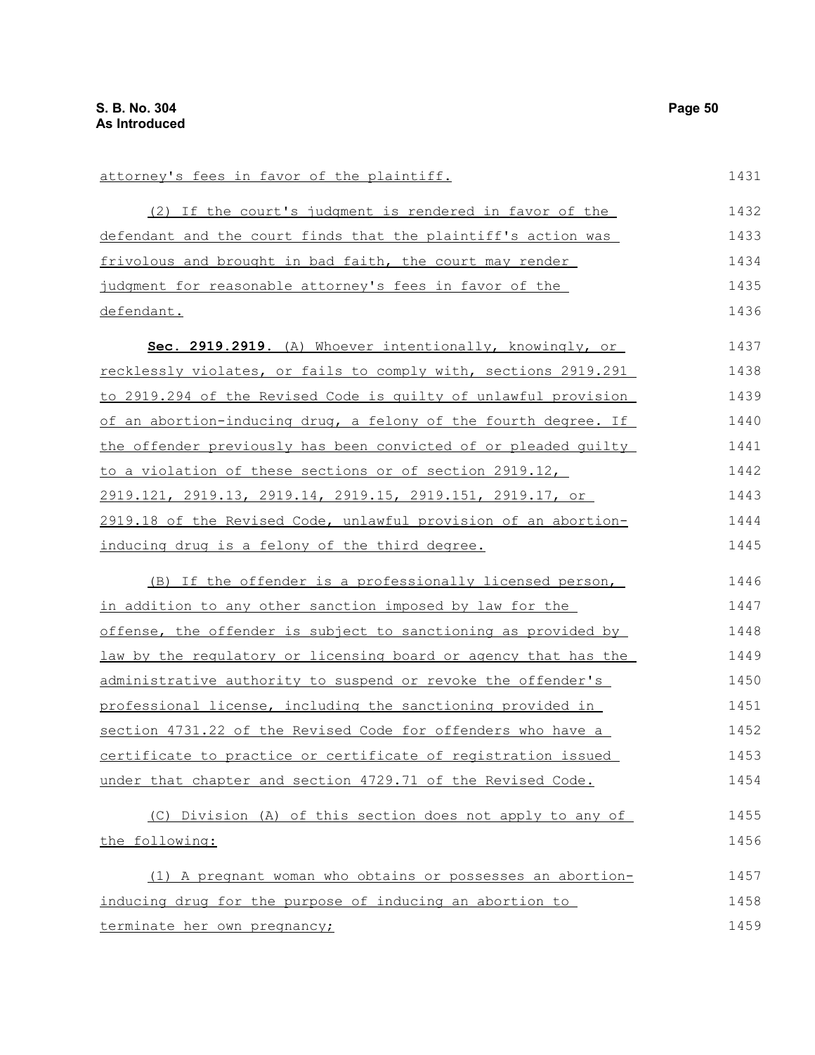attorney's fees in favor of the plaintiff.

(2) If the court's judgment is rendered in favor of the defendant and the court finds that the plaintiff's action was frivolous and brought in bad faith, the court may render judgment for reasonable attorney's fees in favor of the defendant.

**Sec. 2919.2919.** (A) Whoever intentionally, knowingly, or recklessly violates, or fails to comply with, sections 2919.291 to 2919.294 of the Revised Code is guilty of unlawful provision of an abortion-inducing drug, a felony of the fourth degree. If the offender previously has been convicted of or pleaded guilty to a violation of these sections or of section 2919.12, 2919.121, 2919.13, 2919.14, 2919.15, 2919.151, 2919.17, or 2919.18 of the Revised Code, unlawful provision of an abortion-inducing drug is a felony of the third degree.

(B) If the offender is a professionally licensed person, in addition to any other sanction imposed by law for the offense, the offender is subject to sanctioning as provided by law by the regulatory or licensing board or agency that has the administrative authority to suspend or revoke the offender's professional license, including the sanctioning provided in section 4731.22 of the Revised Code for offenders who have a certificate to practice or certificate of registration issued under that chapter and section 4729.71 of the Revised Code.

(C) Division (A) of this section does not apply to any of the following:

(1) A pregnant woman who obtains or possesses an abortion-inducing drug for the purpose of inducing an abortion to terminate her own pregnancy;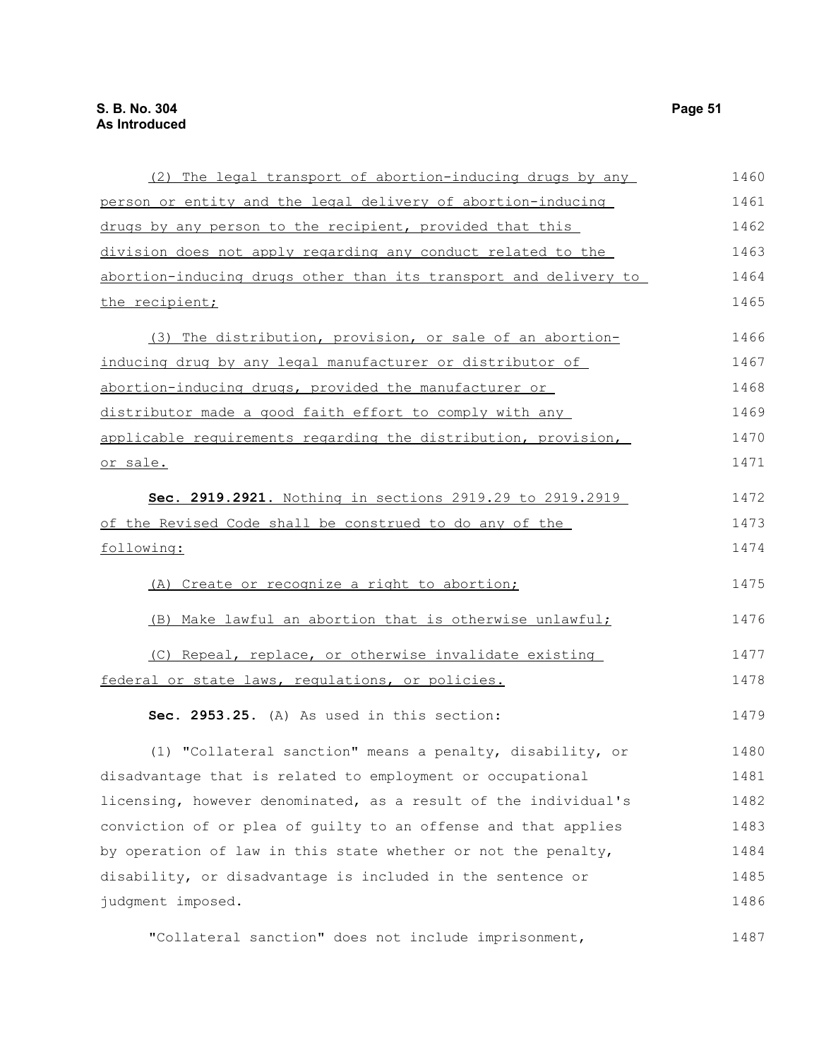(2) The legal transport of abortion-inducing drugs by any person or entity and the legal delivery of abortion-inducing drugs by any person to the recipient, provided that this division does not apply regarding any conduct related to the abortion-inducing drugs other than its transport and delivery to the recipient;

(3) The distribution, provision, or sale of an abortion-inducing drug by any legal manufacturer or distributor of abortion-inducing drugs, provided the manufacturer or distributor made a good faith effort to comply with any applicable requirements regarding the distribution, provision, or sale.

**Sec. 2919.2921.** Nothing in sections 2919.29 to 2919.2919 of the Revised Code shall be construed to do any of the following:

(A) Create or recognize a right to abortion;

(B) Make lawful an abortion that is otherwise unlawful;

(C) Repeal, replace, or otherwise invalidate existing federal or state laws, regulations, or policies.

**Sec. 2953.25.** (A) As used in this section:

(1) "Collateral sanction" means a penalty, disability, or disadvantage that is related to employment or occupational licensing, however denominated, as a result of the individual's conviction of or plea of guilty to an offense and that applies by operation of law in this state whether or not the penalty, disability, or disadvantage is included in the sentence or judgment imposed.

"Collateral sanction" does not include imprisonment,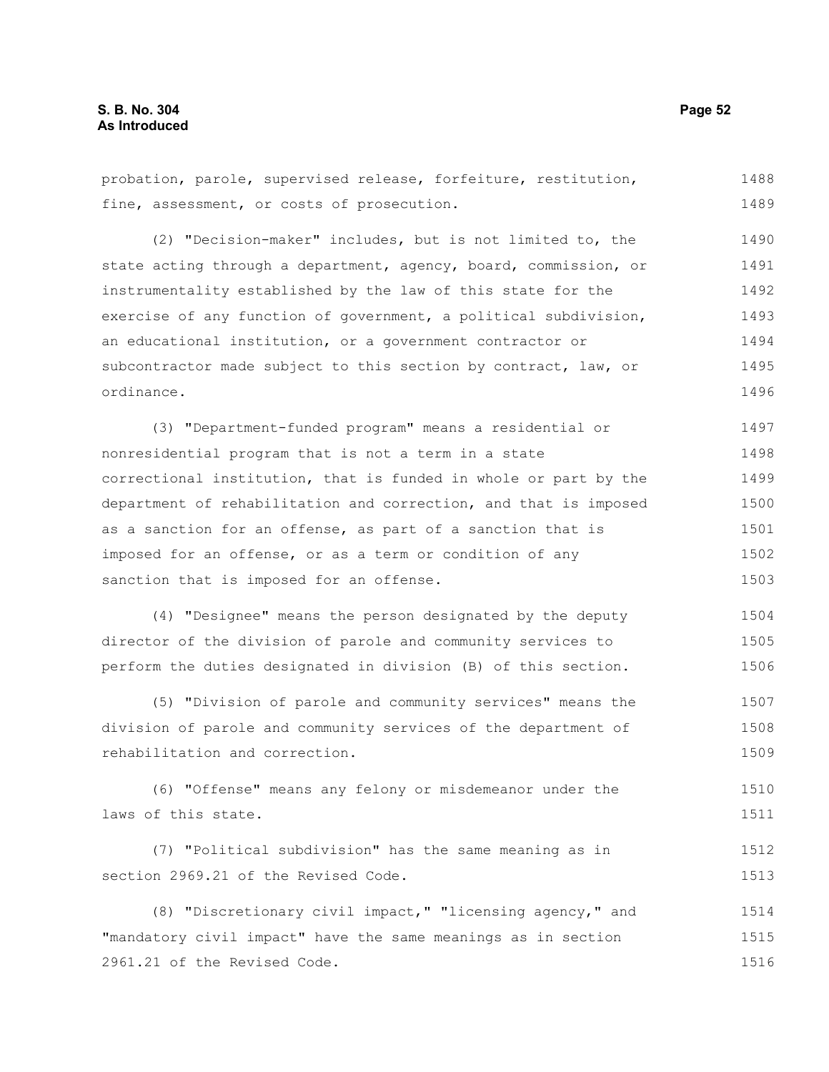probation, parole, supervised release, forfeiture, restitution, fine, assessment, or costs of prosecution.

(2) "Decision-maker" includes, but is not limited to, the state acting through a department, agency, board, commission, or instrumentality established by the law of this state for the exercise of any function of government, a political subdivision, an educational institution, or a government contractor or subcontractor made subject to this section by contract, law, or ordinance.

(3) "Department-funded program" means a residential or nonresidential program that is not a term in a state correctional institution, that is funded in whole or part by the department of rehabilitation and correction, and that is imposed as a sanction for an offense, as part of a sanction that is imposed for an offense, or as a term or condition of any sanction that is imposed for an offense.

(4) "Designee" means the person designated by the deputy director of the division of parole and community services to perform the duties designated in division (B) of this section.

(5) "Division of parole and community services" means the division of parole and community services of the department of rehabilitation and correction.

(6) "Offense" means any felony or misdemeanor under the laws of this state.

(7) "Political subdivision" has the same meaning as in section 2969.21 of the Revised Code.

(8) "Discretionary civil impact," "licensing agency," and "mandatory civil impact" have the same meanings as in section 2961.21 of the Revised Code.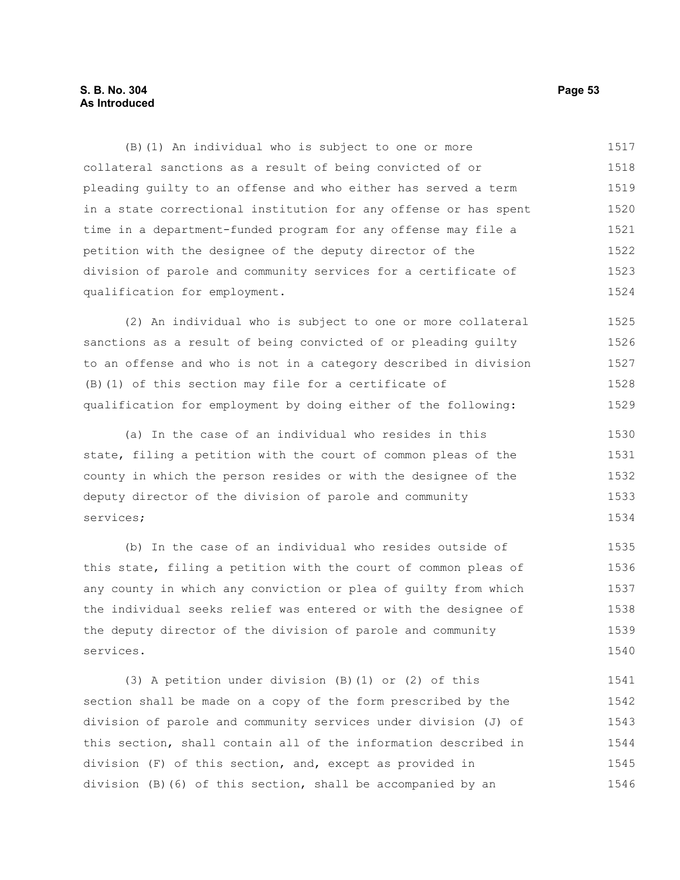(B)(1) An individual who is subject to one or more collateral sanctions as a result of being convicted of or pleading guilty to an offense and who either has served a term in a state correctional institution for any offense or has spent time in a department-funded program for any offense may file a petition with the designee of the deputy director of the division of parole and community services for a certificate of qualification for employment.

(2) An individual who is subject to one or more collateral sanctions as a result of being convicted of or pleading guilty to an offense and who is not in a category described in division (B)(1) of this section may file for a certificate of qualification for employment by doing either of the following:

(a) In the case of an individual who resides in this state, filing a petition with the court of common pleas of the county in which the person resides or with the designee of the deputy director of the division of parole and community services;

(b) In the case of an individual who resides outside of this state, filing a petition with the court of common pleas of any county in which any conviction or plea of guilty from which the individual seeks relief was entered or with the designee of the deputy director of the division of parole and community services.

(3) A petition under division (B)(1) or (2) of this section shall be made on a copy of the form prescribed by the division of parole and community services under division (J) of this section, shall contain all of the information described in division (F) of this section, and, except as provided in division (B)(6) of this section, shall be accompanied by an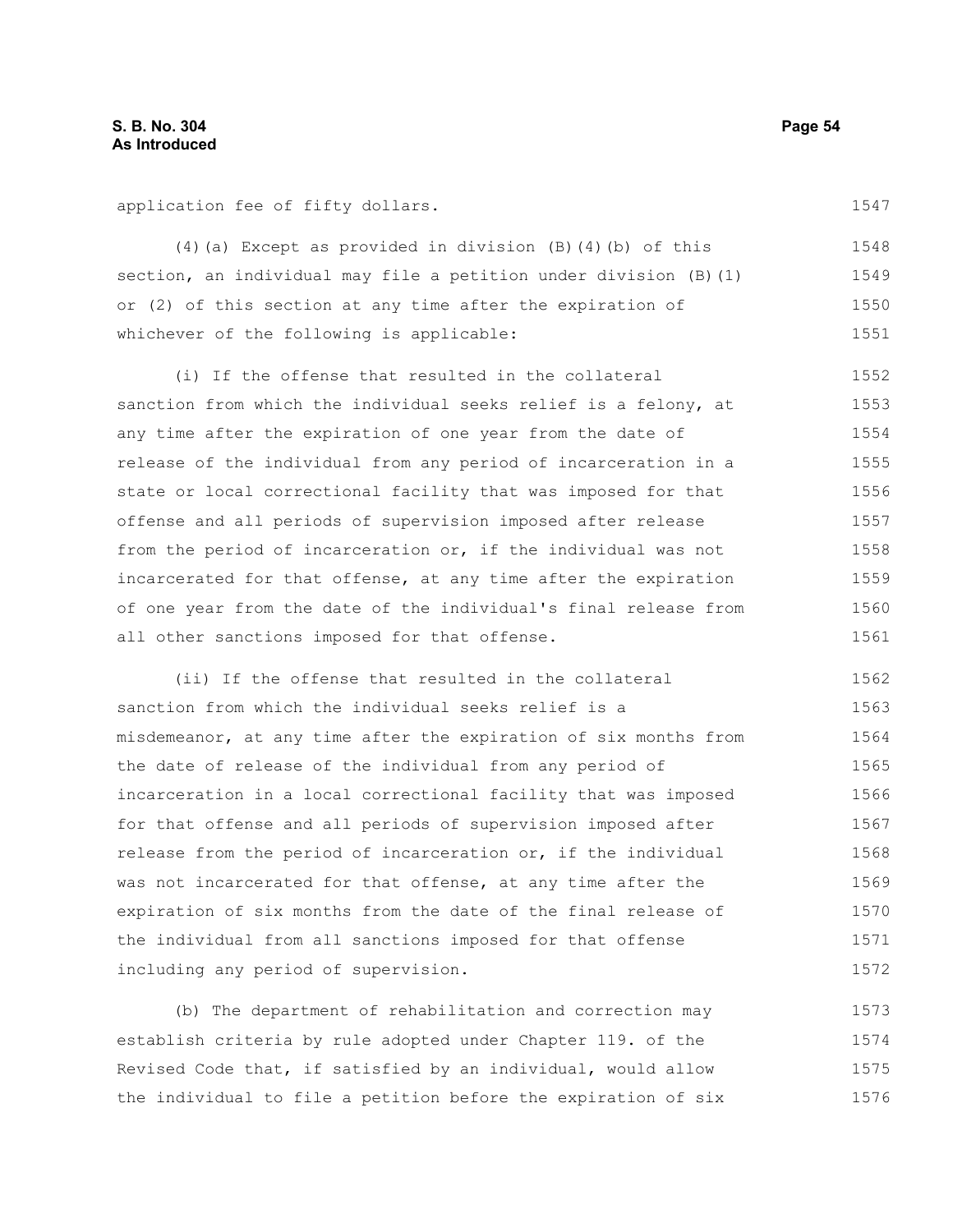application fee of fifty dollars.

(4)(a) Except as provided in division (B)(4)(b) of this section, an individual may file a petition under division (B)(1) or (2) of this section at any time after the expiration of whichever of the following is applicable:

(i) If the offense that resulted in the collateral sanction from which the individual seeks relief is a felony, at any time after the expiration of one year from the date of release of the individual from any period of incarceration in a state or local correctional facility that was imposed for that offense and all periods of supervision imposed after release from the period of incarceration or, if the individual was not incarcerated for that offense, at any time after the expiration of one year from the date of the individual's final release from all other sanctions imposed for that offense.

(ii) If the offense that resulted in the collateral sanction from which the individual seeks relief is a misdemeanor, at any time after the expiration of six months from the date of release of the individual from any period of incarceration in a local correctional facility that was imposed for that offense and all periods of supervision imposed after release from the period of incarceration or, if the individual was not incarcerated for that offense, at any time after the expiration of six months from the date of the final release of the individual from all sanctions imposed for that offense including any period of supervision.

(b) The department of rehabilitation and correction may establish criteria by rule adopted under Chapter 119. of the Revised Code that, if satisfied by an individual, would allow the individual to file a petition before the expiration of six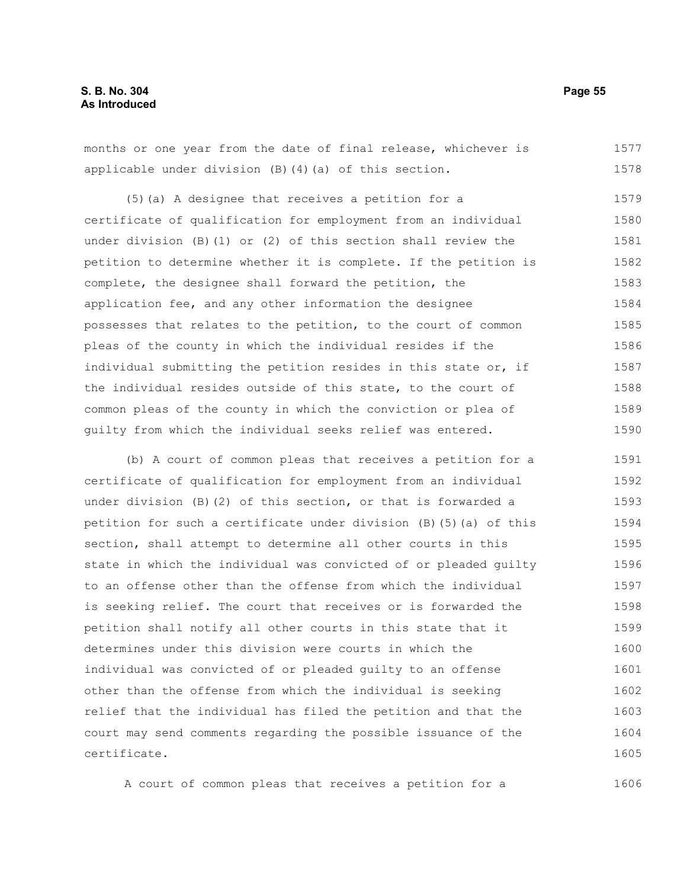months or one year from the date of final release, whichever is applicable under division (B)(4)(a) of this section.

(5)(a) A designee that receives a petition for a certificate of qualification for employment from an individual under division (B)(1) or (2) of this section shall review the petition to determine whether it is complete. If the petition is complete, the designee shall forward the petition, the application fee, and any other information the designee possesses that relates to the petition, to the court of common pleas of the county in which the individual resides if the individual submitting the petition resides in this state or, if the individual resides outside of this state, to the court of common pleas of the county in which the conviction or plea of guilty from which the individual seeks relief was entered.

(b) A court of common pleas that receives a petition for a certificate of qualification for employment from an individual under division (B)(2) of this section, or that is forwarded a petition for such a certificate under division (B)(5)(a) of this section, shall attempt to determine all other courts in this state in which the individual was convicted of or pleaded guilty to an offense other than the offense from which the individual is seeking relief. The court that receives or is forwarded the petition shall notify all other courts in this state that it determines under this division were courts in which the individual was convicted of or pleaded guilty to an offense other than the offense from which the individual is seeking relief that the individual has filed the petition and that the court may send comments regarding the possible issuance of the certificate.

A court of common pleas that receives a petition for a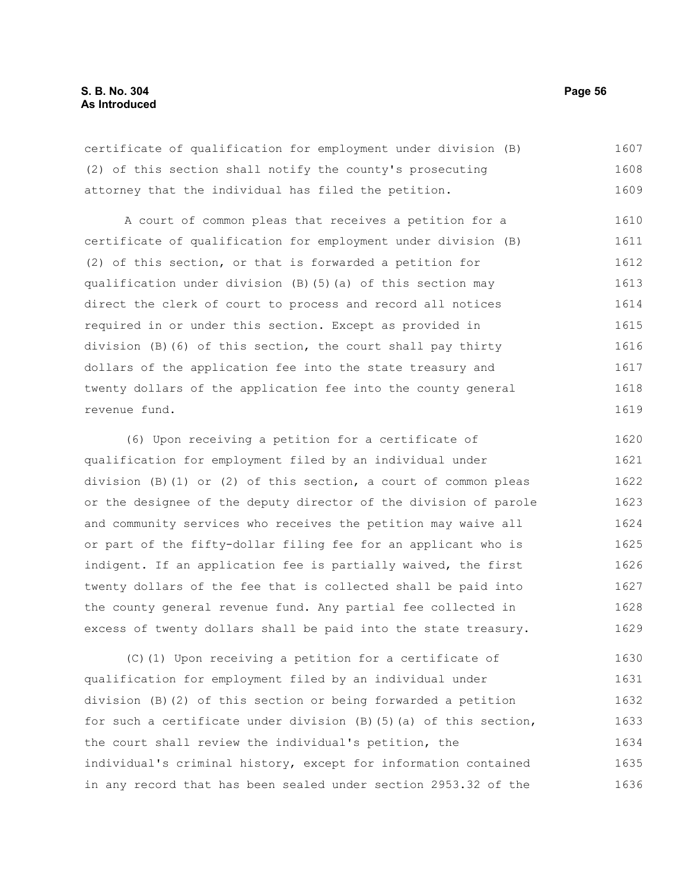certificate of qualification for employment under division (B)(2) of this section shall notify the county's prosecuting attorney that the individual has filed the petition.

A court of common pleas that receives a petition for a certificate of qualification for employment under division (B)(2) of this section, or that is forwarded a petition for qualification under division (B)(5)(a) of this section may direct the clerk of court to process and record all notices required in or under this section. Except as provided in division (B)(6) of this section, the court shall pay thirty dollars of the application fee into the state treasury and twenty dollars of the application fee into the county general revenue fund.

(6) Upon receiving a petition for a certificate of qualification for employment filed by an individual under division (B)(1) or (2) of this section, a court of common pleas or the designee of the deputy director of the division of parole and community services who receives the petition may waive all or part of the fifty-dollar filing fee for an applicant who is indigent. If an application fee is partially waived, the first twenty dollars of the fee that is collected shall be paid into the county general revenue fund. Any partial fee collected in excess of twenty dollars shall be paid into the state treasury.

(C)(1) Upon receiving a petition for a certificate of qualification for employment filed by an individual under division (B)(2) of this section or being forwarded a petition for such a certificate under division (B)(5)(a) of this section, the court shall review the individual's petition, the individual's criminal history, except for information contained in any record that has been sealed under section 2953.32 of the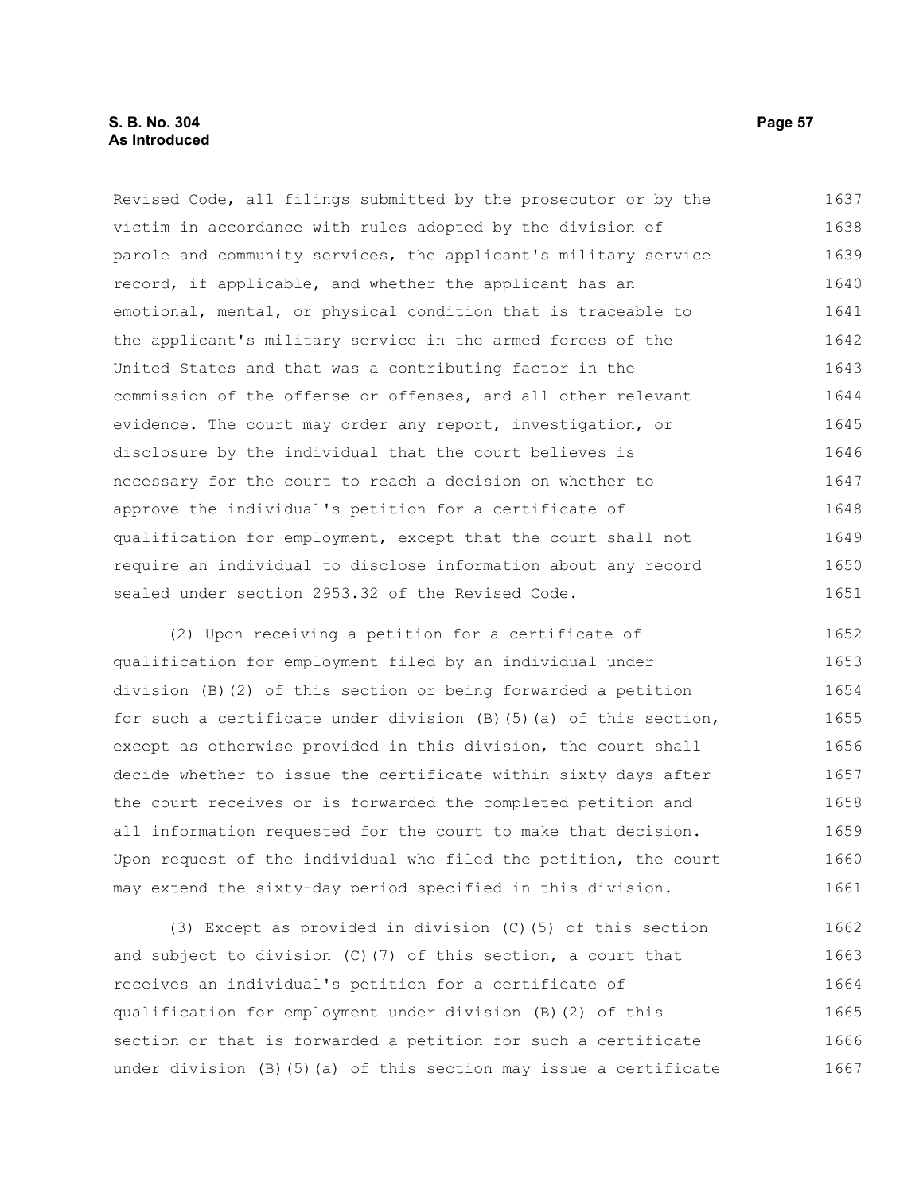Revised Code, all filings submitted by the prosecutor or by the victim in accordance with rules adopted by the division of parole and community services, the applicant's military service record, if applicable, and whether the applicant has an emotional, mental, or physical condition that is traceable to the applicant's military service in the armed forces of the United States and that was a contributing factor in the commission of the offense or offenses, and all other relevant evidence. The court may order any report, investigation, or disclosure by the individual that the court believes is necessary for the court to reach a decision on whether to approve the individual's petition for a certificate of qualification for employment, except that the court shall not require an individual to disclose information about any record sealed under section 2953.32 of the Revised Code.

(2) Upon receiving a petition for a certificate of qualification for employment filed by an individual under division (B)(2) of this section or being forwarded a petition for such a certificate under division (B)(5)(a) of this section, except as otherwise provided in this division, the court shall decide whether to issue the certificate within sixty days after the court receives or is forwarded the completed petition and all information requested for the court to make that decision. Upon request of the individual who filed the petition, the court may extend the sixty-day period specified in this division.

(3) Except as provided in division (C)(5) of this section and subject to division (C)(7) of this section, a court that receives an individual's petition for a certificate of qualification for employment under division (B)(2) of this section or that is forwarded a petition for such a certificate under division (B)(5)(a) of this section may issue a certificate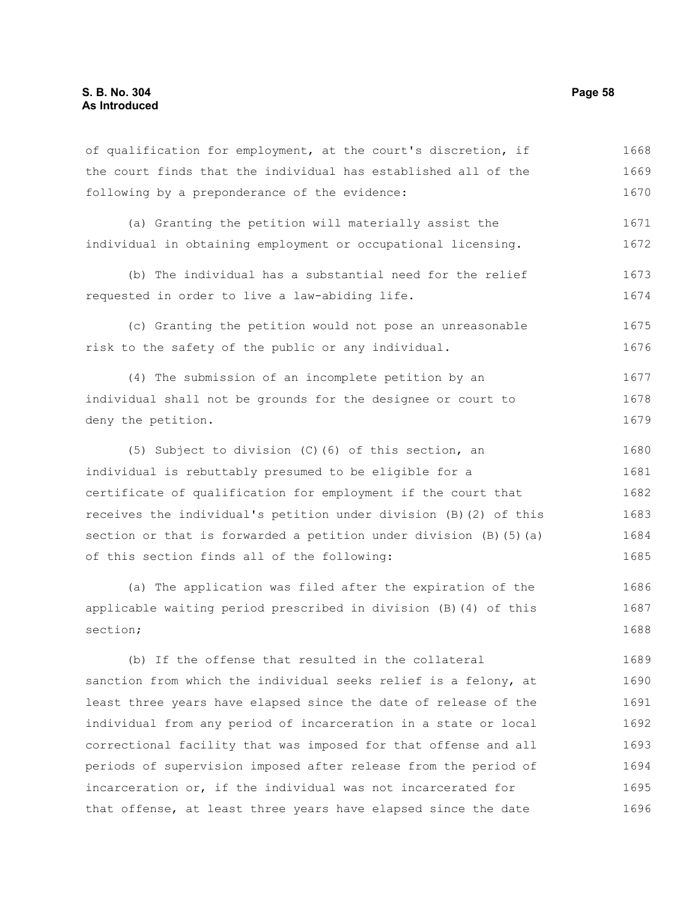of qualification for employment, at the court's discretion, if the court finds that the individual has established all of the following by a preponderance of the evidence:

(a) Granting the petition will materially assist the individual in obtaining employment or occupational licensing.

(b) The individual has a substantial need for the relief requested in order to live a law-abiding life.

(c) Granting the petition would not pose an unreasonable risk to the safety of the public or any individual.

(4) The submission of an incomplete petition by an individual shall not be grounds for the designee or court to deny the petition.

(5) Subject to division (C)(6) of this section, an individual is rebuttably presumed to be eligible for a certificate of qualification for employment if the court that receives the individual's petition under division (B)(2) of this section or that is forwarded a petition under division (B)(5)(a) of this section finds all of the following:

(a) The application was filed after the expiration of the applicable waiting period prescribed in division (B)(4) of this section;

(b) If the offense that resulted in the collateral sanction from which the individual seeks relief is a felony, at least three years have elapsed since the date of release of the individual from any period of incarceration in a state or local correctional facility that was imposed for that offense and all periods of supervision imposed after release from the period of incarceration or, if the individual was not incarcerated for that offense, at least three years have elapsed since the date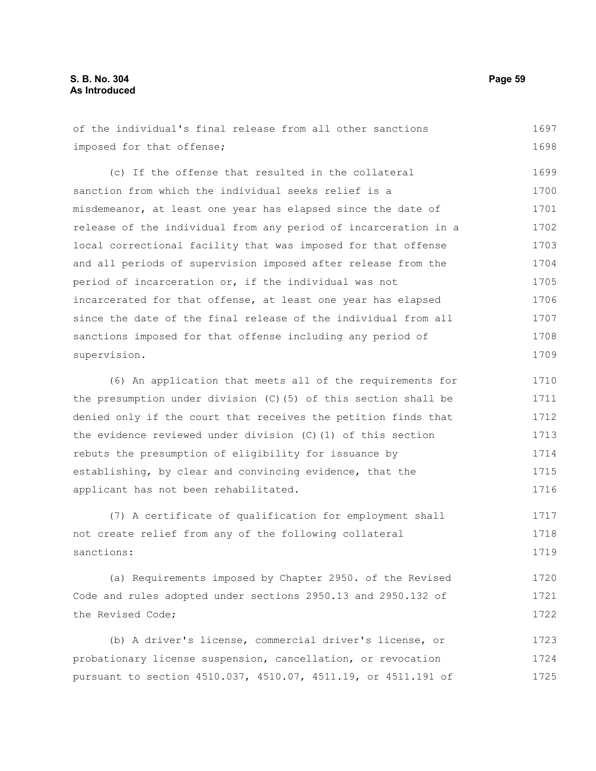of the individual's final release from all other sanctions imposed for that offense;

(c) If the offense that resulted in the collateral sanction from which the individual seeks relief is a misdemeanor, at least one year has elapsed since the date of release of the individual from any period of incarceration in a local correctional facility that was imposed for that offense and all periods of supervision imposed after release from the period of incarceration or, if the individual was not incarcerated for that offense, at least one year has elapsed since the date of the final release of the individual from all sanctions imposed for that offense including any period of supervision.

(6) An application that meets all of the requirements for the presumption under division (C)(5) of this section shall be denied only if the court that receives the petition finds that the evidence reviewed under division (C)(1) of this section rebuts the presumption of eligibility for issuance by establishing, by clear and convincing evidence, that the applicant has not been rehabilitated.

(7) A certificate of qualification for employment shall not create relief from any of the following collateral sanctions:

(a) Requirements imposed by Chapter 2950. of the Revised Code and rules adopted under sections 2950.13 and 2950.132 of the Revised Code;

(b) A driver's license, commercial driver's license, or probationary license suspension, cancellation, or revocation pursuant to section 4510.037, 4510.07, 4511.19, or 4511.191 of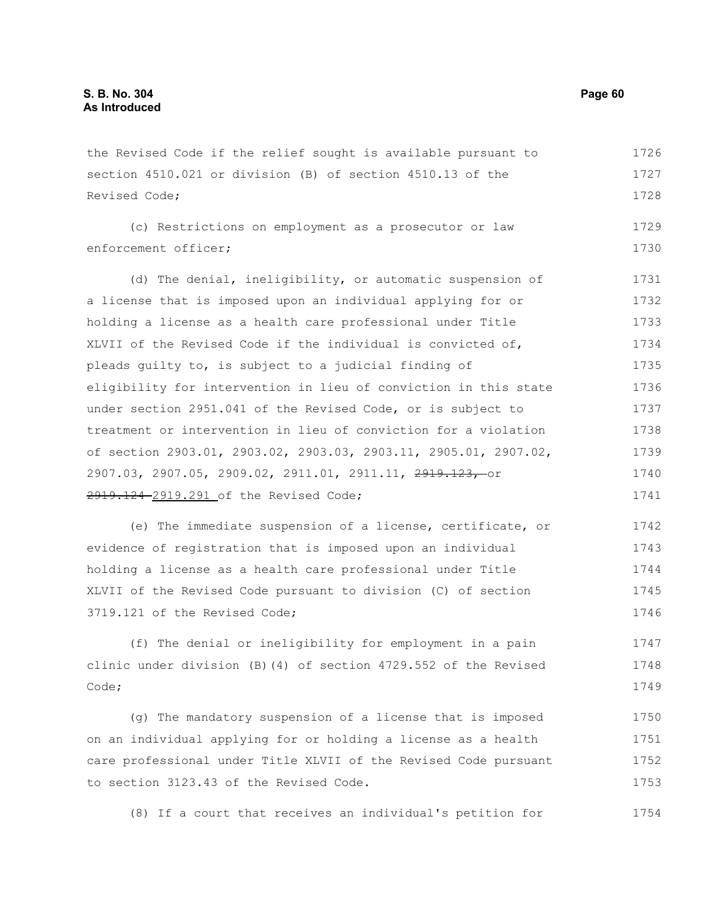the Revised Code if the relief sought is available pursuant to section 4510.021 or division (B) of section 4510.13 of the Revised Code;

(c) Restrictions on employment as a prosecutor or law enforcement officer;

(d) The denial, ineligibility, or automatic suspension of a license that is imposed upon an individual applying for or holding a license as a health care professional under Title XLVII of the Revised Code if the individual is convicted of, pleads guilty to, is subject to a judicial finding of eligibility for intervention in lieu of conviction in this state under section 2951.041 of the Revised Code, or is subject to treatment or intervention in lieu of conviction for a violation of section 2903.01, 2903.02, 2903.03, 2903.11, 2905.01, 2907.02, 2907.03, 2907.05, 2909.02, 2911.01, 2911.11, ~~2919.123,~~ or ~~2919.124~~ 2919.291 of the Revised Code;

(e) The immediate suspension of a license, certificate, or evidence of registration that is imposed upon an individual holding a license as a health care professional under Title XLVII of the Revised Code pursuant to division (C) of section 3719.121 of the Revised Code;

(f) The denial or ineligibility for employment in a pain clinic under division (B)(4) of section 4729.552 of the Revised Code;

(g) The mandatory suspension of a license that is imposed on an individual applying for or holding a license as a health care professional under Title XLVII of the Revised Code pursuant to section 3123.43 of the Revised Code.

(8) If a court that receives an individual's petition for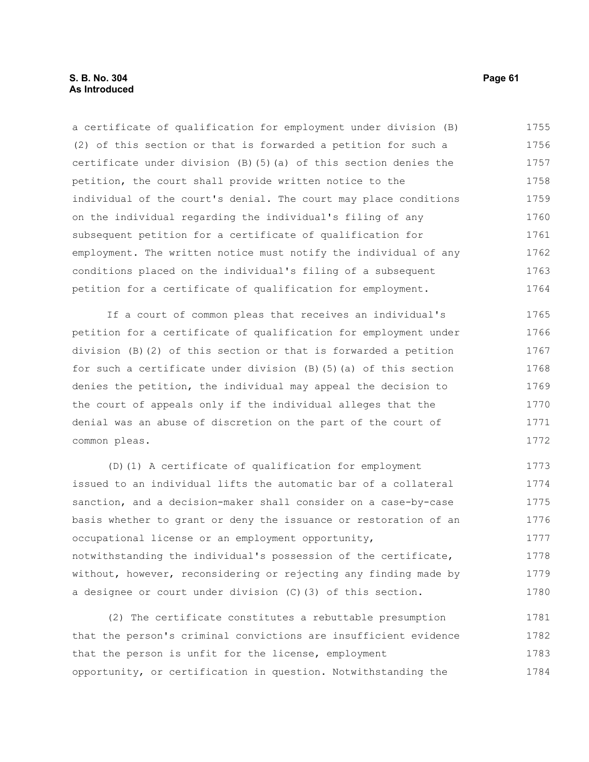a certificate of qualification for employment under division (B)(2) of this section or that is forwarded a petition for such a certificate under division (B)(5)(a) of this section denies the petition, the court shall provide written notice to the individual of the court's denial. The court may place conditions on the individual regarding the individual's filing of any subsequent petition for a certificate of qualification for employment. The written notice must notify the individual of any conditions placed on the individual's filing of a subsequent petition for a certificate of qualification for employment.

If a court of common pleas that receives an individual's petition for a certificate of qualification for employment under division (B)(2) of this section or that is forwarded a petition for such a certificate under division (B)(5)(a) of this section denies the petition, the individual may appeal the decision to the court of appeals only if the individual alleges that the denial was an abuse of discretion on the part of the court of common pleas.

(D)(1) A certificate of qualification for employment issued to an individual lifts the automatic bar of a collateral sanction, and a decision-maker shall consider on a case-by-case basis whether to grant or deny the issuance or restoration of an occupational license or an employment opportunity, notwithstanding the individual's possession of the certificate, without, however, reconsidering or rejecting any finding made by a designee or court under division (C)(3) of this section.

(2) The certificate constitutes a rebuttable presumption that the person's criminal convictions are insufficient evidence that the person is unfit for the license, employment opportunity, or certification in question. Notwithstanding the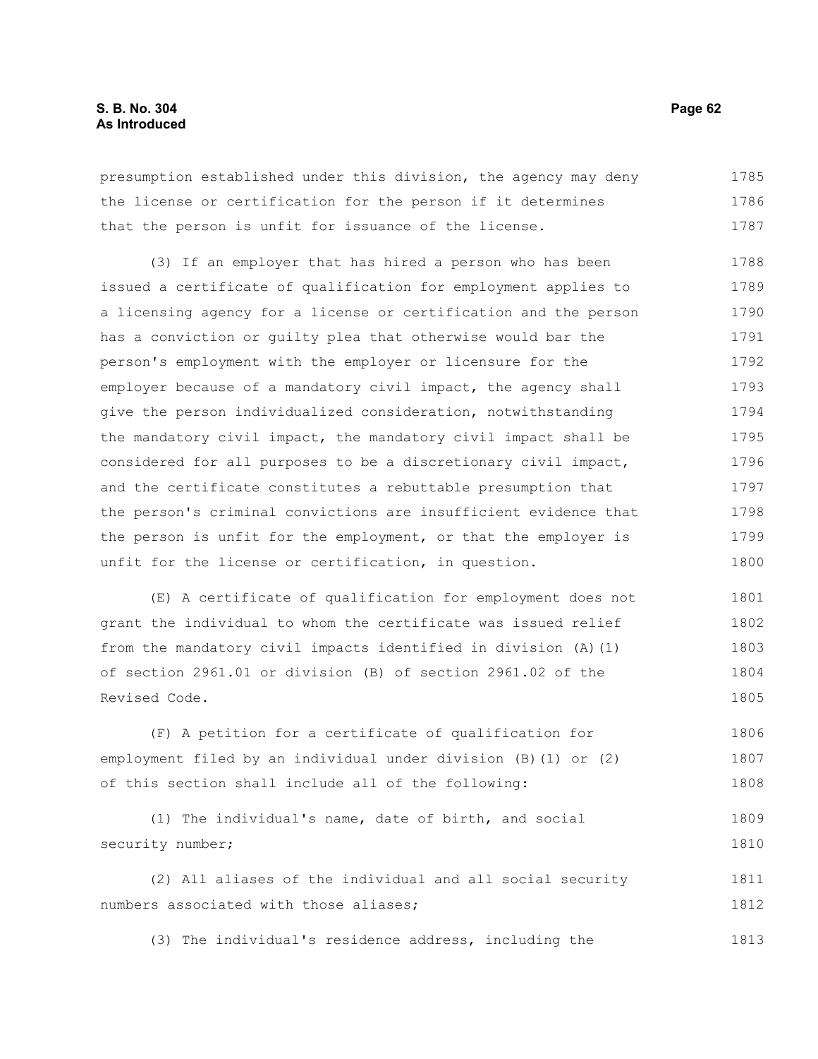presumption established under this division, the agency may deny the license or certification for the person if it determines that the person is unfit for issuance of the license.

(3) If an employer that has hired a person who has been issued a certificate of qualification for employment applies to a licensing agency for a license or certification and the person has a conviction or guilty plea that otherwise would bar the person's employment with the employer or licensure for the employer because of a mandatory civil impact, the agency shall give the person individualized consideration, notwithstanding the mandatory civil impact, the mandatory civil impact shall be considered for all purposes to be a discretionary civil impact, and the certificate constitutes a rebuttable presumption that the person's criminal convictions are insufficient evidence that the person is unfit for the employment, or that the employer is unfit for the license or certification, in question.

(E) A certificate of qualification for employment does not grant the individual to whom the certificate was issued relief from the mandatory civil impacts identified in division (A)(1) of section 2961.01 or division (B) of section 2961.02 of the Revised Code.

(F) A petition for a certificate of qualification for employment filed by an individual under division (B)(1) or (2) of this section shall include all of the following:

(1) The individual's name, date of birth, and social security number;

(2) All aliases of the individual and all social security numbers associated with those aliases;

(3) The individual's residence address, including the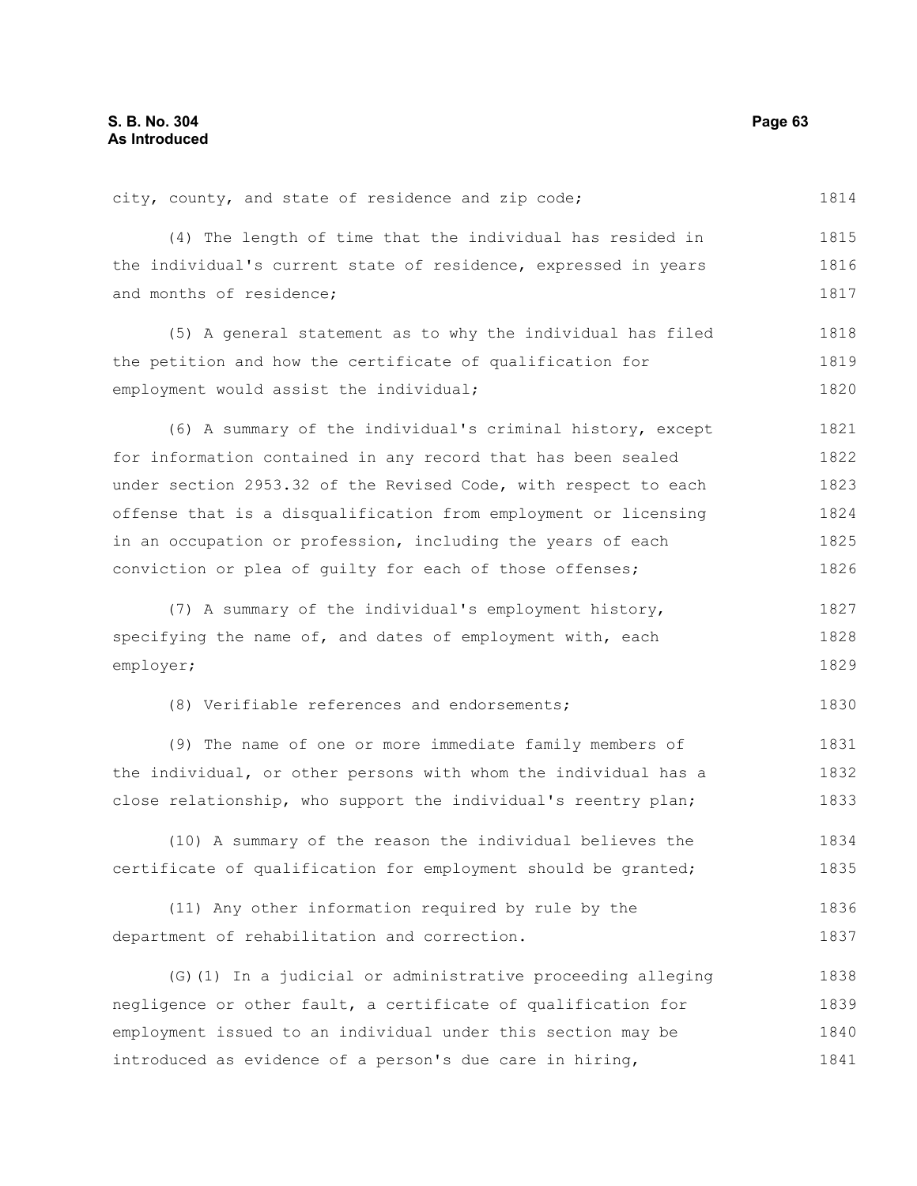city, county, and state of residence and zip code;

(4) The length of time that the individual has resided in the individual's current state of residence, expressed in years and months of residence;

(5) A general statement as to why the individual has filed the petition and how the certificate of qualification for employment would assist the individual;

(6) A summary of the individual's criminal history, except for information contained in any record that has been sealed under section 2953.32 of the Revised Code, with respect to each offense that is a disqualification from employment or licensing in an occupation or profession, including the years of each conviction or plea of guilty for each of those offenses;

(7) A summary of the individual's employment history, specifying the name of, and dates of employment with, each employer;

(8) Verifiable references and endorsements;

(9) The name of one or more immediate family members of the individual, or other persons with whom the individual has a close relationship, who support the individual's reentry plan;

(10) A summary of the reason the individual believes the certificate of qualification for employment should be granted;

(11) Any other information required by rule by the department of rehabilitation and correction.

(G)(1) In a judicial or administrative proceeding alleging negligence or other fault, a certificate of qualification for employment issued to an individual under this section may be introduced as evidence of a person's due care in hiring,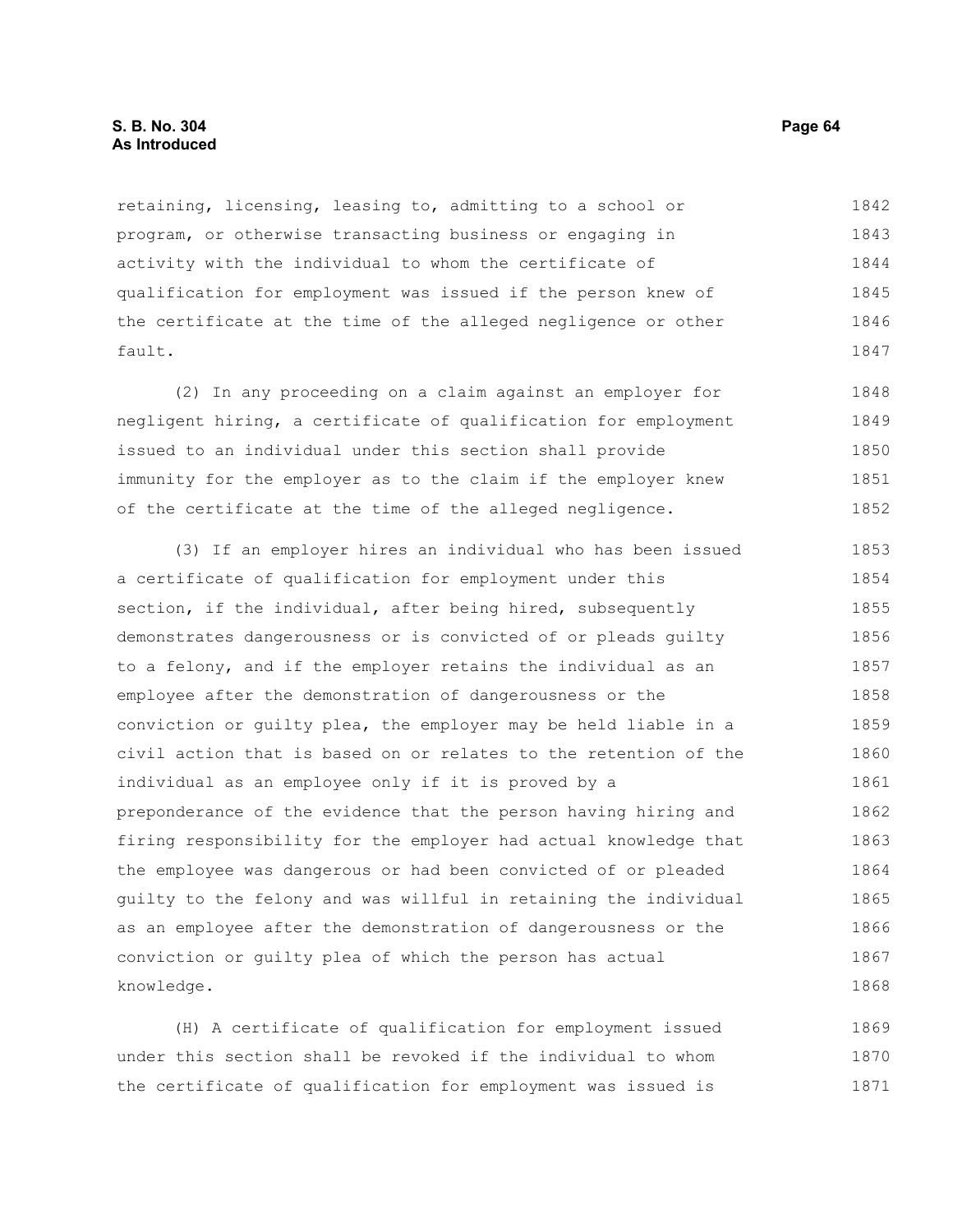retaining, licensing, leasing to, admitting to a school or program, or otherwise transacting business or engaging in activity with the individual to whom the certificate of qualification for employment was issued if the person knew of the certificate at the time of the alleged negligence or other fault.

(2) In any proceeding on a claim against an employer for negligent hiring, a certificate of qualification for employment issued to an individual under this section shall provide immunity for the employer as to the claim if the employer knew of the certificate at the time of the alleged negligence.

(3) If an employer hires an individual who has been issued a certificate of qualification for employment under this section, if the individual, after being hired, subsequently demonstrates dangerousness or is convicted of or pleads guilty to a felony, and if the employer retains the individual as an employee after the demonstration of dangerousness or the conviction or guilty plea, the employer may be held liable in a civil action that is based on or relates to the retention of the individual as an employee only if it is proved by a preponderance of the evidence that the person having hiring and firing responsibility for the employer had actual knowledge that the employee was dangerous or had been convicted of or pleaded guilty to the felony and was willful in retaining the individual as an employee after the demonstration of dangerousness or the conviction or guilty plea of which the person has actual knowledge.

(H) A certificate of qualification for employment issued under this section shall be revoked if the individual to whom the certificate of qualification for employment was issued is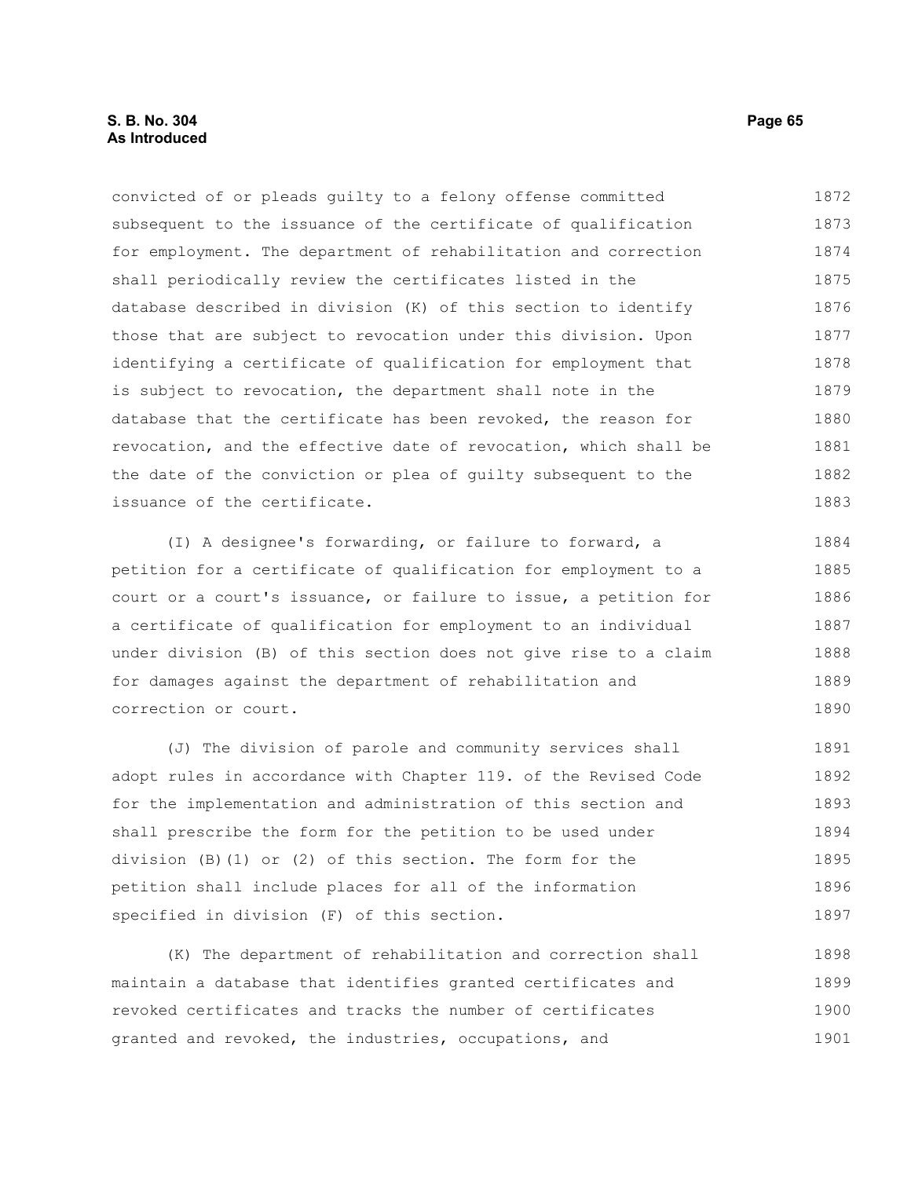convicted of or pleads guilty to a felony offense committed subsequent to the issuance of the certificate of qualification for employment. The department of rehabilitation and correction shall periodically review the certificates listed in the database described in division (K) of this section to identify those that are subject to revocation under this division. Upon identifying a certificate of qualification for employment that is subject to revocation, the department shall note in the database that the certificate has been revoked, the reason for revocation, and the effective date of revocation, which shall be the date of the conviction or plea of guilty subsequent to the issuance of the certificate.

(I) A designee's forwarding, or failure to forward, a petition for a certificate of qualification for employment to a court or a court's issuance, or failure to issue, a petition for a certificate of qualification for employment to an individual under division (B) of this section does not give rise to a claim for damages against the department of rehabilitation and correction or court.

(J) The division of parole and community services shall adopt rules in accordance with Chapter 119. of the Revised Code for the implementation and administration of this section and shall prescribe the form for the petition to be used under division (B)(1) or (2) of this section. The form for the petition shall include places for all of the information specified in division (F) of this section.

(K) The department of rehabilitation and correction shall maintain a database that identifies granted certificates and revoked certificates and tracks the number of certificates granted and revoked, the industries, occupations, and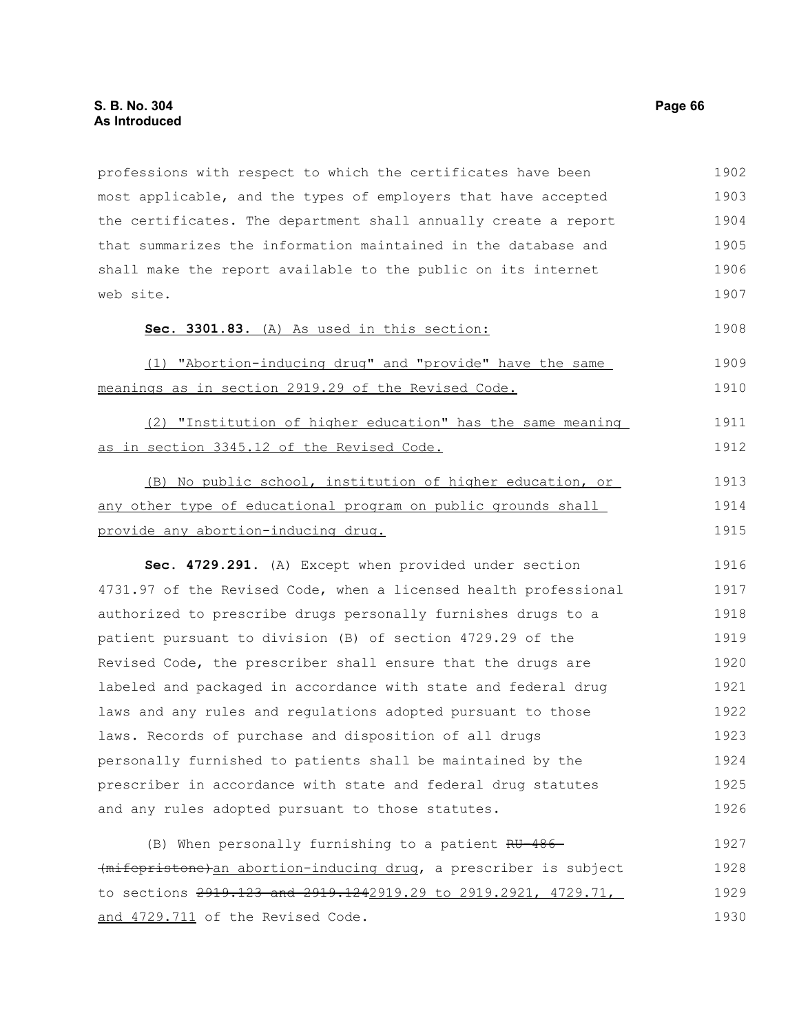professions with respect to which the certificates have been most applicable, and the types of employers that have accepted the certificates. The department shall annually create a report that summarizes the information maintained in the database and shall make the report available to the public on its internet web site.

**Sec. 3301.83.** (A) As used in this section:

(1) "Abortion-inducing drug" and "provide" have the same meanings as in section 2919.29 of the Revised Code.

(2) "Institution of higher education" has the same meaning as in section 3345.12 of the Revised Code.

(B) No public school, institution of higher education, or any other type of educational program on public grounds shall provide any abortion-inducing drug.

**Sec. 4729.291.** (A) Except when provided under section 4731.97 of the Revised Code, when a licensed health professional authorized to prescribe drugs personally furnishes drugs to a patient pursuant to division (B) of section 4729.29 of the Revised Code, the prescriber shall ensure that the drugs are labeled and packaged in accordance with state and federal drug laws and any rules and regulations adopted pursuant to those laws. Records of purchase and disposition of all drugs personally furnished to patients shall be maintained by the prescriber in accordance with state and federal drug statutes and any rules adopted pursuant to those statutes.

(B) When personally furnishing to a patient ~~RU-486 (mifepristone)~~an abortion-inducing drug, a prescriber is subject to sections ~~2919.123 and 2919.124~~2919.29 to 2919.2921, 4729.71, and 4729.711 of the Revised Code.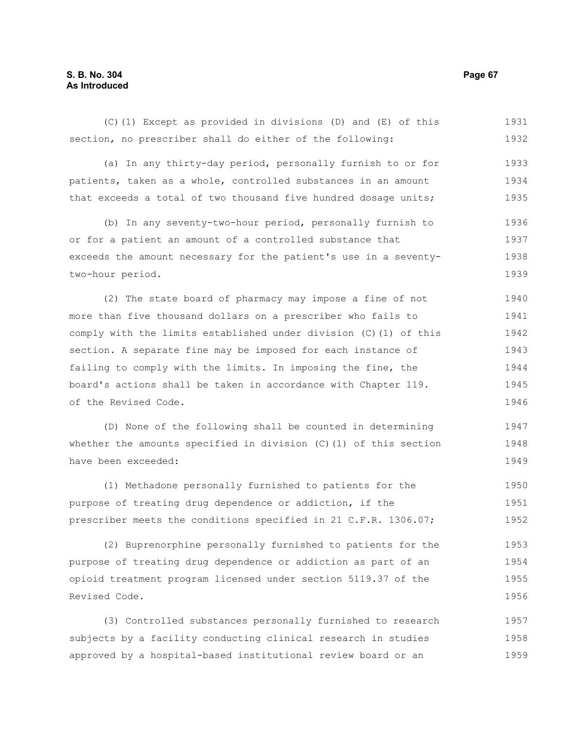(C)(1) Except as provided in divisions (D) and (E) of this section, no prescriber shall do either of the following:

(a) In any thirty-day period, personally furnish to or for patients, taken as a whole, controlled substances in an amount that exceeds a total of two thousand five hundred dosage units;

(b) In any seventy-two-hour period, personally furnish to or for a patient an amount of a controlled substance that exceeds the amount necessary for the patient's use in a seventy-two-hour period.

(2) The state board of pharmacy may impose a fine of not more than five thousand dollars on a prescriber who fails to comply with the limits established under division (C)(1) of this section. A separate fine may be imposed for each instance of failing to comply with the limits. In imposing the fine, the board's actions shall be taken in accordance with Chapter 119. of the Revised Code.

(D) None of the following shall be counted in determining whether the amounts specified in division (C)(1) of this section have been exceeded:

(1) Methadone personally furnished to patients for the purpose of treating drug dependence or addiction, if the prescriber meets the conditions specified in 21 C.F.R. 1306.07;

(2) Buprenorphine personally furnished to patients for the purpose of treating drug dependence or addiction as part of an opioid treatment program licensed under section 5119.37 of the Revised Code.

(3) Controlled substances personally furnished to research subjects by a facility conducting clinical research in studies approved by a hospital-based institutional review board or an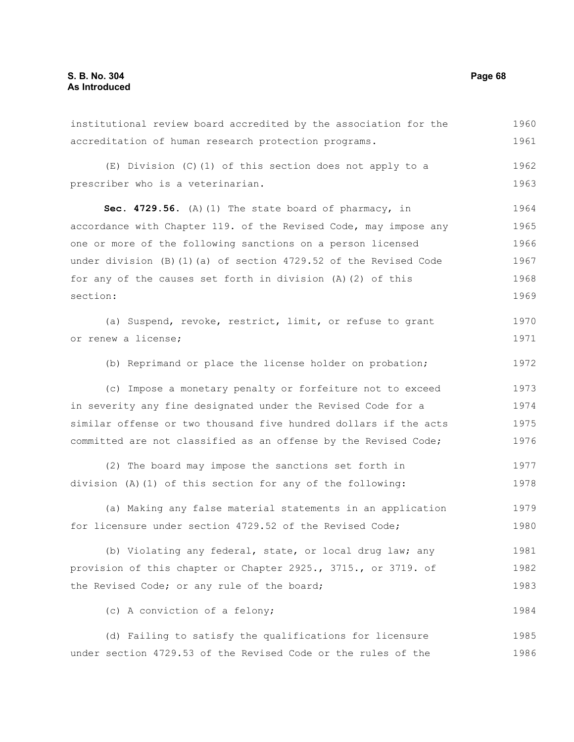institutional review board accredited by the association for the accreditation of human research protection programs.

(E) Division (C)(1) of this section does not apply to a prescriber who is a veterinarian.

**Sec. 4729.56.** (A)(1) The state board of pharmacy, in accordance with Chapter 119. of the Revised Code, may impose any one or more of the following sanctions on a person licensed under division (B)(1)(a) of section 4729.52 of the Revised Code for any of the causes set forth in division (A)(2) of this section:

(a) Suspend, revoke, restrict, limit, or refuse to grant or renew a license;

(b) Reprimand or place the license holder on probation;

(c) Impose a monetary penalty or forfeiture not to exceed in severity any fine designated under the Revised Code for a similar offense or two thousand five hundred dollars if the acts committed are not classified as an offense by the Revised Code;

(2) The board may impose the sanctions set forth in division (A)(1) of this section for any of the following:

(a) Making any false material statements in an application for licensure under section 4729.52 of the Revised Code;

(b) Violating any federal, state, or local drug law; any provision of this chapter or Chapter 2925., 3715., or 3719. of the Revised Code; or any rule of the board;

(c) A conviction of a felony;

(d) Failing to satisfy the qualifications for licensure under section 4729.53 of the Revised Code or the rules of the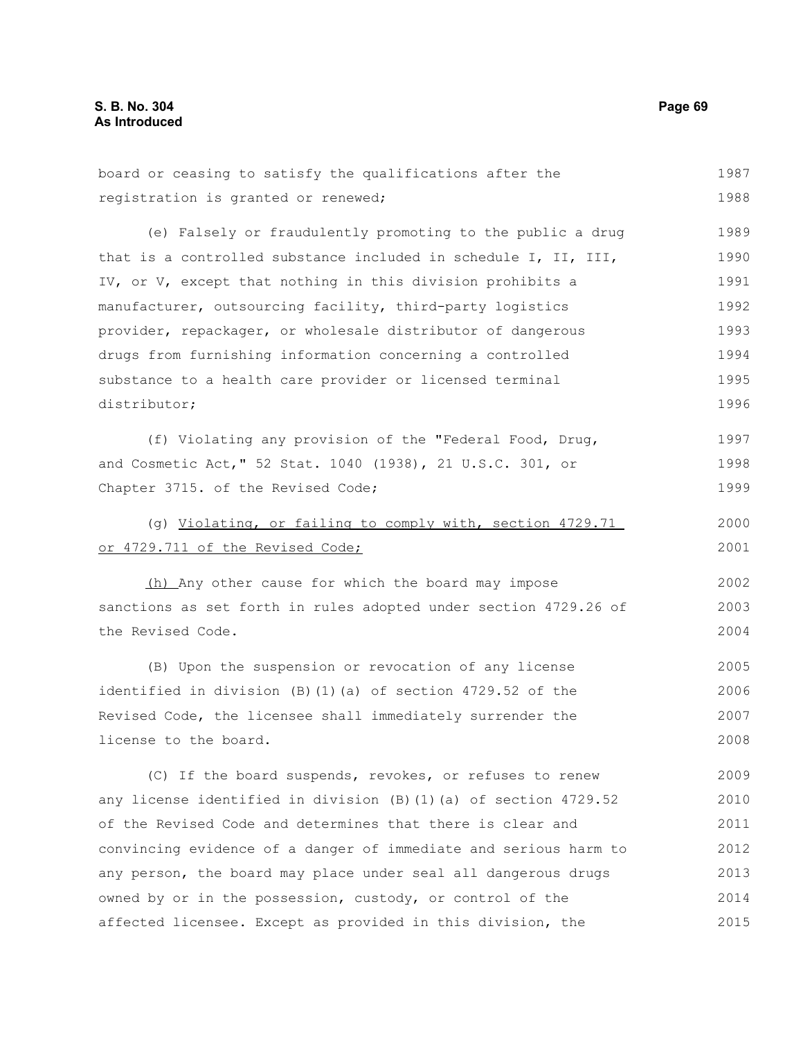board or ceasing to satisfy the qualifications after the registration is granted or renewed;

(e) Falsely or fraudulently promoting to the public a drug that is a controlled substance included in schedule I, II, III, IV, or V, except that nothing in this division prohibits a manufacturer, outsourcing facility, third-party logistics provider, repackager, or wholesale distributor of dangerous drugs from furnishing information concerning a controlled substance to a health care provider or licensed terminal distributor;

(f) Violating any provision of the "Federal Food, Drug, and Cosmetic Act," 52 Stat. 1040 (1938), 21 U.S.C. 301, or Chapter 3715. of the Revised Code;

(g) <u>Violating, or failing to comply with, section 4729.71 or 4729.711 of the Revised Code;</u>

<u>(h)</u> Any other cause for which the board may impose sanctions as set forth in rules adopted under section 4729.26 of the Revised Code.

(B) Upon the suspension or revocation of any license identified in division (B)(1)(a) of section 4729.52 of the Revised Code, the licensee shall immediately surrender the license to the board.

(C) If the board suspends, revokes, or refuses to renew any license identified in division (B)(1)(a) of section 4729.52 of the Revised Code and determines that there is clear and convincing evidence of a danger of immediate and serious harm to any person, the board may place under seal all dangerous drugs owned by or in the possession, custody, or control of the affected licensee. Except as provided in this division, the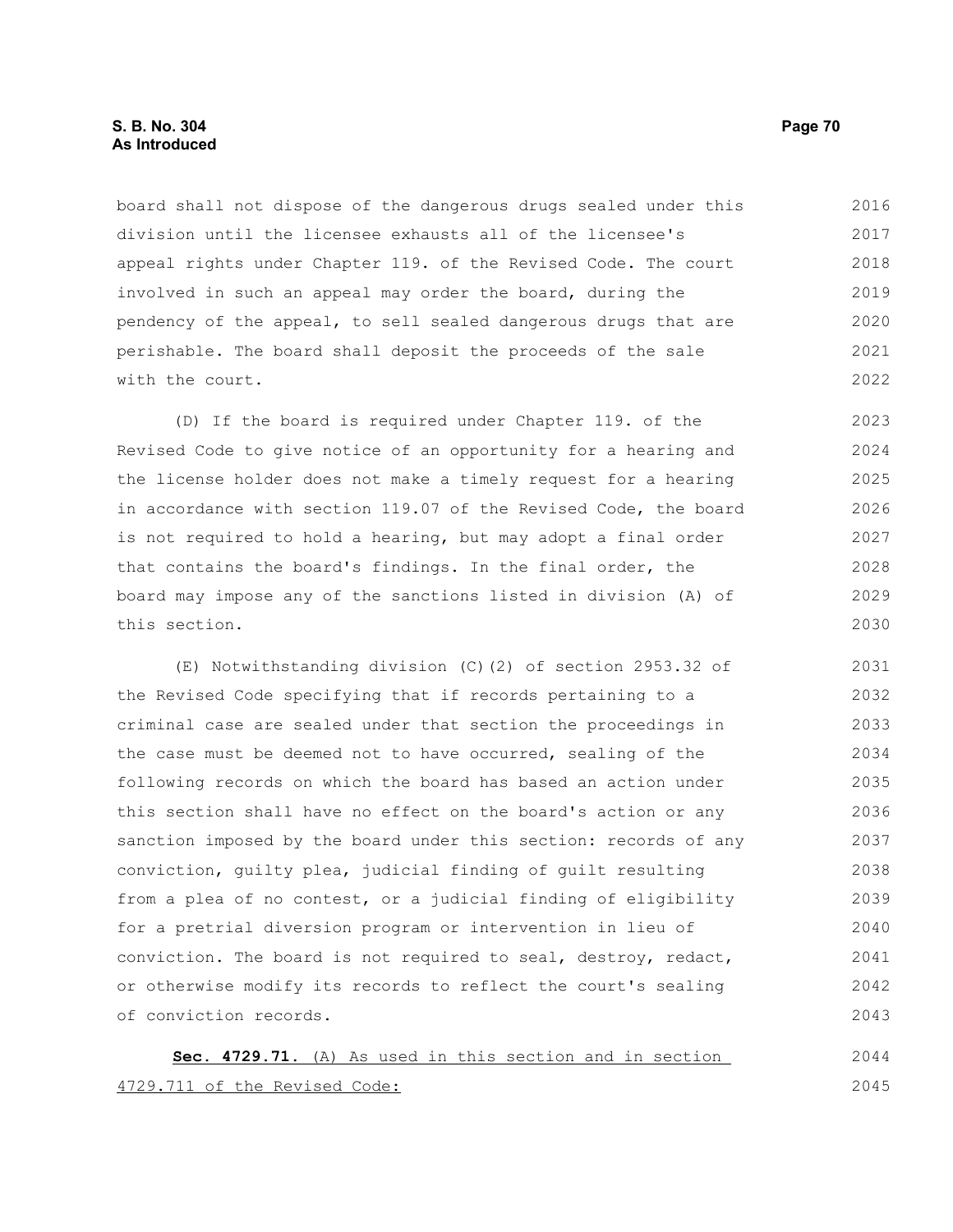board shall not dispose of the dangerous drugs sealed under this division until the licensee exhausts all of the licensee's appeal rights under Chapter 119. of the Revised Code. The court involved in such an appeal may order the board, during the pendency of the appeal, to sell sealed dangerous drugs that are perishable. The board shall deposit the proceeds of the sale with the court.

(D) If the board is required under Chapter 119. of the Revised Code to give notice of an opportunity for a hearing and the license holder does not make a timely request for a hearing in accordance with section 119.07 of the Revised Code, the board is not required to hold a hearing, but may adopt a final order that contains the board's findings. In the final order, the board may impose any of the sanctions listed in division (A) of this section.

(E) Notwithstanding division (C)(2) of section 2953.32 of the Revised Code specifying that if records pertaining to a criminal case are sealed under that section the proceedings in the case must be deemed not to have occurred, sealing of the following records on which the board has based an action under this section shall have no effect on the board's action or any sanction imposed by the board under this section: records of any conviction, guilty plea, judicial finding of guilt resulting from a plea of no contest, or a judicial finding of eligibility for a pretrial diversion program or intervention in lieu of conviction. The board is not required to seal, destroy, redact, or otherwise modify its records to reflect the court's sealing of conviction records.

**Sec. 4729.71.** (A) As used in this section and in section 4729.711 of the Revised Code: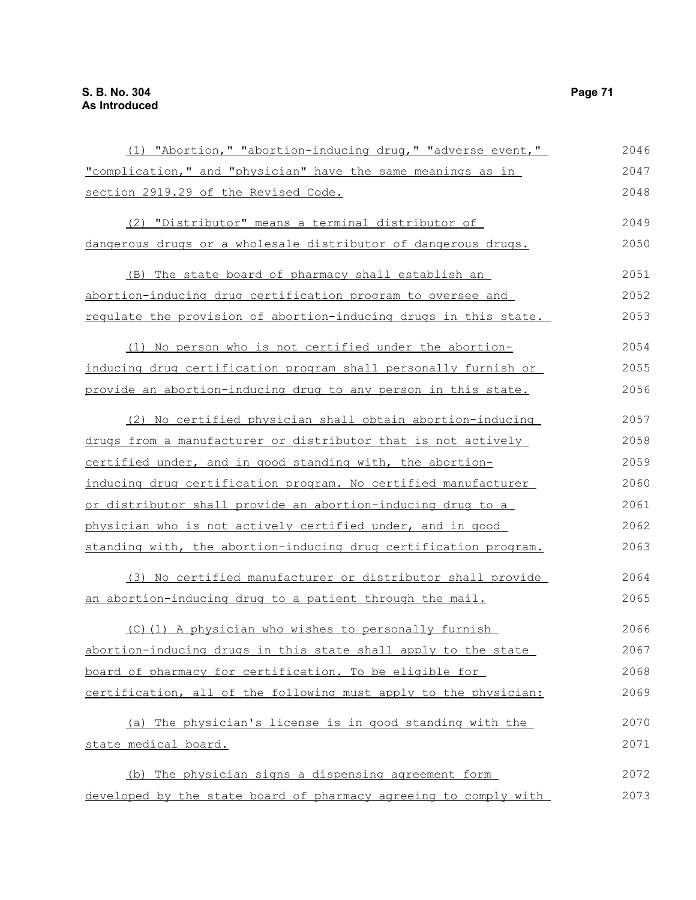(1) "Abortion," "abortion-inducing drug," "adverse event," "complication," and "physician" have the same meanings as in section 2919.29 of the Revised Code.

(2) "Distributor" means a terminal distributor of dangerous drugs or a wholesale distributor of dangerous drugs.

(B) The state board of pharmacy shall establish an abortion-inducing drug certification program to oversee and regulate the provision of abortion-inducing drugs in this state.

(1) No person who is not certified under the abortion-inducing drug certification program shall personally furnish or provide an abortion-inducing drug to any person in this state.

(2) No certified physician shall obtain abortion-inducing drugs from a manufacturer or distributor that is not actively certified under, and in good standing with, the abortion-inducing drug certification program. No certified manufacturer or distributor shall provide an abortion-inducing drug to a physician who is not actively certified under, and in good standing with, the abortion-inducing drug certification program.

(3) No certified manufacturer or distributor shall provide an abortion-inducing drug to a patient through the mail.

(C)(1) A physician who wishes to personally furnish abortion-inducing drugs in this state shall apply to the state board of pharmacy for certification. To be eligible for certification, all of the following must apply to the physician:

(a) The physician's license is in good standing with the state medical board.

(b) The physician signs a dispensing agreement form developed by the state board of pharmacy agreeing to comply with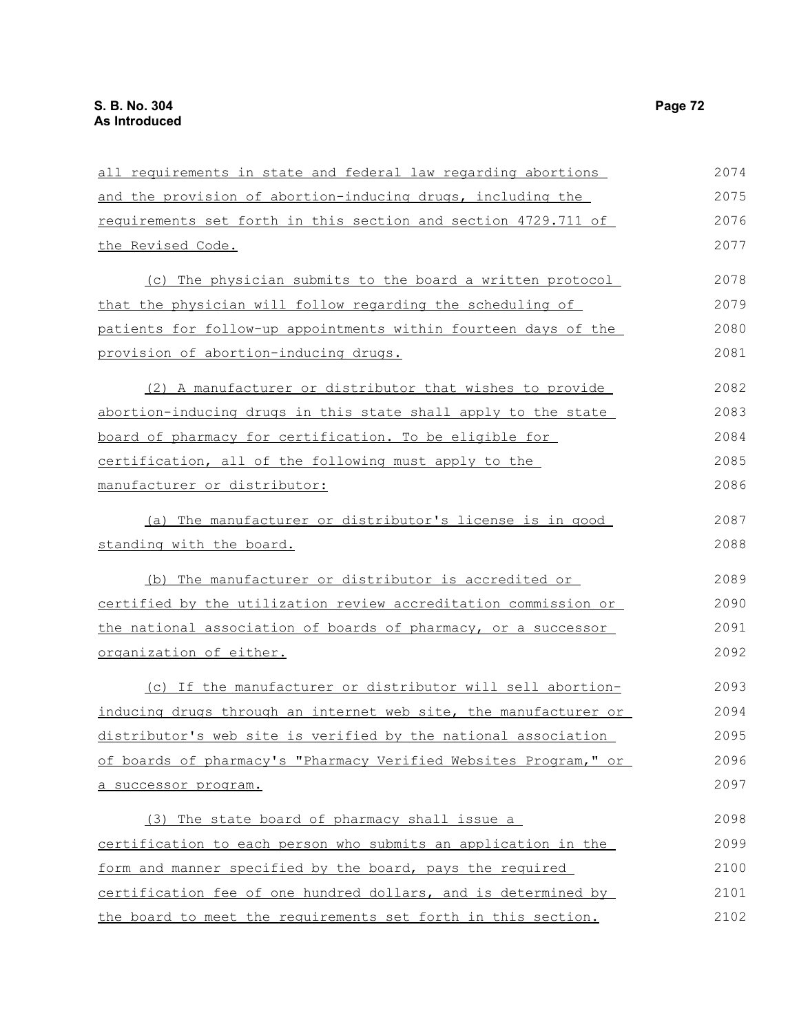all requirements in state and federal law regarding abortions and the provision of abortion-inducing drugs, including the requirements set forth in this section and section 4729.711 of the Revised Code.

(c) The physician submits to the board a written protocol that the physician will follow regarding the scheduling of patients for follow-up appointments within fourteen days of the provision of abortion-inducing drugs.

(2) A manufacturer or distributor that wishes to provide abortion-inducing drugs in this state shall apply to the state board of pharmacy for certification. To be eligible for certification, all of the following must apply to the manufacturer or distributor:

(a) The manufacturer or distributor's license is in good standing with the board.

(b) The manufacturer or distributor is accredited or certified by the utilization review accreditation commission or the national association of boards of pharmacy, or a successor organization of either.

(c) If the manufacturer or distributor will sell abortion-inducing drugs through an internet web site, the manufacturer or distributor's web site is verified by the national association of boards of pharmacy's "Pharmacy Verified Websites Program," or a successor program.

(3) The state board of pharmacy shall issue a certification to each person who submits an application in the form and manner specified by the board, pays the required certification fee of one hundred dollars, and is determined by the board to meet the requirements set forth in this section.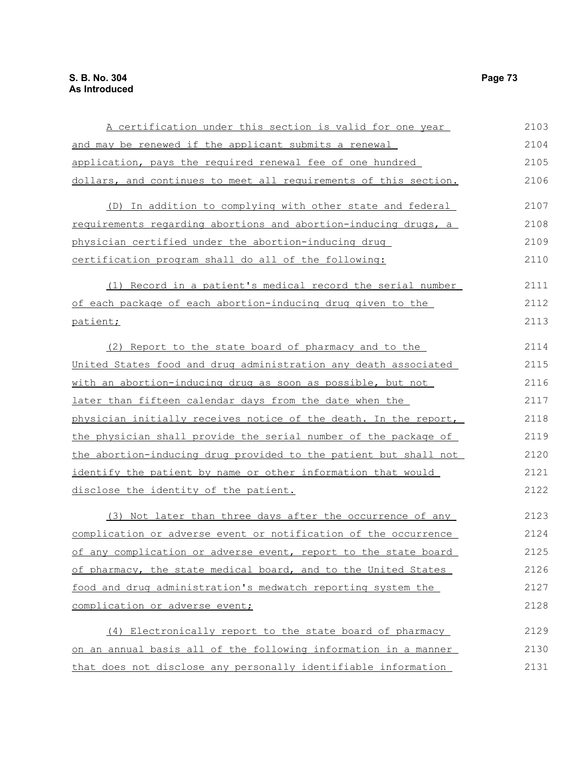A certification under this section is valid for one year and may be renewed if the applicant submits a renewal application, pays the required renewal fee of one hundred dollars, and continues to meet all requirements of this section.

(D) In addition to complying with other state and federal requirements regarding abortions and abortion-inducing drugs, a physician certified under the abortion-inducing drug certification program shall do all of the following:

(1) Record in a patient's medical record the serial number of each package of each abortion-inducing drug given to the patient;

(2) Report to the state board of pharmacy and to the United States food and drug administration any death associated with an abortion-inducing drug as soon as possible, but not later than fifteen calendar days from the date when the physician initially receives notice of the death. In the report, the physician shall provide the serial number of the package of the abortion-inducing drug provided to the patient but shall not identify the patient by name or other information that would disclose the identity of the patient.

(3) Not later than three days after the occurrence of any complication or adverse event or notification of the occurrence of any complication or adverse event, report to the state board of pharmacy, the state medical board, and to the United States food and drug administration's medwatch reporting system the complication or adverse event;

(4) Electronically report to the state board of pharmacy on an annual basis all of the following information in a manner that does not disclose any personally identifiable information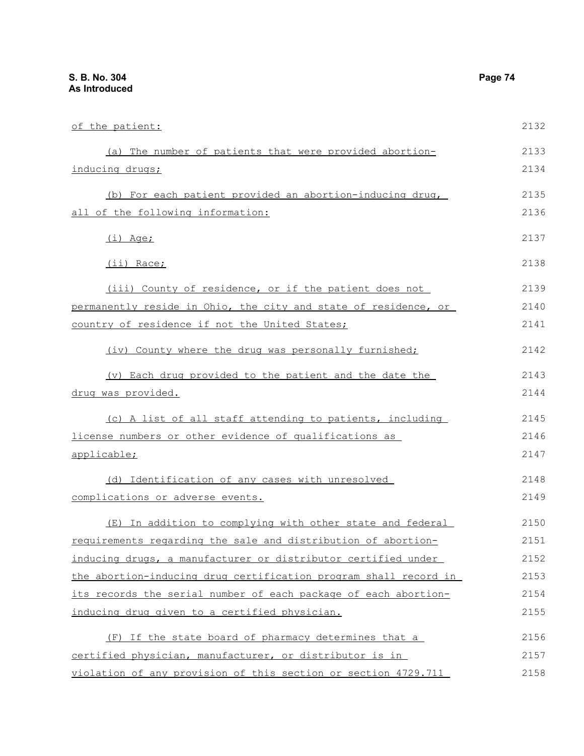of the patient:

(a) The number of patients that were provided abortion-inducing drugs;

(b) For each patient provided an abortion-inducing drug, all of the following information:

(i) Age;

(ii) Race;

(iii) County of residence, or if the patient does not permanently reside in Ohio, the city and state of residence, or country of residence if not the United States;

(iv) County where the drug was personally furnished;

(v) Each drug provided to the patient and the date the drug was provided.

(c) A list of all staff attending to patients, including license numbers or other evidence of qualifications as applicable;

(d) Identification of any cases with unresolved complications or adverse events.

(E) In addition to complying with other state and federal requirements regarding the sale and distribution of abortion-inducing drugs, a manufacturer or distributor certified under the abortion-inducing drug certification program shall record in its records the serial number of each package of each abortion-inducing drug given to a certified physician.

(F) If the state board of pharmacy determines that a certified physician, manufacturer, or distributor is in violation of any provision of this section or section 4729.711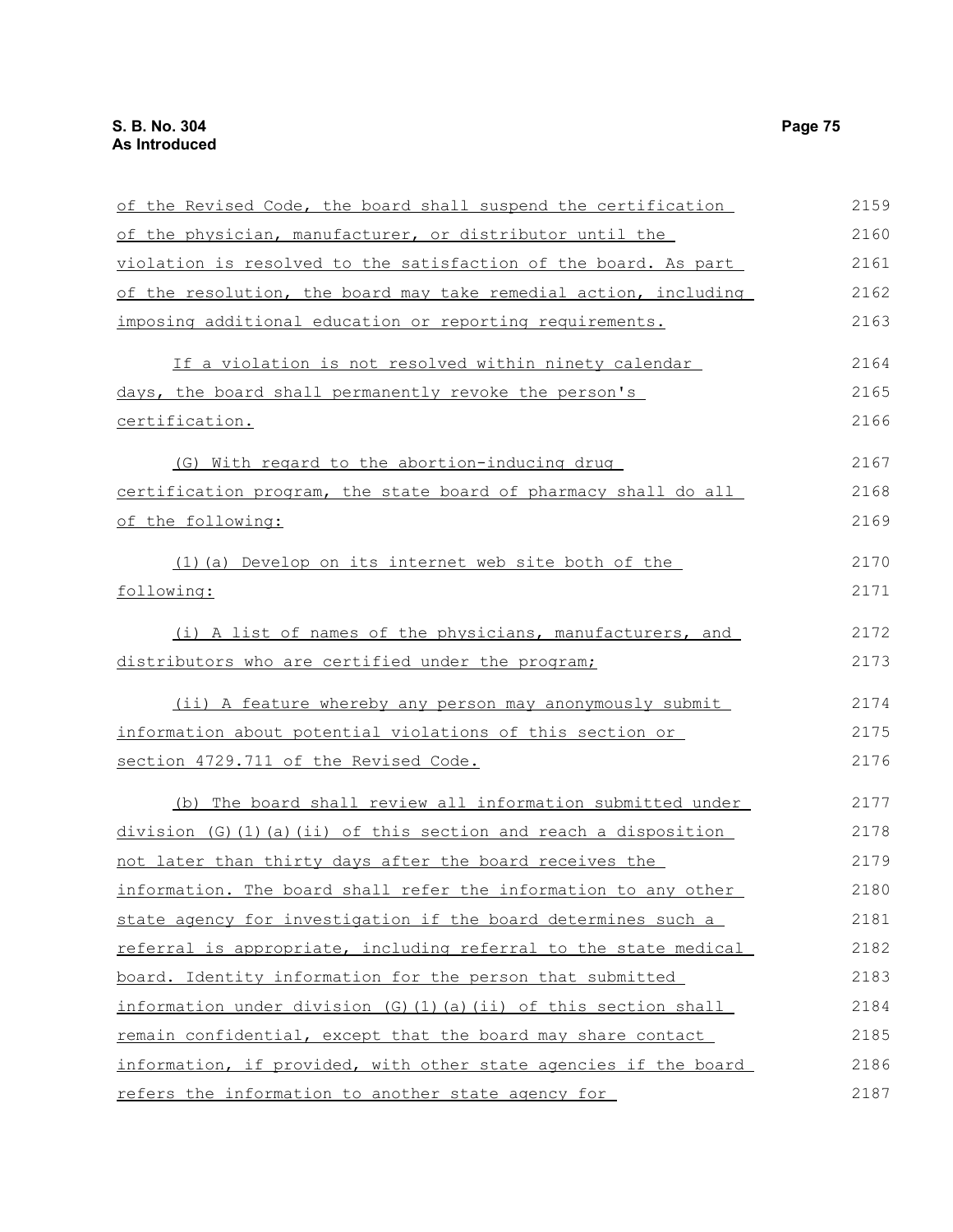of the Revised Code, the board shall suspend the certification of the physician, manufacturer, or distributor until the violation is resolved to the satisfaction of the board. As part of the resolution, the board may take remedial action, including imposing additional education or reporting requirements.

If a violation is not resolved within ninety calendar days, the board shall permanently revoke the person's certification.

(G) With regard to the abortion-inducing drug certification program, the state board of pharmacy shall do all of the following:

(1)(a) Develop on its internet web site both of the following:

(i) A list of names of the physicians, manufacturers, and distributors who are certified under the program;

(ii) A feature whereby any person may anonymously submit information about potential violations of this section or section 4729.711 of the Revised Code.

(b) The board shall review all information submitted under division (G)(1)(a)(ii) of this section and reach a disposition not later than thirty days after the board receives the information. The board shall refer the information to any other state agency for investigation if the board determines such a referral is appropriate, including referral to the state medical board. Identity information for the person that submitted information under division (G)(1)(a)(ii) of this section shall remain confidential, except that the board may share contact information, if provided, with other state agencies if the board refers the information to another state agency for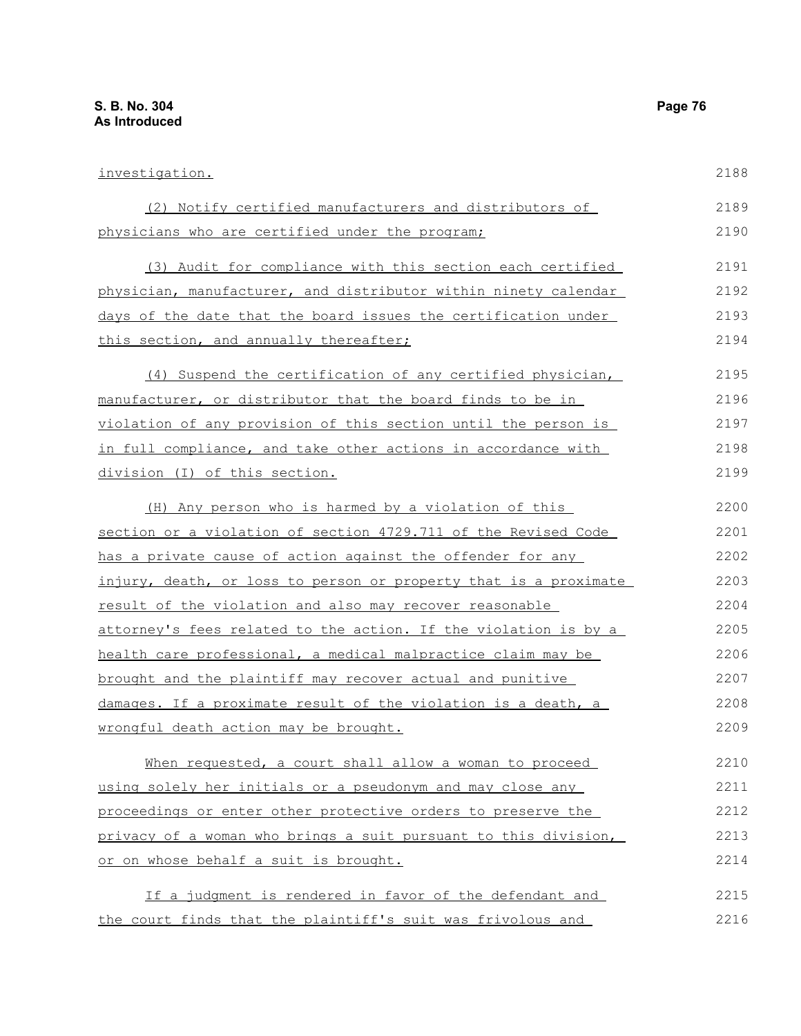investigation.

(2) Notify certified manufacturers and distributors of physicians who are certified under the program;

(3) Audit for compliance with this section each certified physician, manufacturer, and distributor within ninety calendar days of the date that the board issues the certification under this section, and annually thereafter;

(4) Suspend the certification of any certified physician, manufacturer, or distributor that the board finds to be in violation of any provision of this section until the person is in full compliance, and take other actions in accordance with division (I) of this section.

(H) Any person who is harmed by a violation of this section or a violation of section 4729.711 of the Revised Code has a private cause of action against the offender for any injury, death, or loss to person or property that is a proximate result of the violation and also may recover reasonable attorney's fees related to the action. If the violation is by a health care professional, a medical malpractice claim may be brought and the plaintiff may recover actual and punitive damages. If a proximate result of the violation is a death, a wrongful death action may be brought.

When requested, a court shall allow a woman to proceed using solely her initials or a pseudonym and may close any proceedings or enter other protective orders to preserve the privacy of a woman who brings a suit pursuant to this division, or on whose behalf a suit is brought.

If a judgment is rendered in favor of the defendant and the court finds that the plaintiff's suit was frivolous and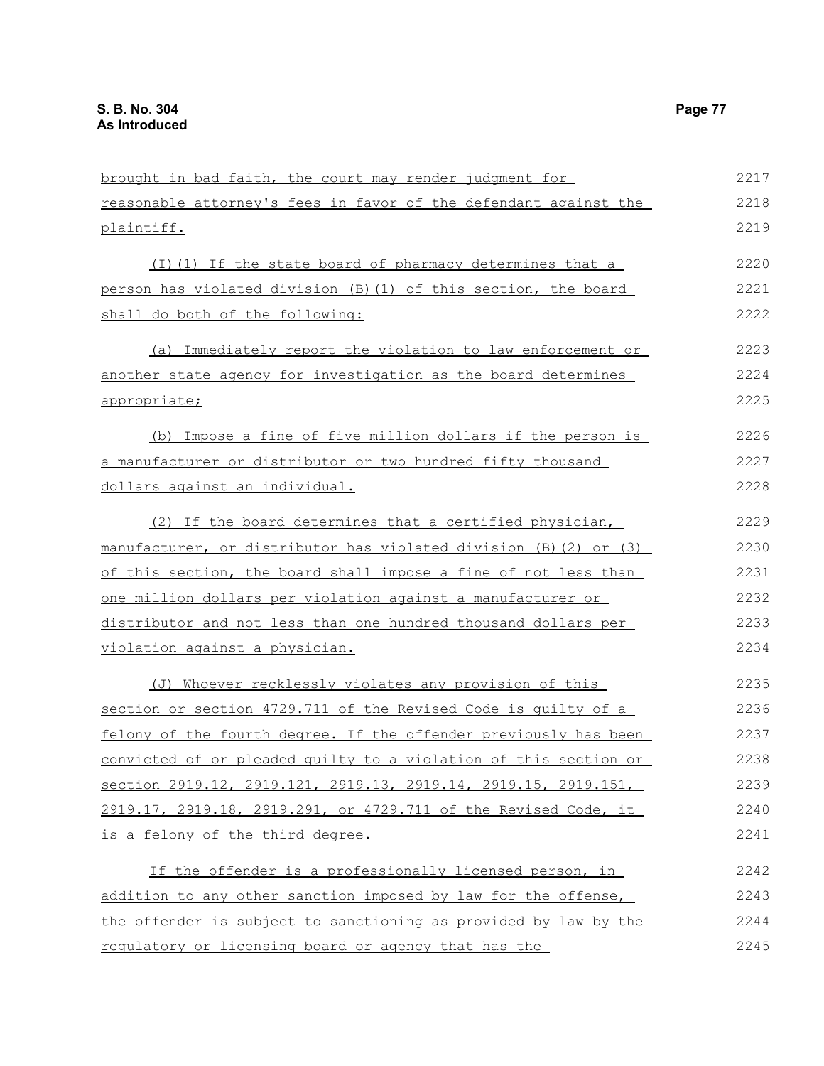brought in bad faith, the court may render judgment for reasonable attorney's fees in favor of the defendant against the plaintiff.

(I)(1) If the state board of pharmacy determines that a person has violated division (B)(1) of this section, the board shall do both of the following:

(a) Immediately report the violation to law enforcement or another state agency for investigation as the board determines appropriate;

(b) Impose a fine of five million dollars if the person is a manufacturer or distributor or two hundred fifty thousand dollars against an individual.

(2) If the board determines that a certified physician, manufacturer, or distributor has violated division (B)(2) or (3) of this section, the board shall impose a fine of not less than one million dollars per violation against a manufacturer or distributor and not less than one hundred thousand dollars per violation against a physician.

(J) Whoever recklessly violates any provision of this section or section 4729.711 of the Revised Code is guilty of a felony of the fourth degree. If the offender previously has been convicted of or pleaded guilty to a violation of this section or section 2919.12, 2919.121, 2919.13, 2919.14, 2919.15, 2919.151, 2919.17, 2919.18, 2919.291, or 4729.711 of the Revised Code, it is a felony of the third degree.

If the offender is a professionally licensed person, in addition to any other sanction imposed by law for the offense, the offender is subject to sanctioning as provided by law by the regulatory or licensing board or agency that has the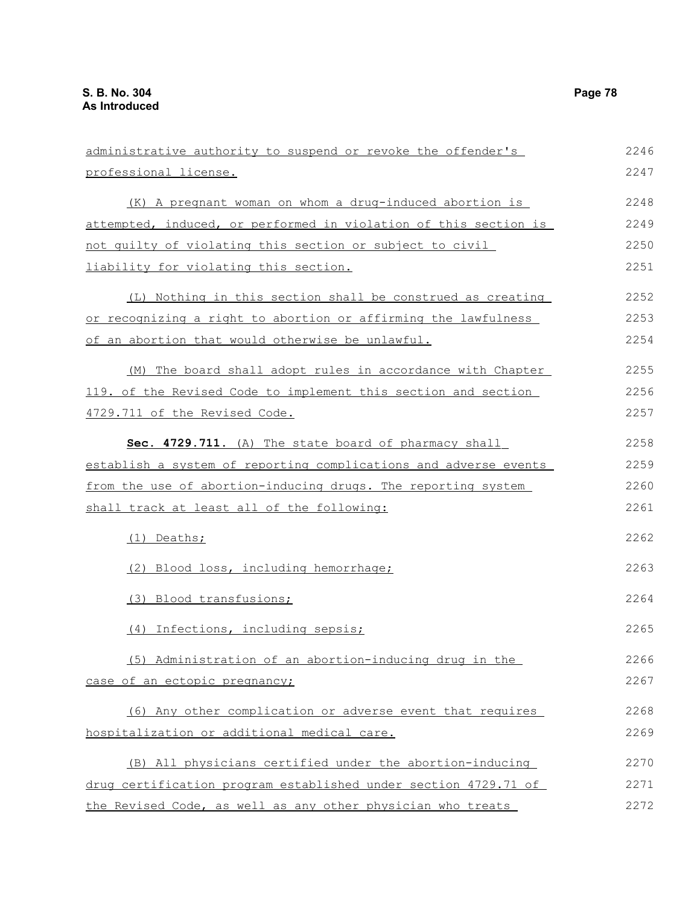administrative authority to suspend or revoke the offender's professional license.

(K) A pregnant woman on whom a drug-induced abortion is attempted, induced, or performed in violation of this section is not guilty of violating this section or subject to civil liability for violating this section.

(L) Nothing in this section shall be construed as creating or recognizing a right to abortion or affirming the lawfulness of an abortion that would otherwise be unlawful.

(M) The board shall adopt rules in accordance with Chapter 119. of the Revised Code to implement this section and section 4729.711 of the Revised Code.

**Sec. 4729.711.** (A) The state board of pharmacy shall establish a system of reporting complications and adverse events from the use of abortion-inducing drugs. The reporting system shall track at least all of the following:

(1) Deaths;

(2) Blood loss, including hemorrhage;

(3) Blood transfusions;

(4) Infections, including sepsis;

(5) Administration of an abortion-inducing drug in the case of an ectopic pregnancy;

(6) Any other complication or adverse event that requires hospitalization or additional medical care.

(B) All physicians certified under the abortion-inducing drug certification program established under section 4729.71 of the Revised Code, as well as any other physician who treats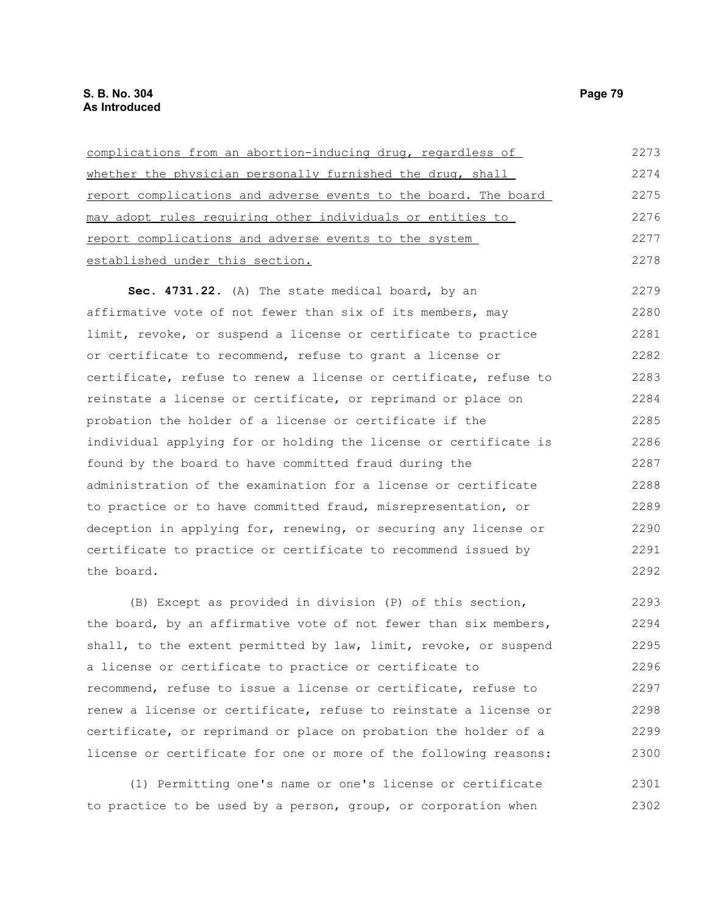complications from an abortion-inducing drug, regardless of whether the physician personally furnished the drug, shall report complications and adverse events to the board. The board may adopt rules requiring other individuals or entities to report complications and adverse events to the system established under this section.

**Sec. 4731.22.** (A) The state medical board, by an affirmative vote of not fewer than six of its members, may limit, revoke, or suspend a license or certificate to practice or certificate to recommend, refuse to grant a license or certificate, refuse to renew a license or certificate, refuse to reinstate a license or certificate, or reprimand or place on probation the holder of a license or certificate if the individual applying for or holding the license or certificate is found by the board to have committed fraud during the administration of the examination for a license or certificate to practice or to have committed fraud, misrepresentation, or deception in applying for, renewing, or securing any license or certificate to practice or certificate to recommend issued by the board.

(B) Except as provided in division (P) of this section, the board, by an affirmative vote of not fewer than six members, shall, to the extent permitted by law, limit, revoke, or suspend a license or certificate to practice or certificate to recommend, refuse to issue a license or certificate, refuse to renew a license or certificate, refuse to reinstate a license or certificate, or reprimand or place on probation the holder of a license or certificate for one or more of the following reasons:

(1) Permitting one's name or one's license or certificate to practice to be used by a person, group, or corporation when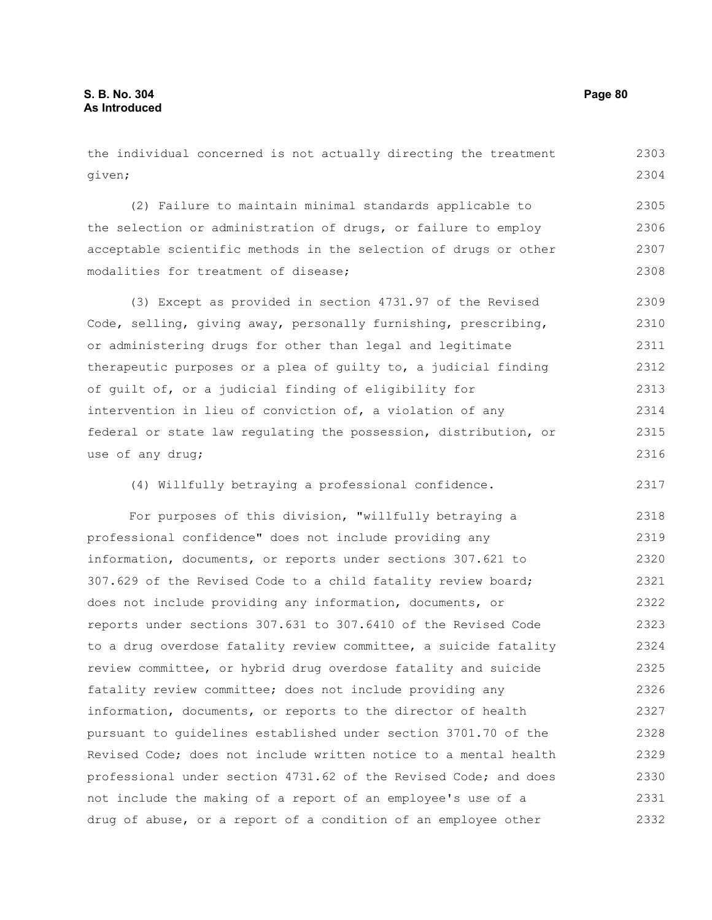the individual concerned is not actually directing the treatment given;

(2) Failure to maintain minimal standards applicable to the selection or administration of drugs, or failure to employ acceptable scientific methods in the selection of drugs or other modalities for treatment of disease;

(3) Except as provided in section 4731.97 of the Revised Code, selling, giving away, personally furnishing, prescribing, or administering drugs for other than legal and legitimate therapeutic purposes or a plea of guilty to, a judicial finding of guilt of, or a judicial finding of eligibility for intervention in lieu of conviction of, a violation of any federal or state law regulating the possession, distribution, or use of any drug;

(4) Willfully betraying a professional confidence.

For purposes of this division, "willfully betraying a professional confidence" does not include providing any information, documents, or reports under sections 307.621 to 307.629 of the Revised Code to a child fatality review board; does not include providing any information, documents, or reports under sections 307.631 to 307.6410 of the Revised Code to a drug overdose fatality review committee, a suicide fatality review committee, or hybrid drug overdose fatality and suicide fatality review committee; does not include providing any information, documents, or reports to the director of health pursuant to guidelines established under section 3701.70 of the Revised Code; does not include written notice to a mental health professional under section 4731.62 of the Revised Code; and does not include the making of a report of an employee's use of a drug of abuse, or a report of a condition of an employee other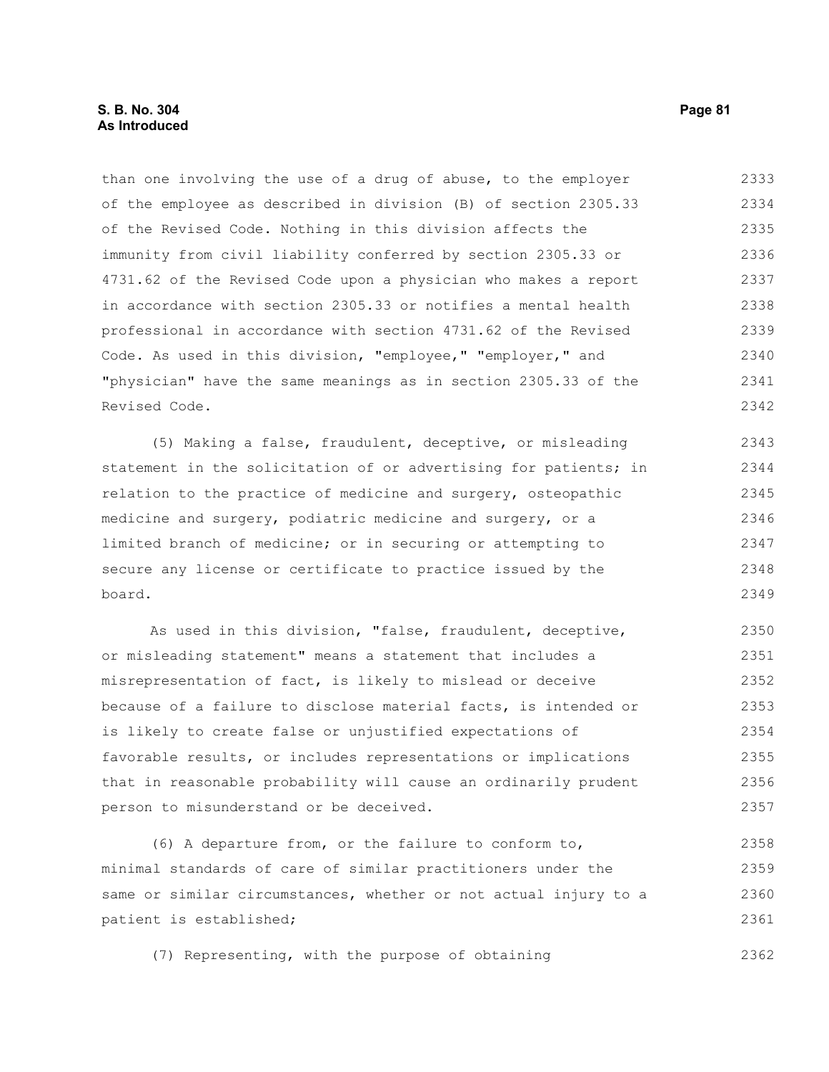than one involving the use of a drug of abuse, to the employer of the employee as described in division (B) of section 2305.33 of the Revised Code. Nothing in this division affects the immunity from civil liability conferred by section 2305.33 or 4731.62 of the Revised Code upon a physician who makes a report in accordance with section 2305.33 or notifies a mental health professional in accordance with section 4731.62 of the Revised Code. As used in this division, "employee," "employer," and "physician" have the same meanings as in section 2305.33 of the Revised Code.

(5) Making a false, fraudulent, deceptive, or misleading statement in the solicitation of or advertising for patients; in relation to the practice of medicine and surgery, osteopathic medicine and surgery, podiatric medicine and surgery, or a limited branch of medicine; or in securing or attempting to secure any license or certificate to practice issued by the board.

As used in this division, "false, fraudulent, deceptive, or misleading statement" means a statement that includes a misrepresentation of fact, is likely to mislead or deceive because of a failure to disclose material facts, is intended or is likely to create false or unjustified expectations of favorable results, or includes representations or implications that in reasonable probability will cause an ordinarily prudent person to misunderstand or be deceived.

(6) A departure from, or the failure to conform to, minimal standards of care of similar practitioners under the same or similar circumstances, whether or not actual injury to a patient is established;

(7) Representing, with the purpose of obtaining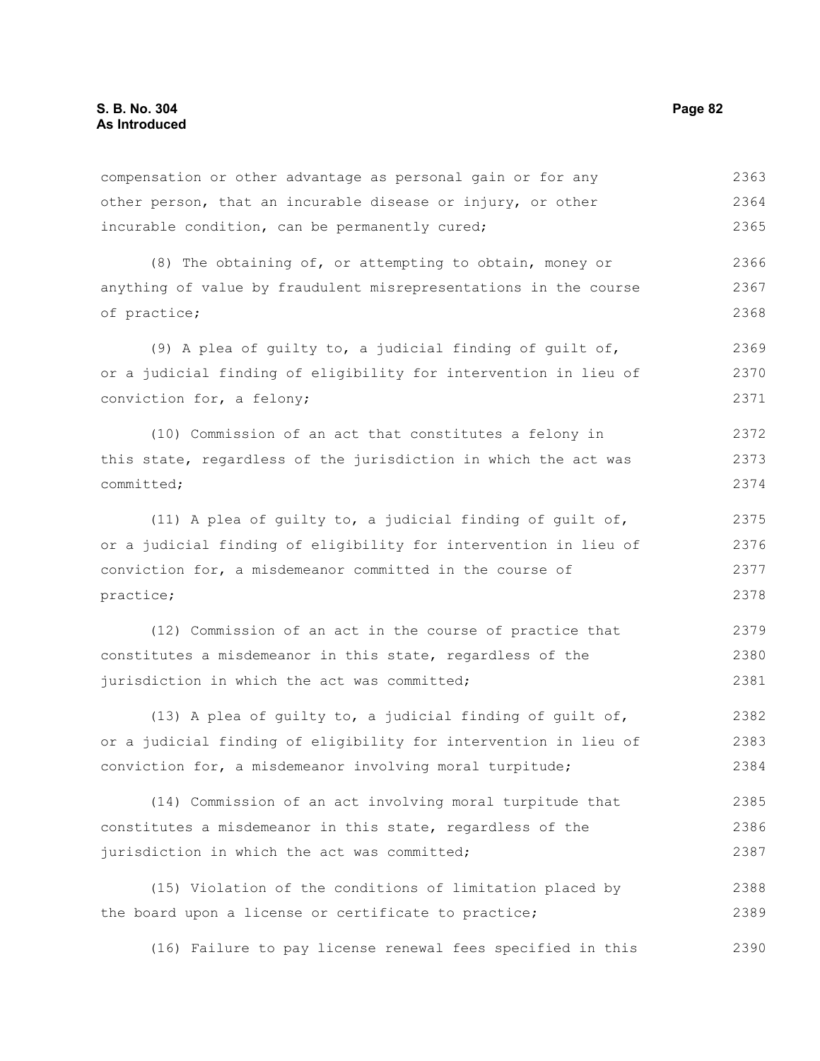compensation or other advantage as personal gain or for any other person, that an incurable disease or injury, or other incurable condition, can be permanently cured;

(8) The obtaining of, or attempting to obtain, money or anything of value by fraudulent misrepresentations in the course of practice;

(9) A plea of guilty to, a judicial finding of guilt of, or a judicial finding of eligibility for intervention in lieu of conviction for, a felony;

(10) Commission of an act that constitutes a felony in this state, regardless of the jurisdiction in which the act was committed;

(11) A plea of guilty to, a judicial finding of guilt of, or a judicial finding of eligibility for intervention in lieu of conviction for, a misdemeanor committed in the course of practice;

(12) Commission of an act in the course of practice that constitutes a misdemeanor in this state, regardless of the jurisdiction in which the act was committed;

(13) A plea of guilty to, a judicial finding of guilt of, or a judicial finding of eligibility for intervention in lieu of conviction for, a misdemeanor involving moral turpitude;

(14) Commission of an act involving moral turpitude that constitutes a misdemeanor in this state, regardless of the jurisdiction in which the act was committed;

(15) Violation of the conditions of limitation placed by the board upon a license or certificate to practice;

(16) Failure to pay license renewal fees specified in this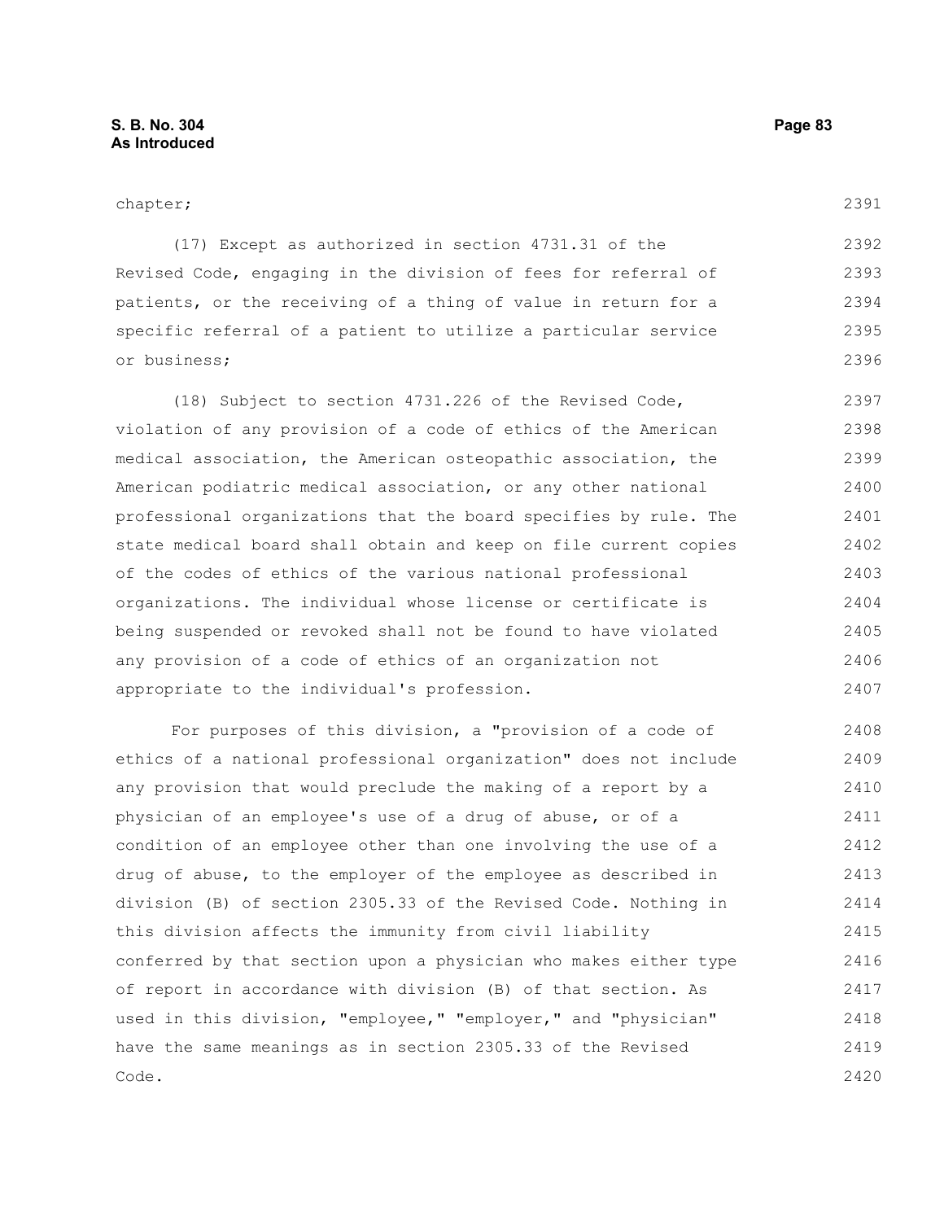chapter;

(17) Except as authorized in section 4731.31 of the Revised Code, engaging in the division of fees for referral of patients, or the receiving of a thing of value in return for a specific referral of a patient to utilize a particular service or business;

(18) Subject to section 4731.226 of the Revised Code, violation of any provision of a code of ethics of the American medical association, the American osteopathic association, the American podiatric medical association, or any other national professional organizations that the board specifies by rule. The state medical board shall obtain and keep on file current copies of the codes of ethics of the various national professional organizations. The individual whose license or certificate is being suspended or revoked shall not be found to have violated any provision of a code of ethics of an organization not appropriate to the individual's profession.

For purposes of this division, a "provision of a code of ethics of a national professional organization" does not include any provision that would preclude the making of a report by a physician of an employee's use of a drug of abuse, or of a condition of an employee other than one involving the use of a drug of abuse, to the employer of the employee as described in division (B) of section 2305.33 of the Revised Code. Nothing in this division affects the immunity from civil liability conferred by that section upon a physician who makes either type of report in accordance with division (B) of that section. As used in this division, "employee," "employer," and "physician" have the same meanings as in section 2305.33 of the Revised Code.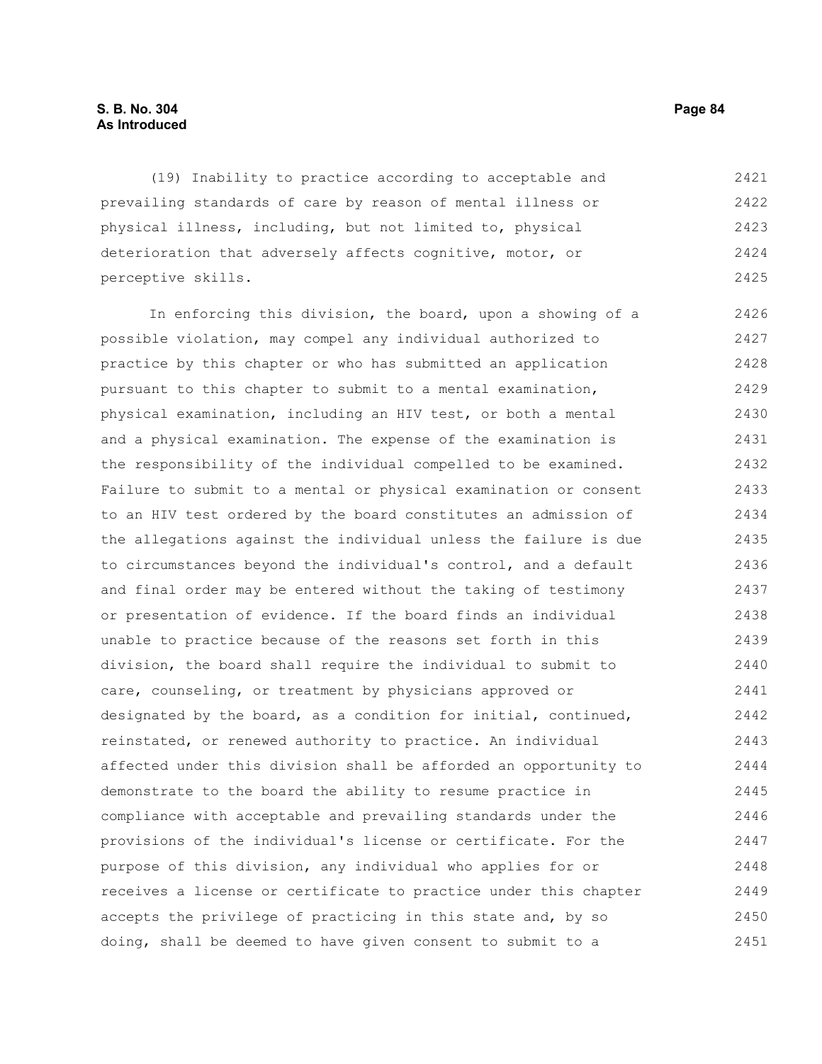(19) Inability to practice according to acceptable and prevailing standards of care by reason of mental illness or physical illness, including, but not limited to, physical deterioration that adversely affects cognitive, motor, or perceptive skills.

In enforcing this division, the board, upon a showing of a possible violation, may compel any individual authorized to practice by this chapter or who has submitted an application pursuant to this chapter to submit to a mental examination, physical examination, including an HIV test, or both a mental and a physical examination. The expense of the examination is the responsibility of the individual compelled to be examined. Failure to submit to a mental or physical examination or consent to an HIV test ordered by the board constitutes an admission of the allegations against the individual unless the failure is due to circumstances beyond the individual's control, and a default and final order may be entered without the taking of testimony or presentation of evidence. If the board finds an individual unable to practice because of the reasons set forth in this division, the board shall require the individual to submit to care, counseling, or treatment by physicians approved or designated by the board, as a condition for initial, continued, reinstated, or renewed authority to practice. An individual affected under this division shall be afforded an opportunity to demonstrate to the board the ability to resume practice in compliance with acceptable and prevailing standards under the provisions of the individual's license or certificate. For the purpose of this division, any individual who applies for or receives a license or certificate to practice under this chapter accepts the privilege of practicing in this state and, by so doing, shall be deemed to have given consent to submit to a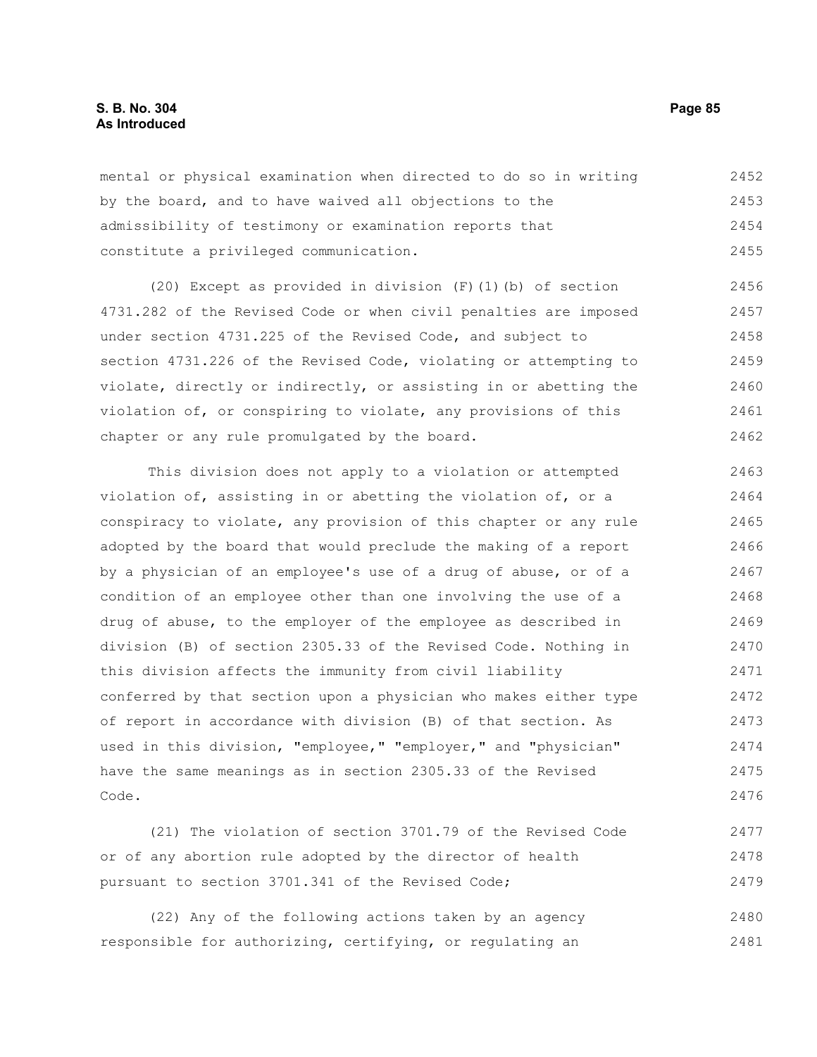mental or physical examination when directed to do so in writing by the board, and to have waived all objections to the admissibility of testimony or examination reports that constitute a privileged communication.

(20) Except as provided in division (F)(1)(b) of section 4731.282 of the Revised Code or when civil penalties are imposed under section 4731.225 of the Revised Code, and subject to section 4731.226 of the Revised Code, violating or attempting to violate, directly or indirectly, or assisting in or abetting the violation of, or conspiring to violate, any provisions of this chapter or any rule promulgated by the board.

This division does not apply to a violation or attempted violation of, assisting in or abetting the violation of, or a conspiracy to violate, any provision of this chapter or any rule adopted by the board that would preclude the making of a report by a physician of an employee's use of a drug of abuse, or of a condition of an employee other than one involving the use of a drug of abuse, to the employer of the employee as described in division (B) of section 2305.33 of the Revised Code. Nothing in this division affects the immunity from civil liability conferred by that section upon a physician who makes either type of report in accordance with division (B) of that section. As used in this division, "employee," "employer," and "physician" have the same meanings as in section 2305.33 of the Revised Code.

(21) The violation of section 3701.79 of the Revised Code or of any abortion rule adopted by the director of health pursuant to section 3701.341 of the Revised Code;

(22) Any of the following actions taken by an agency responsible for authorizing, certifying, or regulating an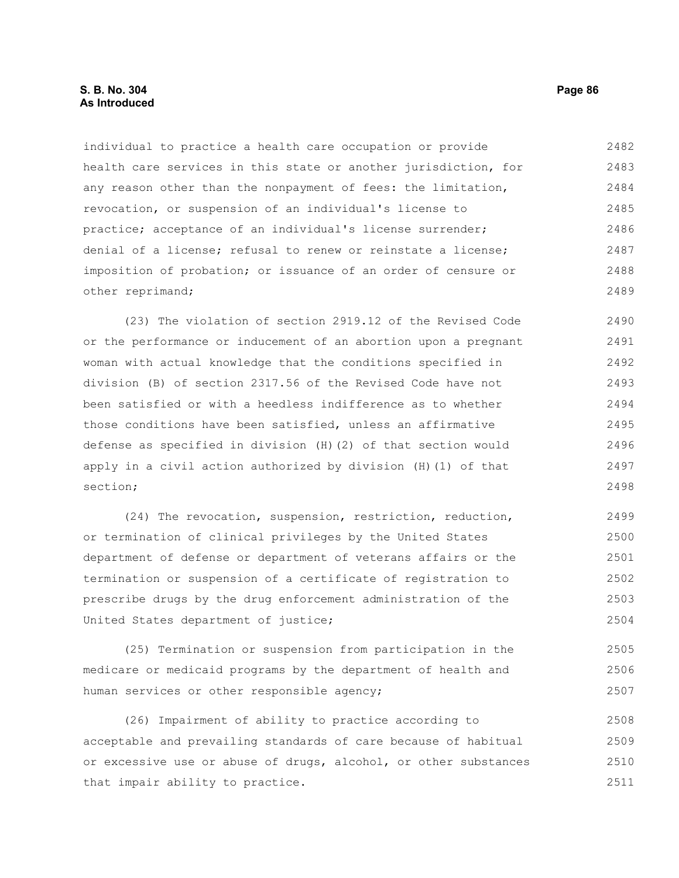individual to practice a health care occupation or provide health care services in this state or another jurisdiction, for any reason other than the nonpayment of fees: the limitation, revocation, or suspension of an individual's license to practice; acceptance of an individual's license surrender; denial of a license; refusal to renew or reinstate a license; imposition of probation; or issuance of an order of censure or other reprimand;

(23) The violation of section 2919.12 of the Revised Code or the performance or inducement of an abortion upon a pregnant woman with actual knowledge that the conditions specified in division (B) of section 2317.56 of the Revised Code have not been satisfied or with a heedless indifference as to whether those conditions have been satisfied, unless an affirmative defense as specified in division (H)(2) of that section would apply in a civil action authorized by division (H)(1) of that section;

(24) The revocation, suspension, restriction, reduction, or termination of clinical privileges by the United States department of defense or department of veterans affairs or the termination or suspension of a certificate of registration to prescribe drugs by the drug enforcement administration of the United States department of justice;

(25) Termination or suspension from participation in the medicare or medicaid programs by the department of health and human services or other responsible agency;

(26) Impairment of ability to practice according to acceptable and prevailing standards of care because of habitual or excessive use or abuse of drugs, alcohol, or other substances that impair ability to practice.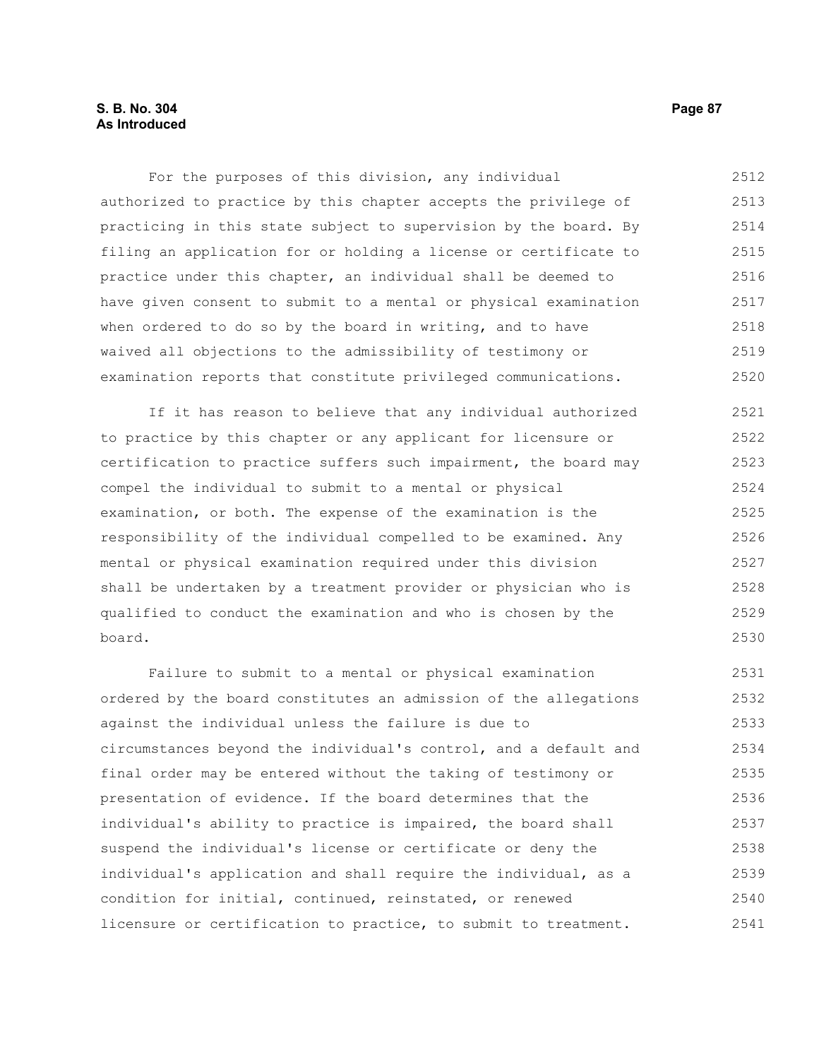For the purposes of this division, any individual authorized to practice by this chapter accepts the privilege of practicing in this state subject to supervision by the board. By filing an application for or holding a license or certificate to practice under this chapter, an individual shall be deemed to have given consent to submit to a mental or physical examination when ordered to do so by the board in writing, and to have waived all objections to the admissibility of testimony or examination reports that constitute privileged communications.

If it has reason to believe that any individual authorized to practice by this chapter or any applicant for licensure or certification to practice suffers such impairment, the board may compel the individual to submit to a mental or physical examination, or both. The expense of the examination is the responsibility of the individual compelled to be examined. Any mental or physical examination required under this division shall be undertaken by a treatment provider or physician who is qualified to conduct the examination and who is chosen by the board.

Failure to submit to a mental or physical examination ordered by the board constitutes an admission of the allegations against the individual unless the failure is due to circumstances beyond the individual's control, and a default and final order may be entered without the taking of testimony or presentation of evidence. If the board determines that the individual's ability to practice is impaired, the board shall suspend the individual's license or certificate or deny the individual's application and shall require the individual, as a condition for initial, continued, reinstated, or renewed licensure or certification to practice, to submit to treatment.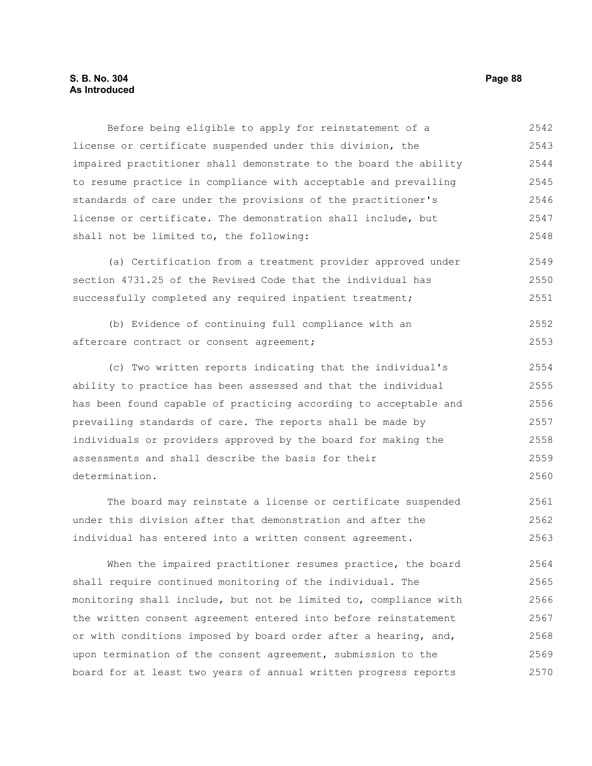Before being eligible to apply for reinstatement of a license or certificate suspended under this division, the impaired practitioner shall demonstrate to the board the ability to resume practice in compliance with acceptable and prevailing standards of care under the provisions of the practitioner's license or certificate. The demonstration shall include, but shall not be limited to, the following:

(a) Certification from a treatment provider approved under section 4731.25 of the Revised Code that the individual has successfully completed any required inpatient treatment;

(b) Evidence of continuing full compliance with an aftercare contract or consent agreement;

(c) Two written reports indicating that the individual's ability to practice has been assessed and that the individual has been found capable of practicing according to acceptable and prevailing standards of care. The reports shall be made by individuals or providers approved by the board for making the assessments and shall describe the basis for their determination.

The board may reinstate a license or certificate suspended under this division after that demonstration and after the individual has entered into a written consent agreement.

When the impaired practitioner resumes practice, the board shall require continued monitoring of the individual. The monitoring shall include, but not be limited to, compliance with the written consent agreement entered into before reinstatement or with conditions imposed by board order after a hearing, and, upon termination of the consent agreement, submission to the board for at least two years of annual written progress reports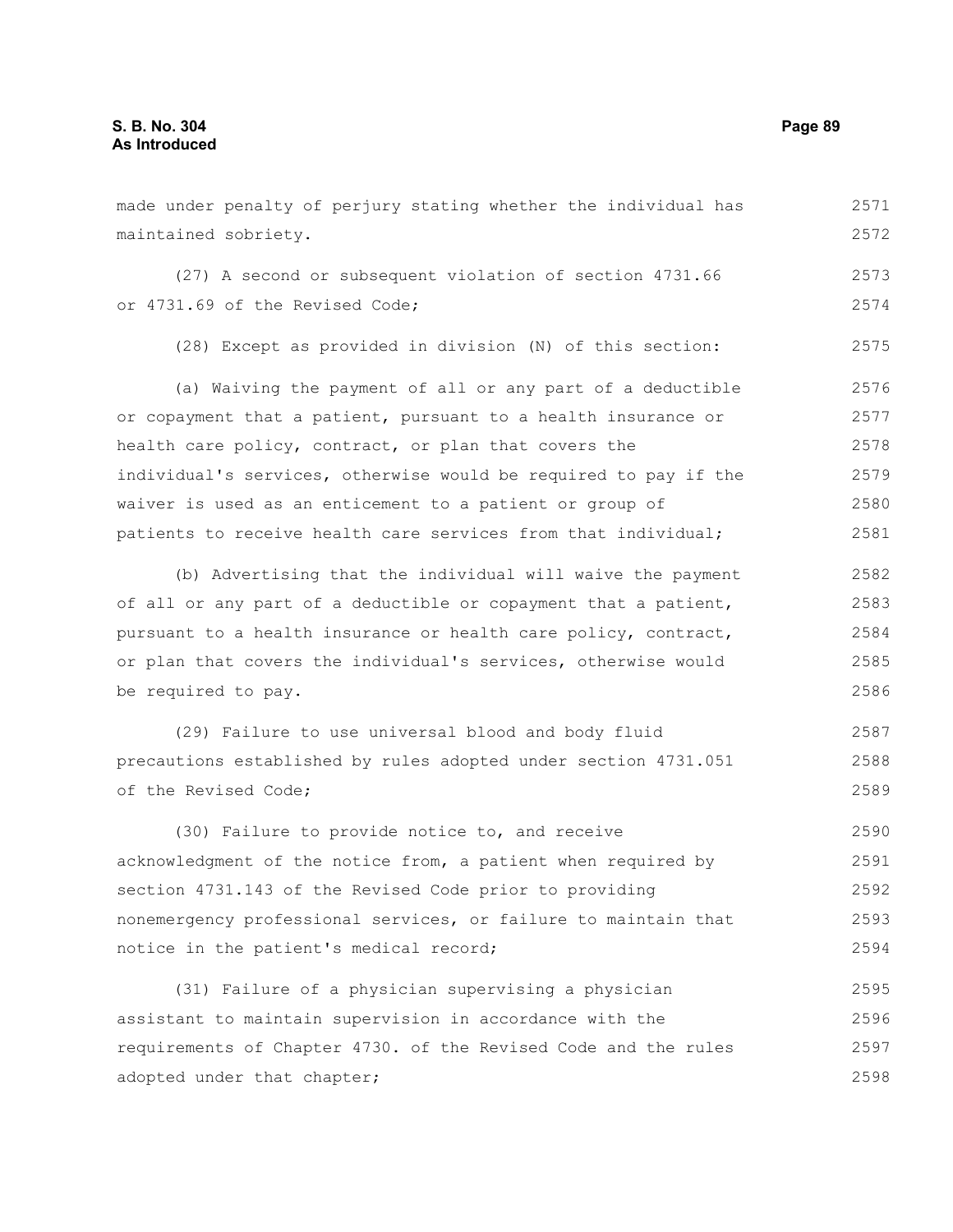made under penalty of perjury stating whether the individual has maintained sobriety.

(27) A second or subsequent violation of section 4731.66 or 4731.69 of the Revised Code;

(28) Except as provided in division (N) of this section:

(a) Waiving the payment of all or any part of a deductible or copayment that a patient, pursuant to a health insurance or health care policy, contract, or plan that covers the individual's services, otherwise would be required to pay if the waiver is used as an enticement to a patient or group of patients to receive health care services from that individual;

(b) Advertising that the individual will waive the payment of all or any part of a deductible or copayment that a patient, pursuant to a health insurance or health care policy, contract, or plan that covers the individual's services, otherwise would be required to pay.

(29) Failure to use universal blood and body fluid precautions established by rules adopted under section 4731.051 of the Revised Code;

(30) Failure to provide notice to, and receive acknowledgment of the notice from, a patient when required by section 4731.143 of the Revised Code prior to providing nonemergency professional services, or failure to maintain that notice in the patient's medical record;

(31) Failure of a physician supervising a physician assistant to maintain supervision in accordance with the requirements of Chapter 4730. of the Revised Code and the rules adopted under that chapter;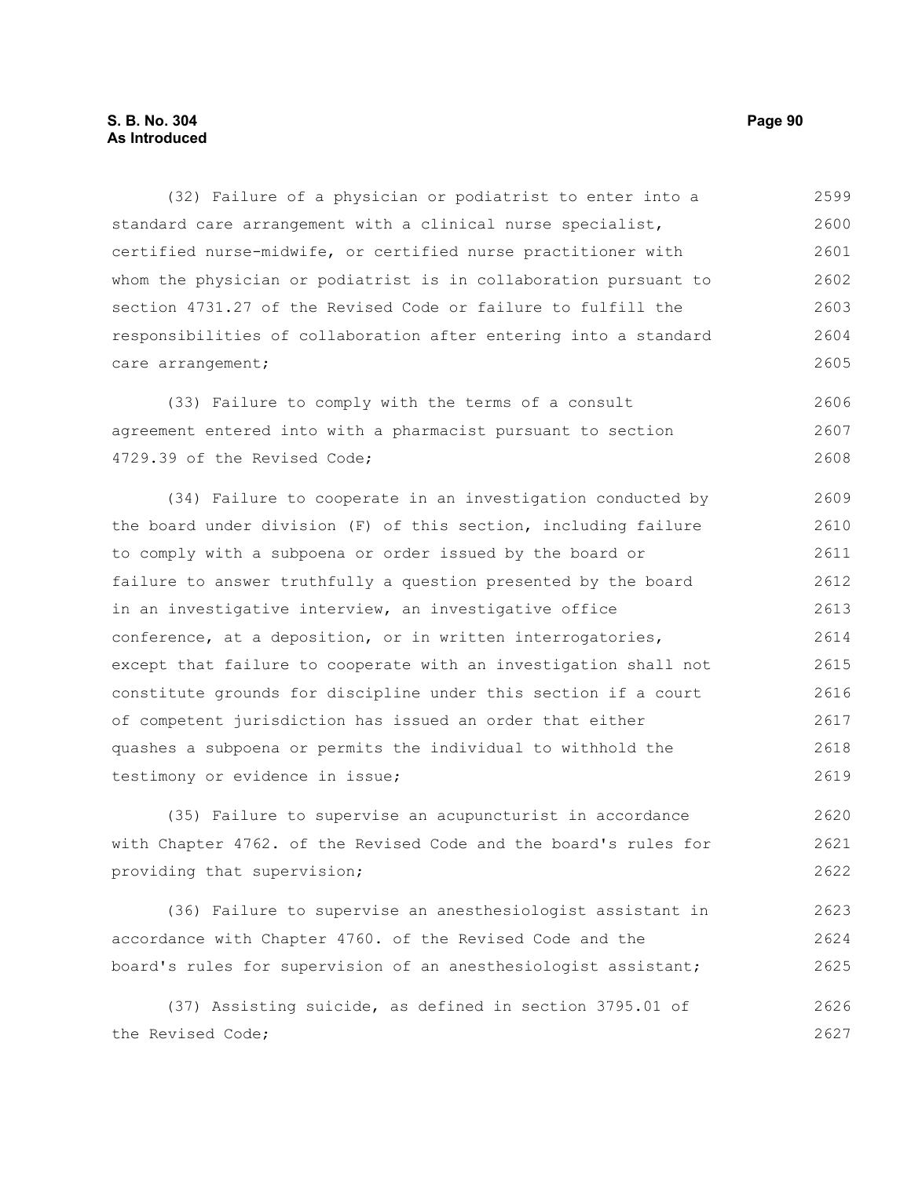(32) Failure of a physician or podiatrist to enter into a standard care arrangement with a clinical nurse specialist, certified nurse-midwife, or certified nurse practitioner with whom the physician or podiatrist is in collaboration pursuant to section 4731.27 of the Revised Code or failure to fulfill the responsibilities of collaboration after entering into a standard care arrangement;

(33) Failure to comply with the terms of a consult agreement entered into with a pharmacist pursuant to section 4729.39 of the Revised Code;

(34) Failure to cooperate in an investigation conducted by the board under division (F) of this section, including failure to comply with a subpoena or order issued by the board or failure to answer truthfully a question presented by the board in an investigative interview, an investigative office conference, at a deposition, or in written interrogatories, except that failure to cooperate with an investigation shall not constitute grounds for discipline under this section if a court of competent jurisdiction has issued an order that either quashes a subpoena or permits the individual to withhold the testimony or evidence in issue;

(35) Failure to supervise an acupuncturist in accordance with Chapter 4762. of the Revised Code and the board's rules for providing that supervision;

(36) Failure to supervise an anesthesiologist assistant in accordance with Chapter 4760. of the Revised Code and the board's rules for supervision of an anesthesiologist assistant;

(37) Assisting suicide, as defined in section 3795.01 of the Revised Code;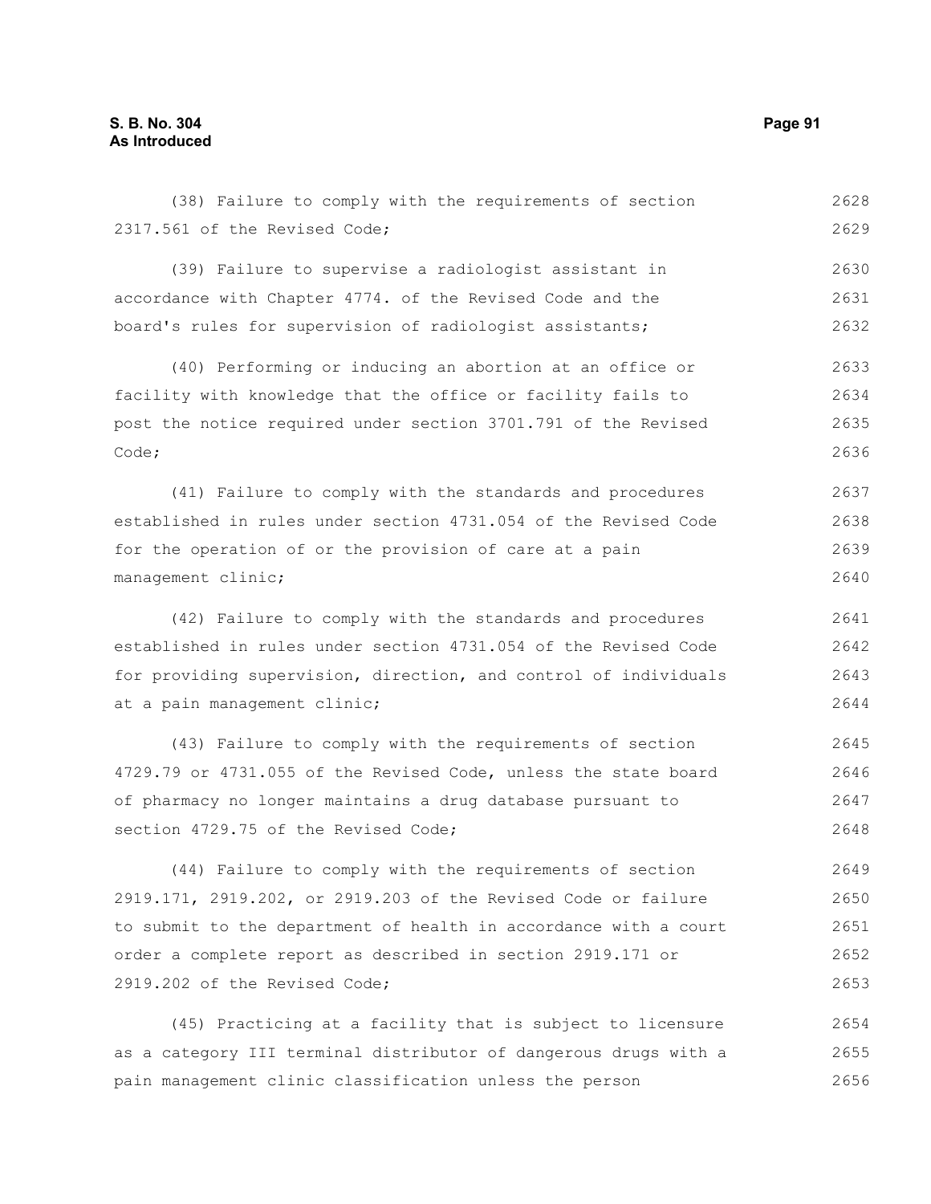(38) Failure to comply with the requirements of section 2317.561 of the Revised Code;

(39) Failure to supervise a radiologist assistant in accordance with Chapter 4774. of the Revised Code and the board's rules for supervision of radiologist assistants;

(40) Performing or inducing an abortion at an office or facility with knowledge that the office or facility fails to post the notice required under section 3701.791 of the Revised Code;

(41) Failure to comply with the standards and procedures established in rules under section 4731.054 of the Revised Code for the operation of or the provision of care at a pain management clinic;

(42) Failure to comply with the standards and procedures established in rules under section 4731.054 of the Revised Code for providing supervision, direction, and control of individuals at a pain management clinic;

(43) Failure to comply with the requirements of section 4729.79 or 4731.055 of the Revised Code, unless the state board of pharmacy no longer maintains a drug database pursuant to section 4729.75 of the Revised Code;

(44) Failure to comply with the requirements of section 2919.171, 2919.202, or 2919.203 of the Revised Code or failure to submit to the department of health in accordance with a court order a complete report as described in section 2919.171 or 2919.202 of the Revised Code;

(45) Practicing at a facility that is subject to licensure as a category III terminal distributor of dangerous drugs with a pain management clinic classification unless the person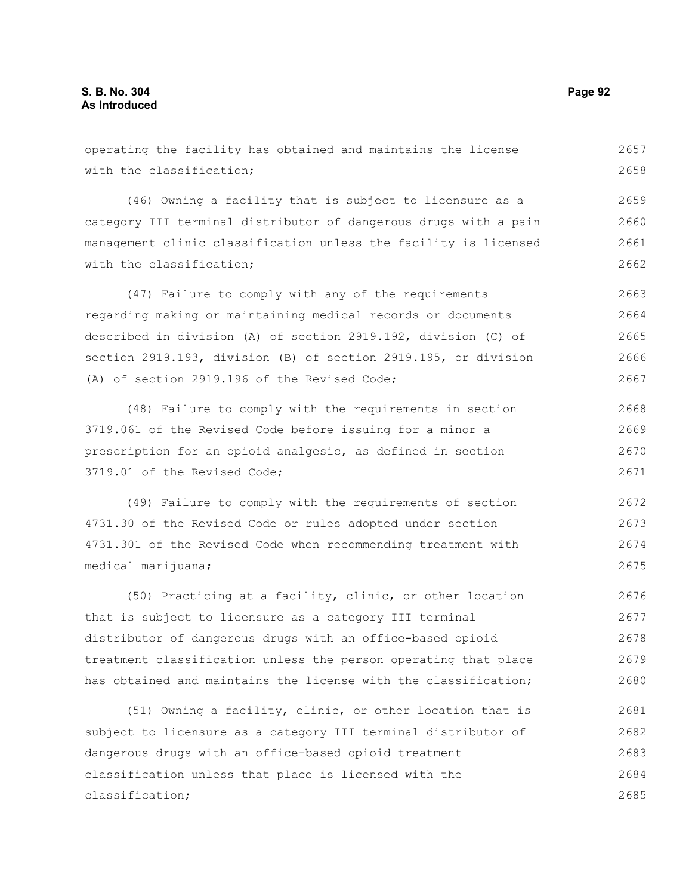operating the facility has obtained and maintains the license with the classification;

(46) Owning a facility that is subject to licensure as a category III terminal distributor of dangerous drugs with a pain management clinic classification unless the facility is licensed with the classification;

(47) Failure to comply with any of the requirements regarding making or maintaining medical records or documents described in division (A) of section 2919.192, division (C) of section 2919.193, division (B) of section 2919.195, or division (A) of section 2919.196 of the Revised Code;

(48) Failure to comply with the requirements in section 3719.061 of the Revised Code before issuing for a minor a prescription for an opioid analgesic, as defined in section 3719.01 of the Revised Code;

(49) Failure to comply with the requirements of section 4731.30 of the Revised Code or rules adopted under section 4731.301 of the Revised Code when recommending treatment with medical marijuana;

(50) Practicing at a facility, clinic, or other location that is subject to licensure as a category III terminal distributor of dangerous drugs with an office-based opioid treatment classification unless the person operating that place has obtained and maintains the license with the classification;

(51) Owning a facility, clinic, or other location that is subject to licensure as a category III terminal distributor of dangerous drugs with an office-based opioid treatment classification unless that place is licensed with the classification;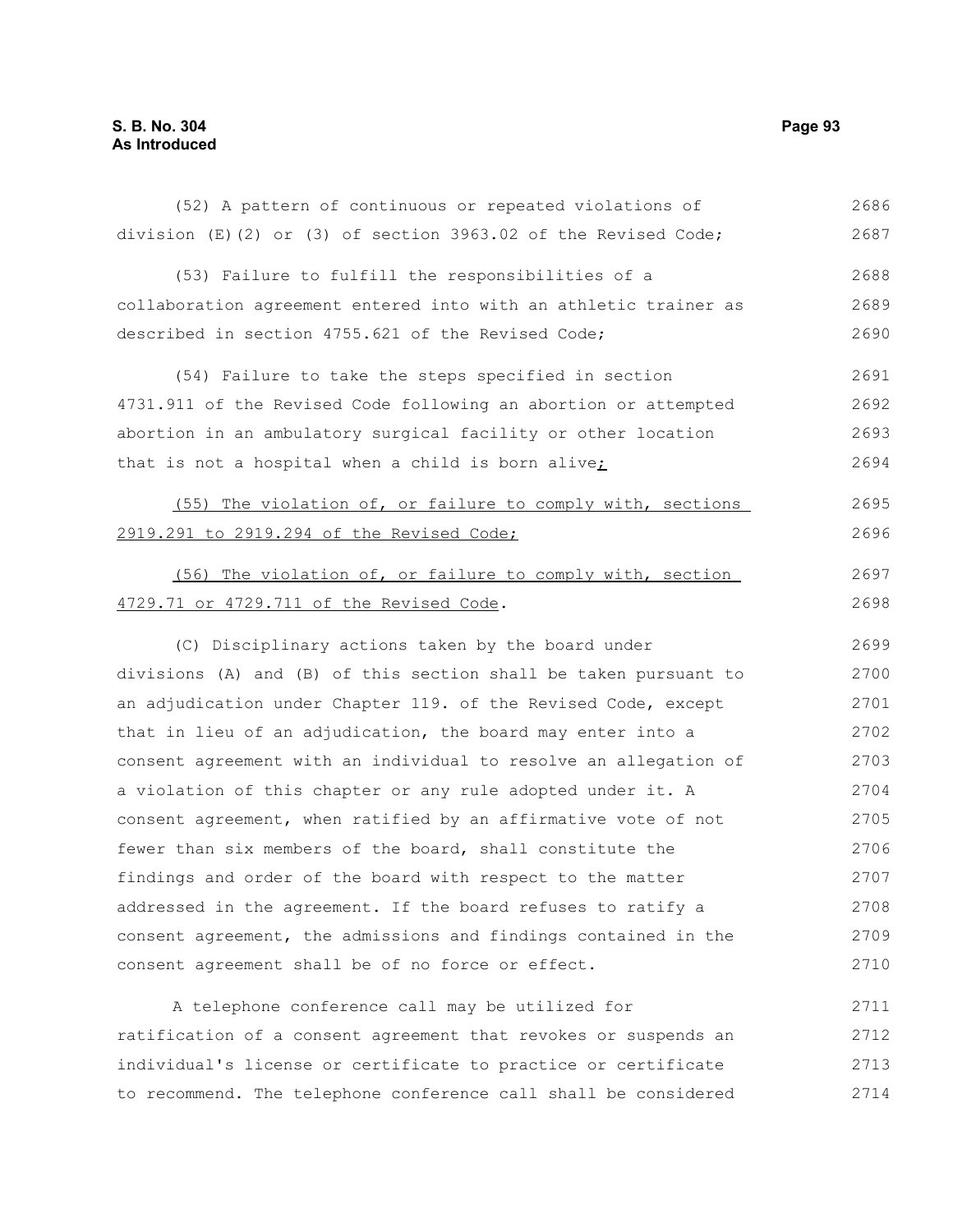(52) A pattern of continuous or repeated violations of division (E)(2) or (3) of section 3963.02 of the Revised Code;

(53) Failure to fulfill the responsibilities of a collaboration agreement entered into with an athletic trainer as described in section 4755.621 of the Revised Code;

(54) Failure to take the steps specified in section 4731.911 of the Revised Code following an abortion or attempted abortion in an ambulatory surgical facility or other location that is not a hospital when a child is born alive;

(55) The violation of, or failure to comply with, sections 2919.291 to 2919.294 of the Revised Code;

(56) The violation of, or failure to comply with, section 4729.71 or 4729.711 of the Revised Code.

(C) Disciplinary actions taken by the board under divisions (A) and (B) of this section shall be taken pursuant to an adjudication under Chapter 119. of the Revised Code, except that in lieu of an adjudication, the board may enter into a consent agreement with an individual to resolve an allegation of a violation of this chapter or any rule adopted under it. A consent agreement, when ratified by an affirmative vote of not fewer than six members of the board, shall constitute the findings and order of the board with respect to the matter addressed in the agreement. If the board refuses to ratify a consent agreement, the admissions and findings contained in the consent agreement shall be of no force or effect.

A telephone conference call may be utilized for ratification of a consent agreement that revokes or suspends an individual's license or certificate to practice or certificate to recommend. The telephone conference call shall be considered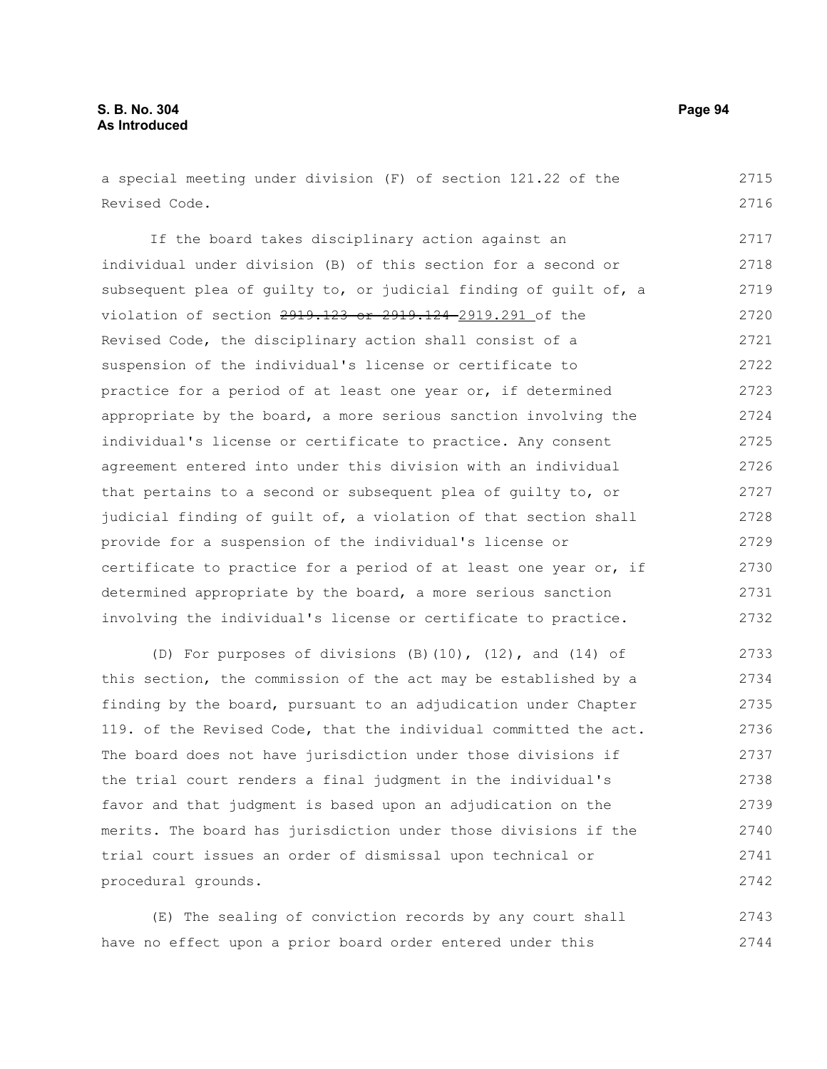a special meeting under division (F) of section 121.22 of the Revised Code.

If the board takes disciplinary action against an individual under division (B) of this section for a second or subsequent plea of guilty to, or judicial finding of guilt of, a violation of section ~~2919.123 or 2919.124~~ 2919.291 of the Revised Code, the disciplinary action shall consist of a suspension of the individual's license or certificate to practice for a period of at least one year or, if determined appropriate by the board, a more serious sanction involving the individual's license or certificate to practice. Any consent agreement entered into under this division with an individual that pertains to a second or subsequent plea of guilty to, or judicial finding of guilt of, a violation of that section shall provide for a suspension of the individual's license or certificate to practice for a period of at least one year or, if determined appropriate by the board, a more serious sanction involving the individual's license or certificate to practice.

(D) For purposes of divisions (B)(10), (12), and (14) of this section, the commission of the act may be established by a finding by the board, pursuant to an adjudication under Chapter 119. of the Revised Code, that the individual committed the act. The board does not have jurisdiction under those divisions if the trial court renders a final judgment in the individual's favor and that judgment is based upon an adjudication on the merits. The board has jurisdiction under those divisions if the trial court issues an order of dismissal upon technical or procedural grounds.

(E) The sealing of conviction records by any court shall have no effect upon a prior board order entered under this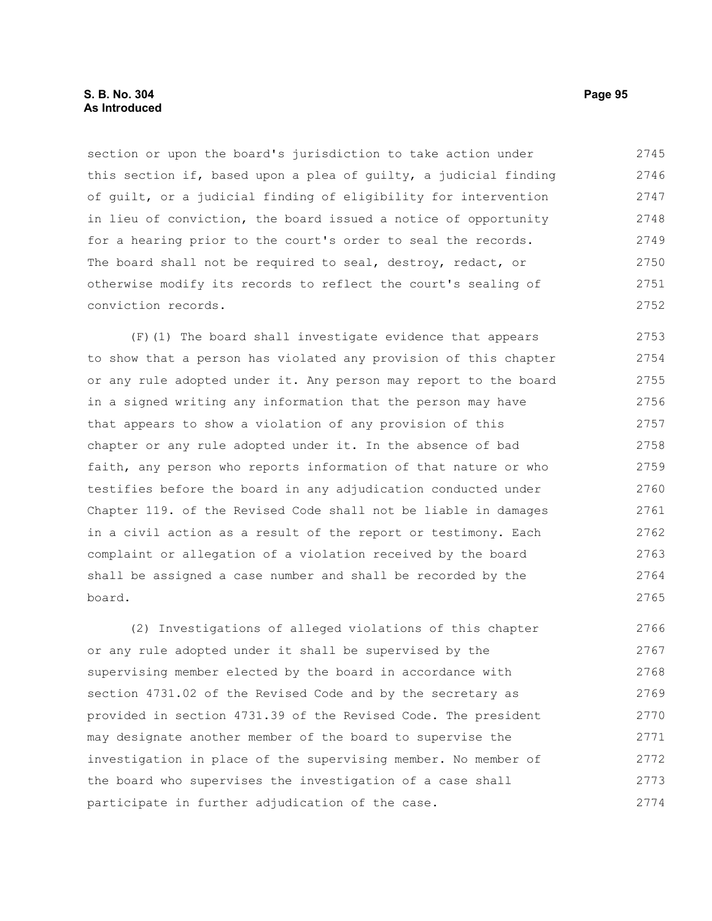section or upon the board's jurisdiction to take action under this section if, based upon a plea of guilty, a judicial finding of guilt, or a judicial finding of eligibility for intervention in lieu of conviction, the board issued a notice of opportunity for a hearing prior to the court's order to seal the records. The board shall not be required to seal, destroy, redact, or otherwise modify its records to reflect the court's sealing of conviction records.

(F)(1) The board shall investigate evidence that appears to show that a person has violated any provision of this chapter or any rule adopted under it. Any person may report to the board in a signed writing any information that the person may have that appears to show a violation of any provision of this chapter or any rule adopted under it. In the absence of bad faith, any person who reports information of that nature or who testifies before the board in any adjudication conducted under Chapter 119. of the Revised Code shall not be liable in damages in a civil action as a result of the report or testimony. Each complaint or allegation of a violation received by the board shall be assigned a case number and shall be recorded by the board.

(2) Investigations of alleged violations of this chapter or any rule adopted under it shall be supervised by the supervising member elected by the board in accordance with section 4731.02 of the Revised Code and by the secretary as provided in section 4731.39 of the Revised Code. The president may designate another member of the board to supervise the investigation in place of the supervising member. No member of the board who supervises the investigation of a case shall participate in further adjudication of the case.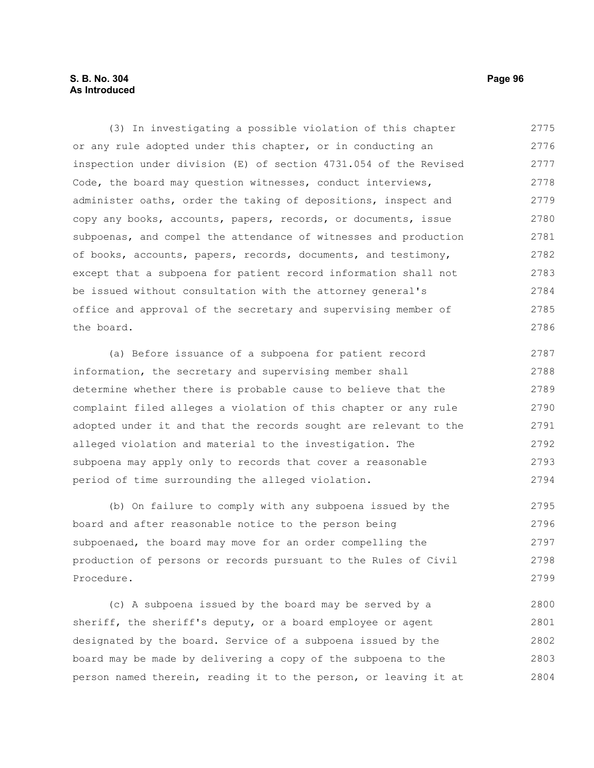(3) In investigating a possible violation of this chapter or any rule adopted under this chapter, or in conducting an inspection under division (E) of section 4731.054 of the Revised Code, the board may question witnesses, conduct interviews, administer oaths, order the taking of depositions, inspect and copy any books, accounts, papers, records, or documents, issue subpoenas, and compel the attendance of witnesses and production of books, accounts, papers, records, documents, and testimony, except that a subpoena for patient record information shall not be issued without consultation with the attorney general's office and approval of the secretary and supervising member of the board.

(a) Before issuance of a subpoena for patient record information, the secretary and supervising member shall determine whether there is probable cause to believe that the complaint filed alleges a violation of this chapter or any rule adopted under it and that the records sought are relevant to the alleged violation and material to the investigation. The subpoena may apply only to records that cover a reasonable period of time surrounding the alleged violation.

(b) On failure to comply with any subpoena issued by the board and after reasonable notice to the person being subpoenaed, the board may move for an order compelling the production of persons or records pursuant to the Rules of Civil Procedure.

(c) A subpoena issued by the board may be served by a sheriff, the sheriff's deputy, or a board employee or agent designated by the board. Service of a subpoena issued by the board may be made by delivering a copy of the subpoena to the person named therein, reading it to the person, or leaving it at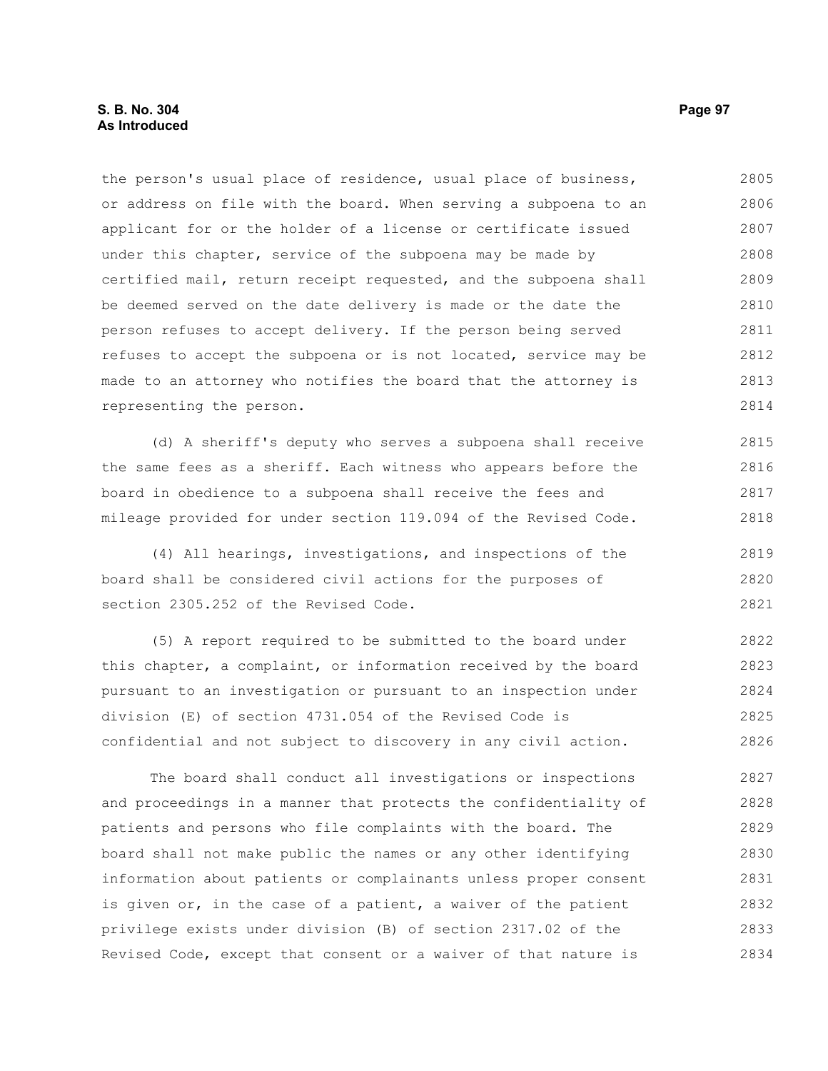the person's usual place of residence, usual place of business, or address on file with the board. When serving a subpoena to an applicant for or the holder of a license or certificate issued under this chapter, service of the subpoena may be made by certified mail, return receipt requested, and the subpoena shall be deemed served on the date delivery is made or the date the person refuses to accept delivery. If the person being served refuses to accept the subpoena or is not located, service may be made to an attorney who notifies the board that the attorney is representing the person.

(d) A sheriff's deputy who serves a subpoena shall receive the same fees as a sheriff. Each witness who appears before the board in obedience to a subpoena shall receive the fees and mileage provided for under section 119.094 of the Revised Code.

(4) All hearings, investigations, and inspections of the board shall be considered civil actions for the purposes of section 2305.252 of the Revised Code.

(5) A report required to be submitted to the board under this chapter, a complaint, or information received by the board pursuant to an investigation or pursuant to an inspection under division (E) of section 4731.054 of the Revised Code is confidential and not subject to discovery in any civil action.

The board shall conduct all investigations or inspections and proceedings in a manner that protects the confidentiality of patients and persons who file complaints with the board. The board shall not make public the names or any other identifying information about patients or complainants unless proper consent is given or, in the case of a patient, a waiver of the patient privilege exists under division (B) of section 2317.02 of the Revised Code, except that consent or a waiver of that nature is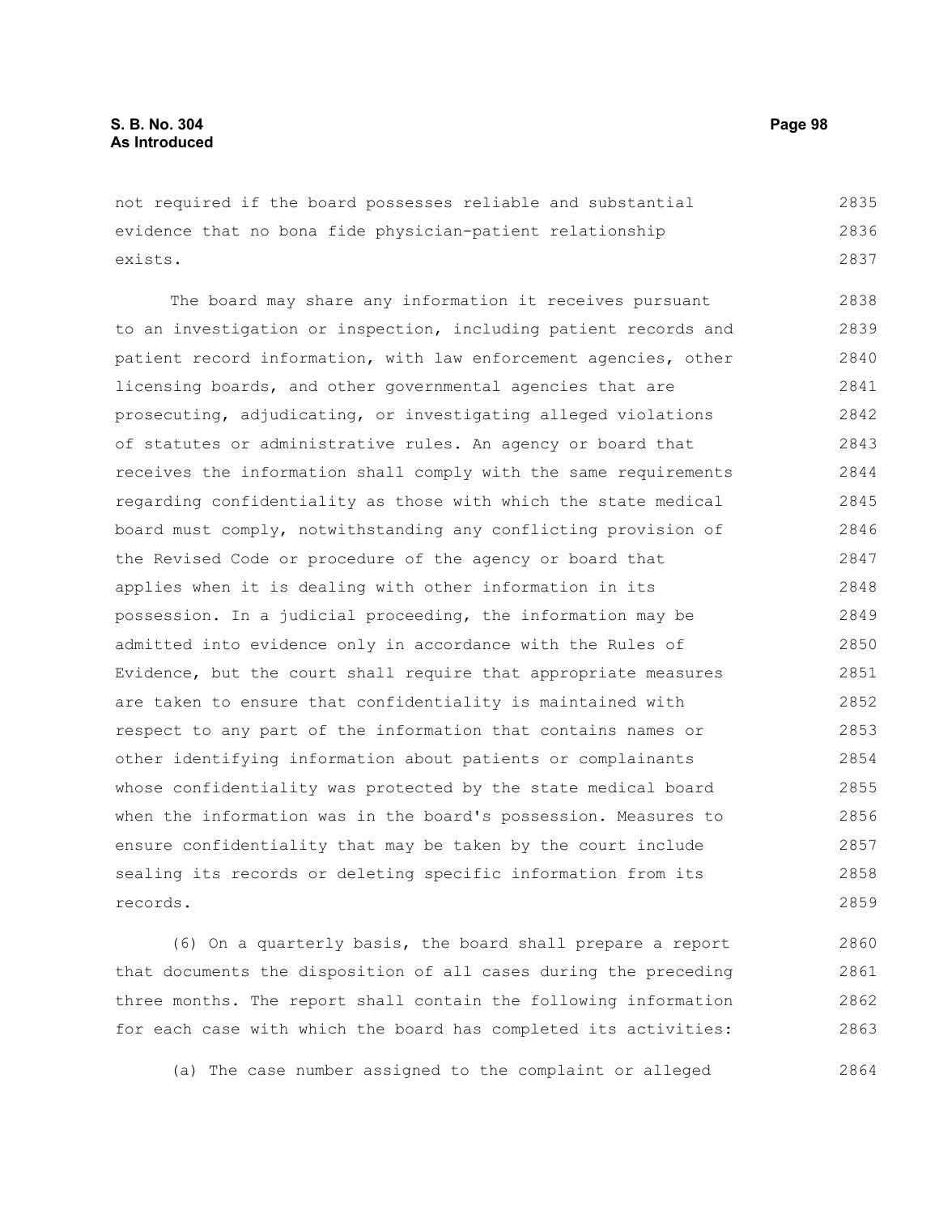not required if the board possesses reliable and substantial evidence that no bona fide physician-patient relationship exists.

The board may share any information it receives pursuant to an investigation or inspection, including patient records and patient record information, with law enforcement agencies, other licensing boards, and other governmental agencies that are prosecuting, adjudicating, or investigating alleged violations of statutes or administrative rules. An agency or board that receives the information shall comply with the same requirements regarding confidentiality as those with which the state medical board must comply, notwithstanding any conflicting provision of the Revised Code or procedure of the agency or board that applies when it is dealing with other information in its possession. In a judicial proceeding, the information may be admitted into evidence only in accordance with the Rules of Evidence, but the court shall require that appropriate measures are taken to ensure that confidentiality is maintained with respect to any part of the information that contains names or other identifying information about patients or complainants whose confidentiality was protected by the state medical board when the information was in the board's possession. Measures to ensure confidentiality that may be taken by the court include sealing its records or deleting specific information from its records.

(6) On a quarterly basis, the board shall prepare a report that documents the disposition of all cases during the preceding three months. The report shall contain the following information for each case with which the board has completed its activities:

(a) The case number assigned to the complaint or alleged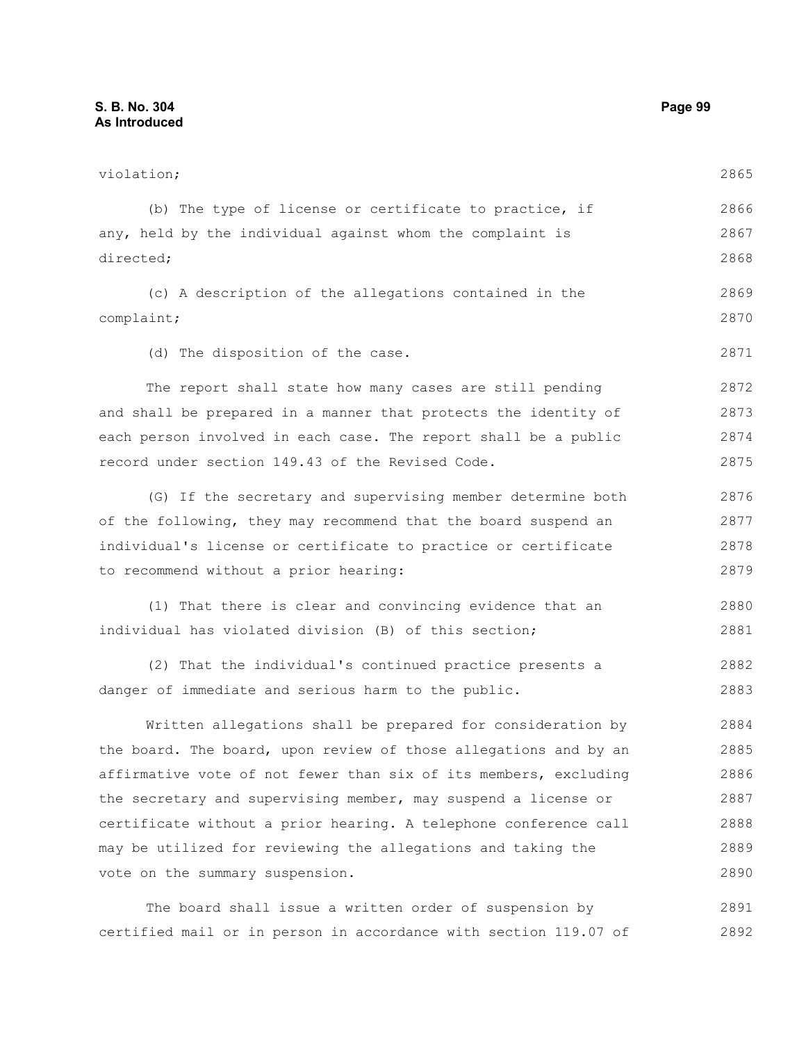violation;

(b) The type of license or certificate to practice, if any, held by the individual against whom the complaint is directed;

(c) A description of the allegations contained in the complaint;

(d) The disposition of the case.

The report shall state how many cases are still pending and shall be prepared in a manner that protects the identity of each person involved in each case. The report shall be a public record under section 149.43 of the Revised Code.

(G) If the secretary and supervising member determine both of the following, they may recommend that the board suspend an individual's license or certificate to practice or certificate to recommend without a prior hearing:

(1) That there is clear and convincing evidence that an individual has violated division (B) of this section;

(2) That the individual's continued practice presents a danger of immediate and serious harm to the public.

Written allegations shall be prepared for consideration by the board. The board, upon review of those allegations and by an affirmative vote of not fewer than six of its members, excluding the secretary and supervising member, may suspend a license or certificate without a prior hearing. A telephone conference call may be utilized for reviewing the allegations and taking the vote on the summary suspension.

The board shall issue a written order of suspension by certified mail or in person in accordance with section 119.07 of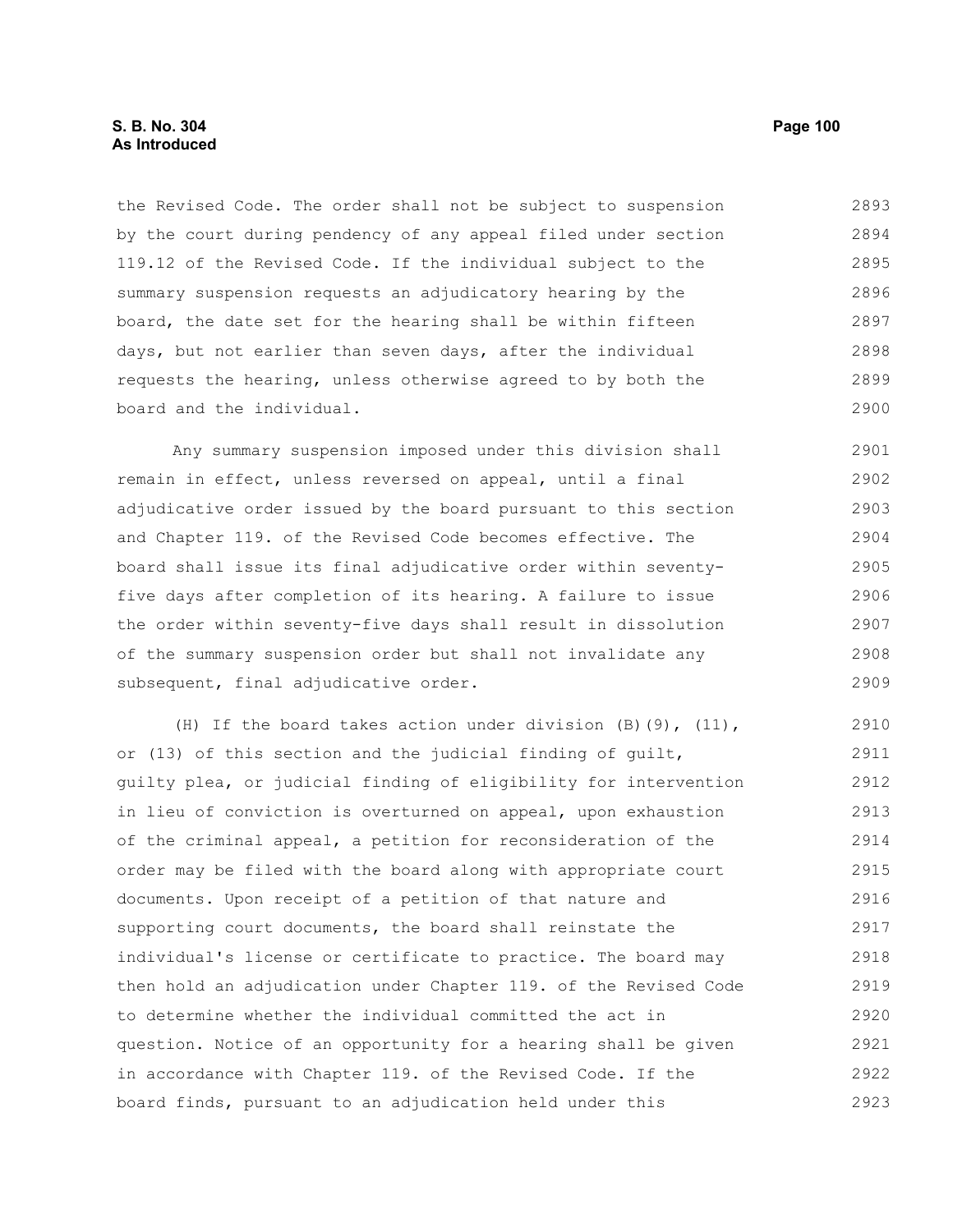the Revised Code. The order shall not be subject to suspension by the court during pendency of any appeal filed under section 119.12 of the Revised Code. If the individual subject to the summary suspension requests an adjudicatory hearing by the board, the date set for the hearing shall be within fifteen days, but not earlier than seven days, after the individual requests the hearing, unless otherwise agreed to by both the board and the individual.

Any summary suspension imposed under this division shall remain in effect, unless reversed on appeal, until a final adjudicative order issued by the board pursuant to this section and Chapter 119. of the Revised Code becomes effective. The board shall issue its final adjudicative order within seventy-five days after completion of its hearing. A failure to issue the order within seventy-five days shall result in dissolution of the summary suspension order but shall not invalidate any subsequent, final adjudicative order.

(H) If the board takes action under division (B)(9), (11), or (13) of this section and the judicial finding of guilt, guilty plea, or judicial finding of eligibility for intervention in lieu of conviction is overturned on appeal, upon exhaustion of the criminal appeal, a petition for reconsideration of the order may be filed with the board along with appropriate court documents. Upon receipt of a petition of that nature and supporting court documents, the board shall reinstate the individual's license or certificate to practice. The board may then hold an adjudication under Chapter 119. of the Revised Code to determine whether the individual committed the act in question. Notice of an opportunity for a hearing shall be given in accordance with Chapter 119. of the Revised Code. If the board finds, pursuant to an adjudication held under this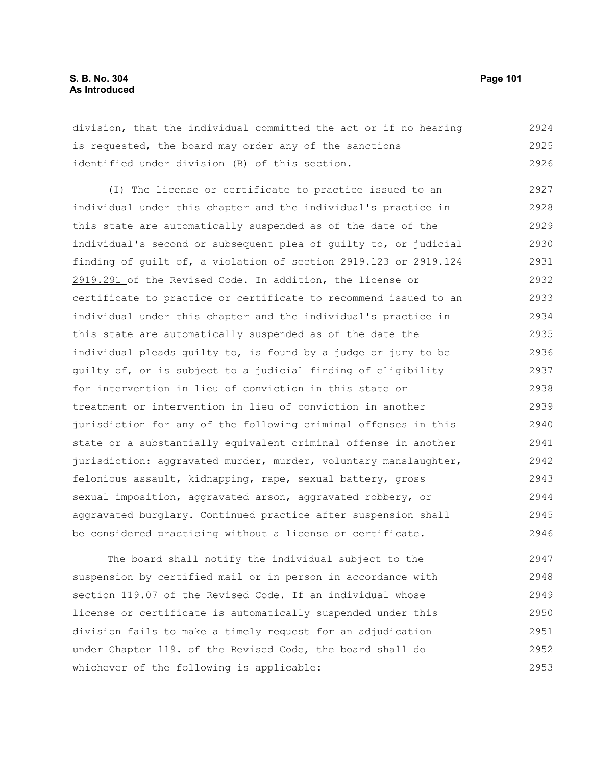division, that the individual committed the act or if no hearing is requested, the board may order any of the sanctions identified under division (B) of this section.

(I) The license or certificate to practice issued to an individual under this chapter and the individual's practice in this state are automatically suspended as of the date of the individual's second or subsequent plea of guilty to, or judicial finding of guilt of, a violation of section ~~2919.123 or 2919.124~~ 2919.291 of the Revised Code. In addition, the license or certificate to practice or certificate to recommend issued to an individual under this chapter and the individual's practice in this state are automatically suspended as of the date the individual pleads guilty to, is found by a judge or jury to be guilty of, or is subject to a judicial finding of eligibility for intervention in lieu of conviction in this state or treatment or intervention in lieu of conviction in another jurisdiction for any of the following criminal offenses in this state or a substantially equivalent criminal offense in another jurisdiction: aggravated murder, murder, voluntary manslaughter, felonious assault, kidnapping, rape, sexual battery, gross sexual imposition, aggravated arson, aggravated robbery, or aggravated burglary. Continued practice after suspension shall be considered practicing without a license or certificate.

The board shall notify the individual subject to the suspension by certified mail or in person in accordance with section 119.07 of the Revised Code. If an individual whose license or certificate is automatically suspended under this division fails to make a timely request for an adjudication under Chapter 119. of the Revised Code, the board shall do whichever of the following is applicable: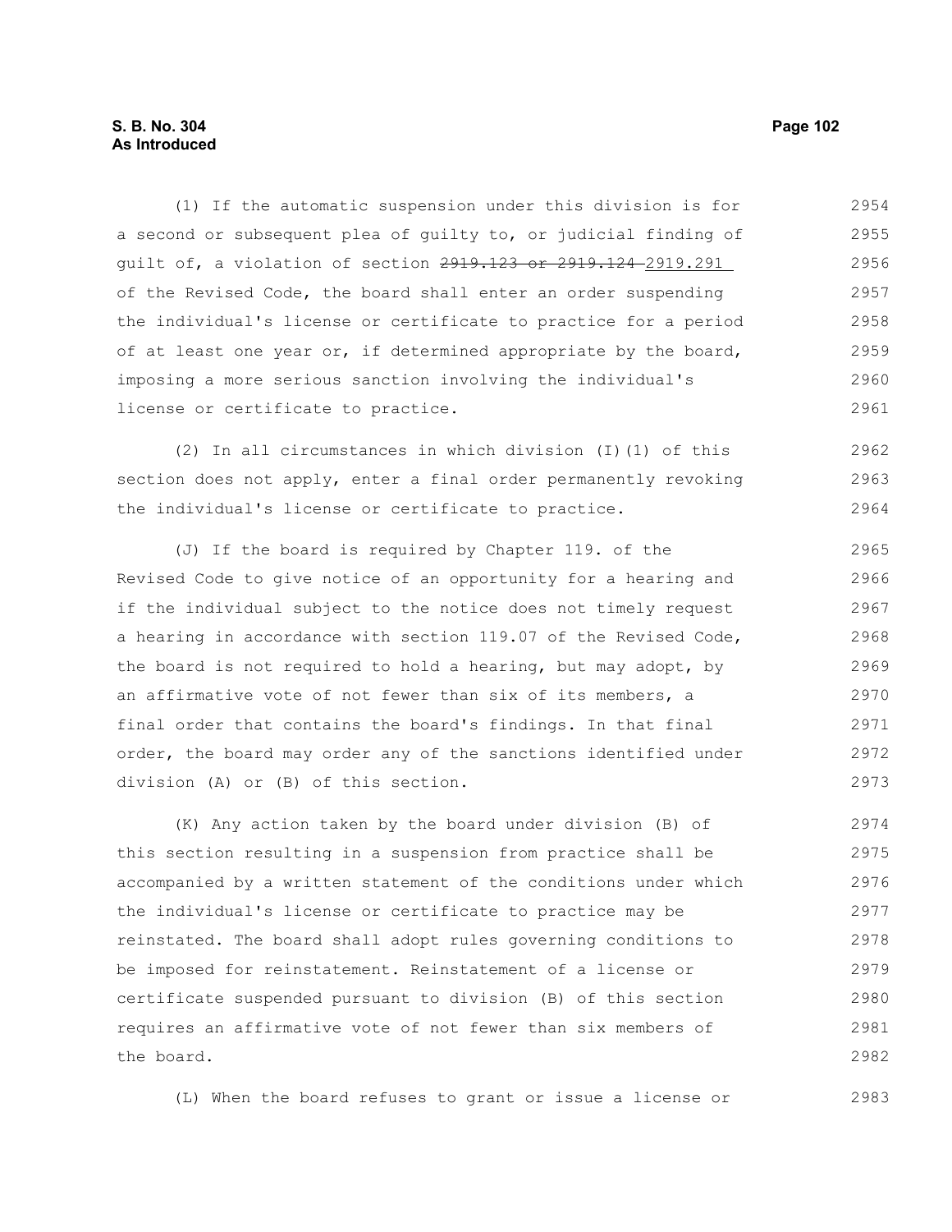(1) If the automatic suspension under this division is for a second or subsequent plea of guilty to, or judicial finding of guilt of, a violation of section ~~2919.123 or 2919.124~~ 2919.291 of the Revised Code, the board shall enter an order suspending the individual's license or certificate to practice for a period of at least one year or, if determined appropriate by the board, imposing a more serious sanction involving the individual's license or certificate to practice.

(2) In all circumstances in which division (I)(1) of this section does not apply, enter a final order permanently revoking the individual's license or certificate to practice.

(J) If the board is required by Chapter 119. of the Revised Code to give notice of an opportunity for a hearing and if the individual subject to the notice does not timely request a hearing in accordance with section 119.07 of the Revised Code, the board is not required to hold a hearing, but may adopt, by an affirmative vote of not fewer than six of its members, a final order that contains the board's findings. In that final order, the board may order any of the sanctions identified under division (A) or (B) of this section.

(K) Any action taken by the board under division (B) of this section resulting in a suspension from practice shall be accompanied by a written statement of the conditions under which the individual's license or certificate to practice may be reinstated. The board shall adopt rules governing conditions to be imposed for reinstatement. Reinstatement of a license or certificate suspended pursuant to division (B) of this section requires an affirmative vote of not fewer than six members of the board.

(L) When the board refuses to grant or issue a license or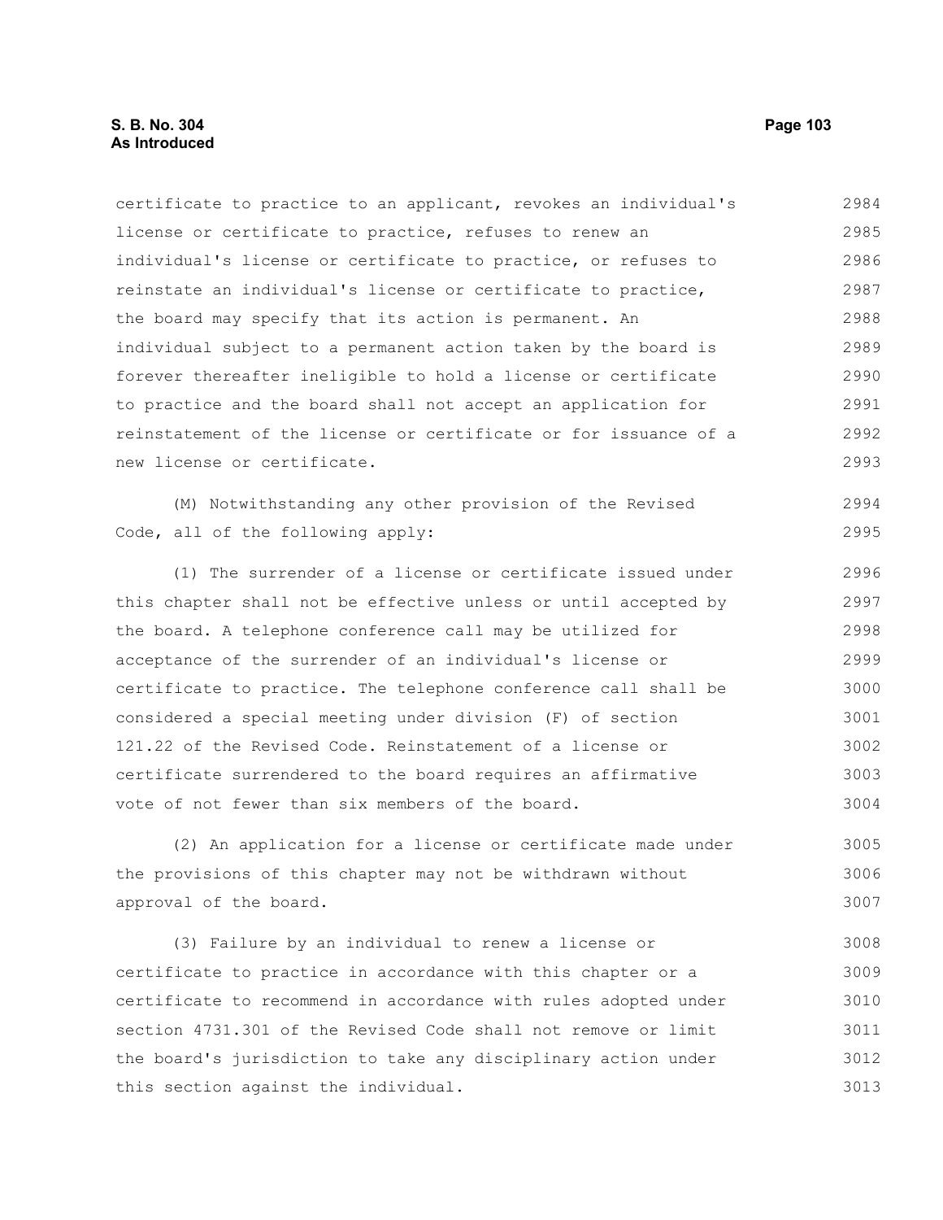certificate to practice to an applicant, revokes an individual's license or certificate to practice, refuses to renew an individual's license or certificate to practice, or refuses to reinstate an individual's license or certificate to practice, the board may specify that its action is permanent. An individual subject to a permanent action taken by the board is forever thereafter ineligible to hold a license or certificate to practice and the board shall not accept an application for reinstatement of the license or certificate or for issuance of a new license or certificate.

(M) Notwithstanding any other provision of the Revised Code, all of the following apply:

(1) The surrender of a license or certificate issued under this chapter shall not be effective unless or until accepted by the board. A telephone conference call may be utilized for acceptance of the surrender of an individual's license or certificate to practice. The telephone conference call shall be considered a special meeting under division (F) of section 121.22 of the Revised Code. Reinstatement of a license or certificate surrendered to the board requires an affirmative vote of not fewer than six members of the board.

(2) An application for a license or certificate made under the provisions of this chapter may not be withdrawn without approval of the board.

(3) Failure by an individual to renew a license or certificate to practice in accordance with this chapter or a certificate to recommend in accordance with rules adopted under section 4731.301 of the Revised Code shall not remove or limit the board's jurisdiction to take any disciplinary action under this section against the individual.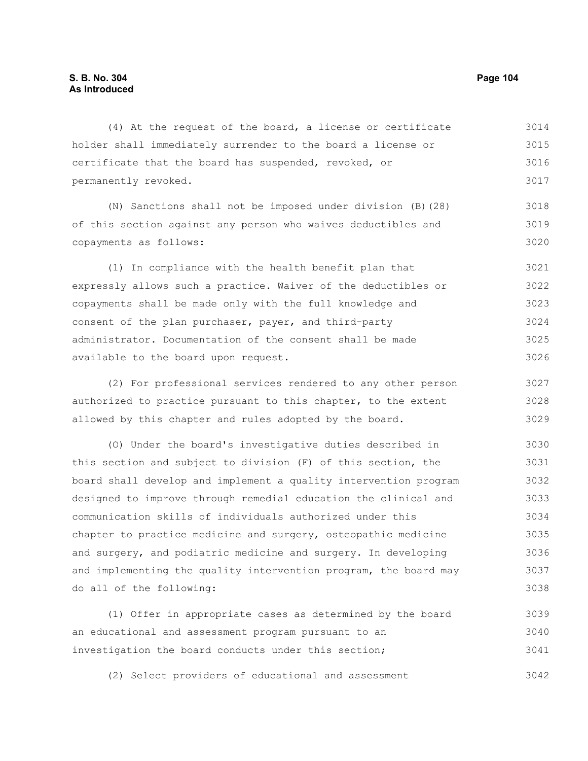(4) At the request of the board, a license or certificate holder shall immediately surrender to the board a license or certificate that the board has suspended, revoked, or permanently revoked.

(N) Sanctions shall not be imposed under division (B)(28) of this section against any person who waives deductibles and copayments as follows:

(1) In compliance with the health benefit plan that expressly allows such a practice. Waiver of the deductibles or copayments shall be made only with the full knowledge and consent of the plan purchaser, payer, and third-party administrator. Documentation of the consent shall be made available to the board upon request.

(2) For professional services rendered to any other person authorized to practice pursuant to this chapter, to the extent allowed by this chapter and rules adopted by the board.

(O) Under the board's investigative duties described in this section and subject to division (F) of this section, the board shall develop and implement a quality intervention program designed to improve through remedial education the clinical and communication skills of individuals authorized under this chapter to practice medicine and surgery, osteopathic medicine and surgery, and podiatric medicine and surgery. In developing and implementing the quality intervention program, the board may do all of the following:

(1) Offer in appropriate cases as determined by the board an educational and assessment program pursuant to an investigation the board conducts under this section;

(2) Select providers of educational and assessment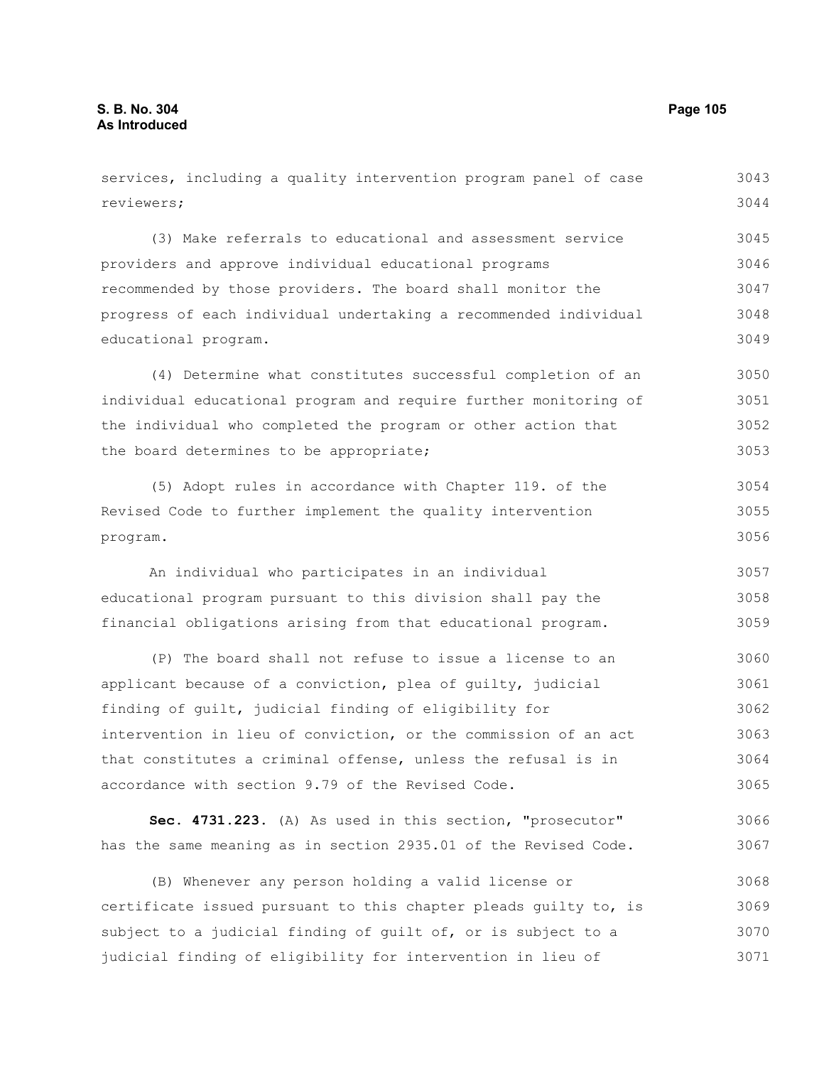services, including a quality intervention program panel of case reviewers;

(3) Make referrals to educational and assessment service providers and approve individual educational programs recommended by those providers. The board shall monitor the progress of each individual undertaking a recommended individual educational program.

(4) Determine what constitutes successful completion of an individual educational program and require further monitoring of the individual who completed the program or other action that the board determines to be appropriate;

(5) Adopt rules in accordance with Chapter 119. of the Revised Code to further implement the quality intervention program.

An individual who participates in an individual educational program pursuant to this division shall pay the financial obligations arising from that educational program.

(P) The board shall not refuse to issue a license to an applicant because of a conviction, plea of guilty, judicial finding of guilt, judicial finding of eligibility for intervention in lieu of conviction, or the commission of an act that constitutes a criminal offense, unless the refusal is in accordance with section 9.79 of the Revised Code.

**Sec. 4731.223.** (A) As used in this section, "prosecutor" has the same meaning as in section 2935.01 of the Revised Code.

(B) Whenever any person holding a valid license or certificate issued pursuant to this chapter pleads guilty to, is subject to a judicial finding of guilt of, or is subject to a judicial finding of eligibility for intervention in lieu of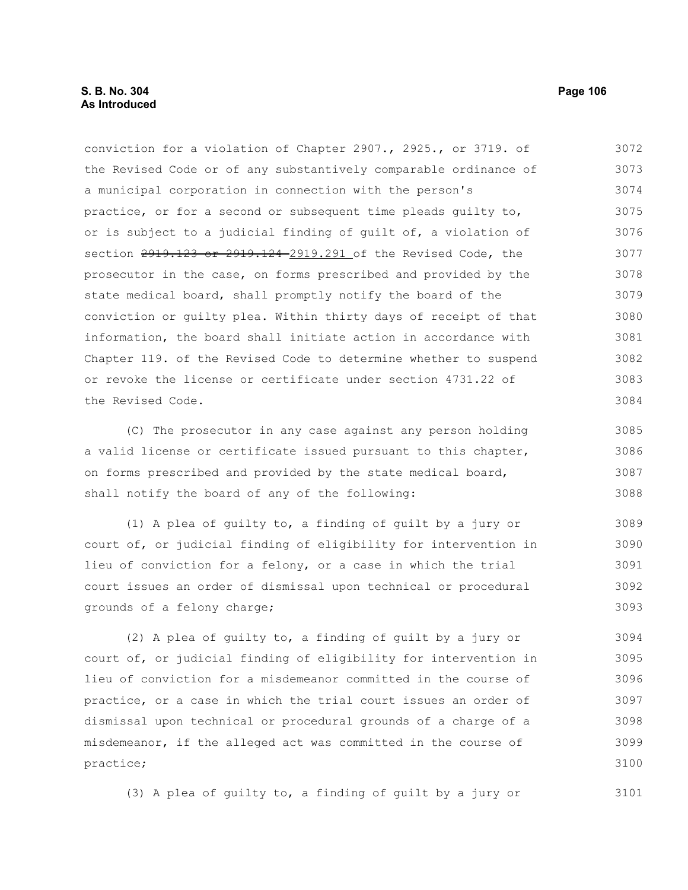conviction for a violation of Chapter 2907., 2925., or 3719. of the Revised Code or of any substantively comparable ordinance of a municipal corporation in connection with the person's practice, or for a second or subsequent time pleads guilty to, or is subject to a judicial finding of guilt of, a violation of section ~~2919.123 or 2919.124~~ 2919.291 of the Revised Code, the prosecutor in the case, on forms prescribed and provided by the state medical board, shall promptly notify the board of the conviction or guilty plea. Within thirty days of receipt of that information, the board shall initiate action in accordance with Chapter 119. of the Revised Code to determine whether to suspend or revoke the license or certificate under section 4731.22 of the Revised Code.

(C) The prosecutor in any case against any person holding a valid license or certificate issued pursuant to this chapter, on forms prescribed and provided by the state medical board, shall notify the board of any of the following:

(1) A plea of guilty to, a finding of guilt by a jury or court of, or judicial finding of eligibility for intervention in lieu of conviction for a felony, or a case in which the trial court issues an order of dismissal upon technical or procedural grounds of a felony charge;

(2) A plea of guilty to, a finding of guilt by a jury or court of, or judicial finding of eligibility for intervention in lieu of conviction for a misdemeanor committed in the course of practice, or a case in which the trial court issues an order of dismissal upon technical or procedural grounds of a charge of a misdemeanor, if the alleged act was committed in the course of practice;

(3) A plea of guilty to, a finding of guilt by a jury or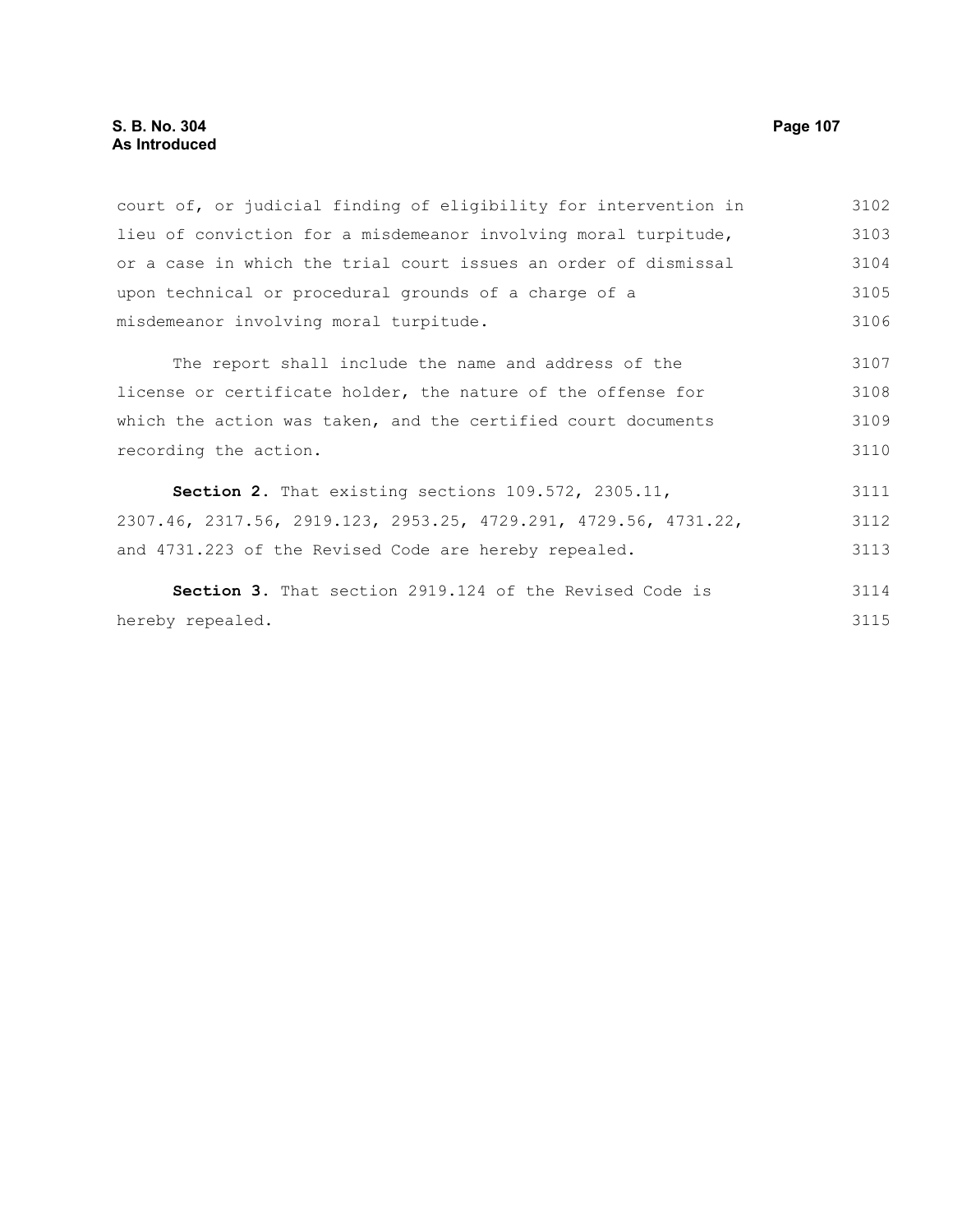court of, or judicial finding of eligibility for intervention in lieu of conviction for a misdemeanor involving moral turpitude, or a case in which the trial court issues an order of dismissal upon technical or procedural grounds of a charge of a misdemeanor involving moral turpitude.

The report shall include the name and address of the license or certificate holder, the nature of the offense for which the action was taken, and the certified court documents recording the action.

**Section 2.** That existing sections 109.572, 2305.11, 2307.46, 2317.56, 2919.123, 2953.25, 4729.291, 4729.56, 4731.22, and 4731.223 of the Revised Code are hereby repealed.

**Section 3.** That section 2919.124 of the Revised Code is hereby repealed.